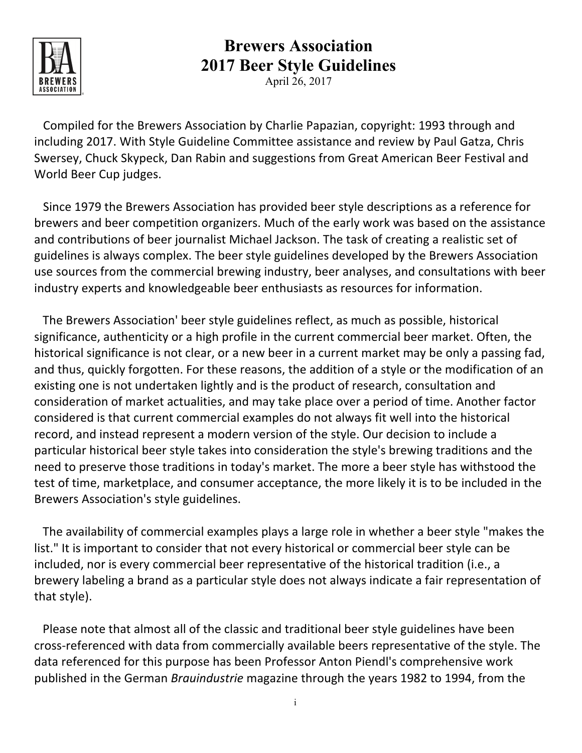# Brewers Association
# 2017 Beer Style Guidelines

April 26, 2017

Compiled for the Brewers Association by Charlie Papazian, copyright: 1993 through and including 2017. With Style Guideline Committee assistance and review by Paul Gatza, Chris Swersey, Chuck Skypeck, Dan Rabin and suggestions from Great American Beer Festival and World Beer Cup judges.

Since 1979 the Brewers Association has provided beer style descriptions as a reference for brewers and beer competition organizers. Much of the early work was based on the assistance and contributions of beer journalist Michael Jackson. The task of creating a realistic set of guidelines is always complex. The beer style guidelines developed by the Brewers Association use sources from the commercial brewing industry, beer analyses, and consultations with beer industry experts and knowledgeable beer enthusiasts as resources for information.

The Brewers Association' beer style guidelines reflect, as much as possible, historical significance, authenticity or a high profile in the current commercial beer market. Often, the historical significance is not clear, or a new beer in a current market may be only a passing fad, and thus, quickly forgotten. For these reasons, the addition of a style or the modification of an existing one is not undertaken lightly and is the product of research, consultation and consideration of market actualities, and may take place over a period of time. Another factor considered is that current commercial examples do not always fit well into the historical record, and instead represent a modern version of the style. Our decision to include a particular historical beer style takes into consideration the style's brewing traditions and the need to preserve those traditions in today's market. The more a beer style has withstood the test of time, marketplace, and consumer acceptance, the more likely it is to be included in the Brewers Association's style guidelines.

The availability of commercial examples plays a large role in whether a beer style "makes the list." It is important to consider that not every historical or commercial beer style can be included, nor is every commercial beer representative of the historical tradition (i.e., a brewery labeling a brand as a particular style does not always indicate a fair representation of that style).

Please note that almost all of the classic and traditional beer style guidelines have been cross-referenced with data from commercially available beers representative of the style. The data referenced for this purpose has been Professor Anton Piendl's comprehensive work published in the German *Brauindustrie* magazine through the years 1982 to 1994, from the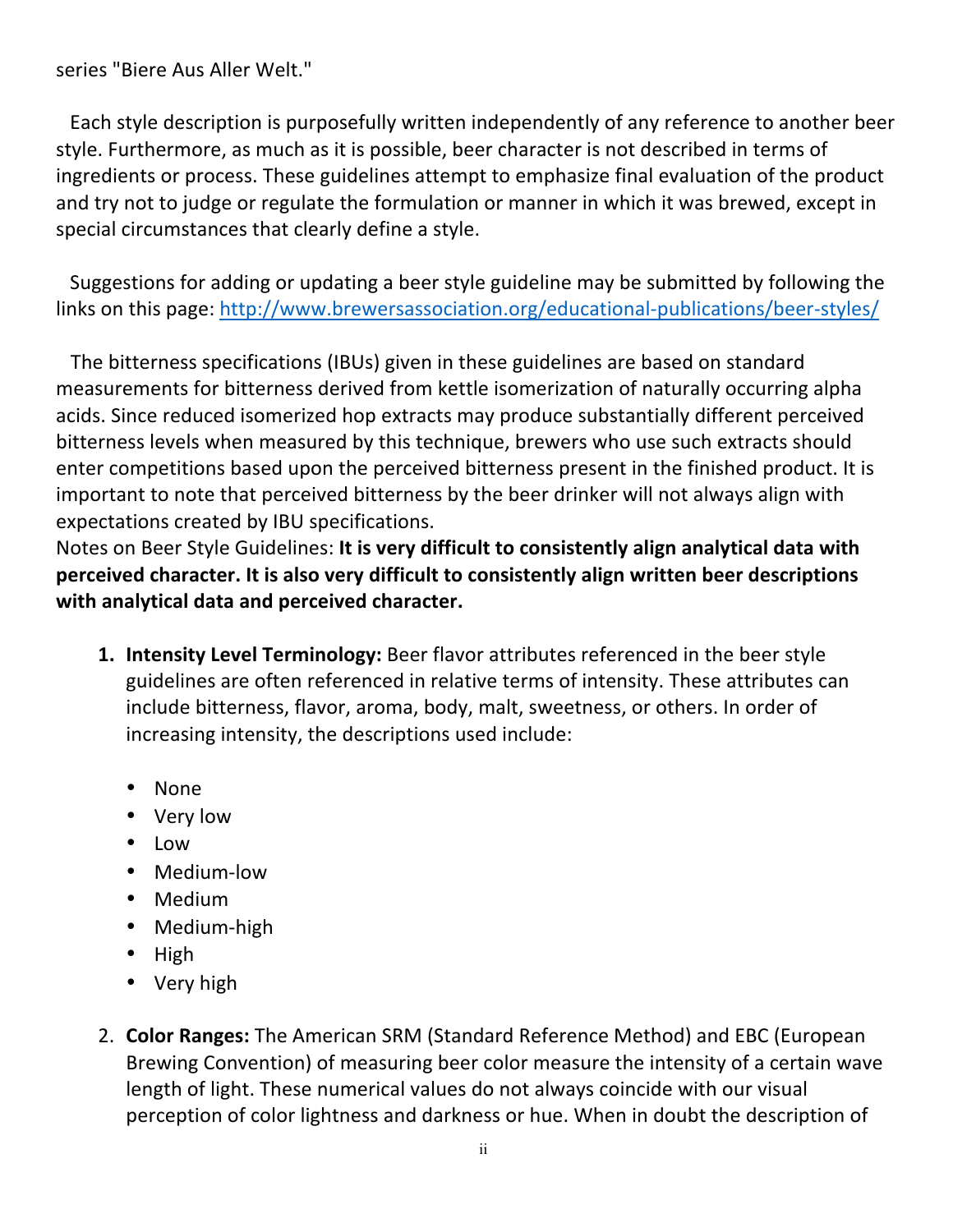series "Biere Aus Aller Welt."

Each style description is purposefully written independently of any reference to another beer style. Furthermore, as much as it is possible, beer character is not described in terms of ingredients or process. These guidelines attempt to emphasize final evaluation of the product and try not to judge or regulate the formulation or manner in which it was brewed, except in special circumstances that clearly define a style.

Suggestions for adding or updating a beer style guideline may be submitted by following the links on this page: [http://www.brewersassociation.org/educational-publications/beer-styles/](http://www.brewersassociation.org/educational-publications/beer-styles/)

The bitterness specifications (IBUs) given in these guidelines are based on standard measurements for bitterness derived from kettle isomerization of naturally occurring alpha acids. Since reduced isomerized hop extracts may produce substantially different perceived bitterness levels when measured by this technique, brewers who use such extracts should enter competitions based upon the perceived bitterness present in the finished product. It is important to note that perceived bitterness by the beer drinker will not always align with expectations created by IBU specifications.

Notes on Beer Style Guidelines: **It is very difficult to consistently align analytical data with perceived character. It is also very difficult to consistently align written beer descriptions with analytical data and perceived character.**

1. **Intensity Level Terminology:** Beer flavor attributes referenced in the beer style guidelines are often referenced in relative terms of intensity. These attributes can include bitterness, flavor, aroma, body, malt, sweetness, or others. In order of increasing intensity, the descriptions used include:

   - None
   - Very low
   - Low
   - Medium-low
   - Medium
   - Medium-high
   - High
   - Very high

2. **Color Ranges:** The American SRM (Standard Reference Method) and EBC (European Brewing Convention) of measuring beer color measure the intensity of a certain wave length of light. These numerical values do not always coincide with our visual perception of color lightness and darkness or hue. When in doubt the description of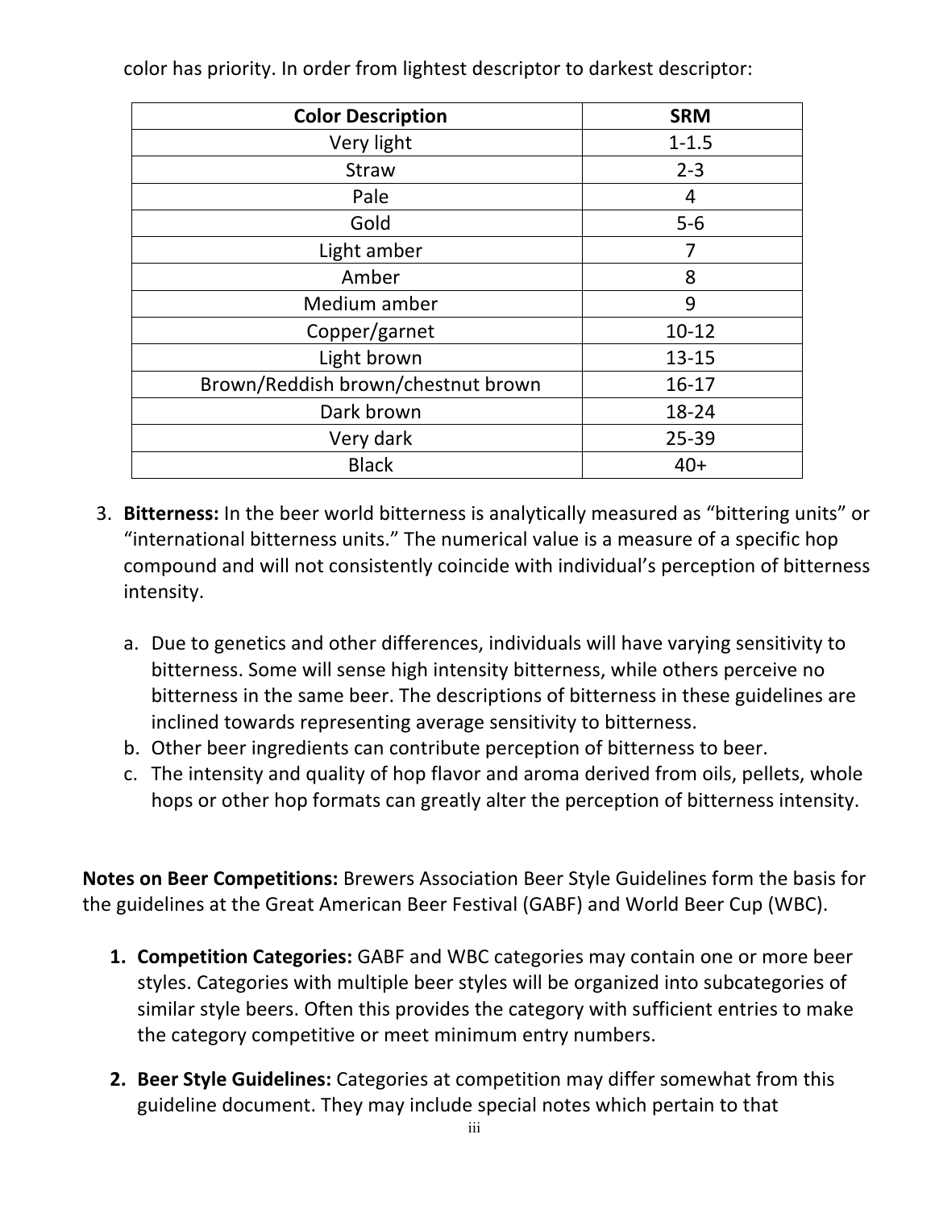color has priority. In order from lightest descriptor to darkest descriptor:

| Color Description | SRM |
|---|---|
| Very light | 1-1.5 |
| Straw | 2-3 |
| Pale | 4 |
| Gold | 5-6 |
| Light amber | 7 |
| Amber | 8 |
| Medium amber | 9 |
| Copper/garnet | 10-12 |
| Light brown | 13-15 |
| Brown/Reddish brown/chestnut brown | 16-17 |
| Dark brown | 18-24 |
| Very dark | 25-39 |
| Black | 40+ |

3. **Bitterness:** In the beer world bitterness is analytically measured as “bittering units” or “international bitterness units.” The numerical value is a measure of a specific hop compound and will not consistently coincide with individual’s perception of bitterness intensity.

   a. Due to genetics and other differences, individuals will have varying sensitivity to bitterness. Some will sense high intensity bitterness, while others perceive no bitterness in the same beer. The descriptions of bitterness in these guidelines are inclined towards representing average sensitivity to bitterness.
   b. Other beer ingredients can contribute perception of bitterness to beer.
   c. The intensity and quality of hop flavor and aroma derived from oils, pellets, whole hops or other hop formats can greatly alter the perception of bitterness intensity.

**Notes on Beer Competitions:** Brewers Association Beer Style Guidelines form the basis for the guidelines at the Great American Beer Festival (GABF) and World Beer Cup (WBC).

1. **Competition Categories:** GABF and WBC categories may contain one or more beer styles. Categories with multiple beer styles will be organized into subcategories of similar style beers. Often this provides the category with sufficient entries to make the category competitive or meet minimum entry numbers.

2. **Beer Style Guidelines:** Categories at competition may differ somewhat from this guideline document. They may include special notes which pertain to that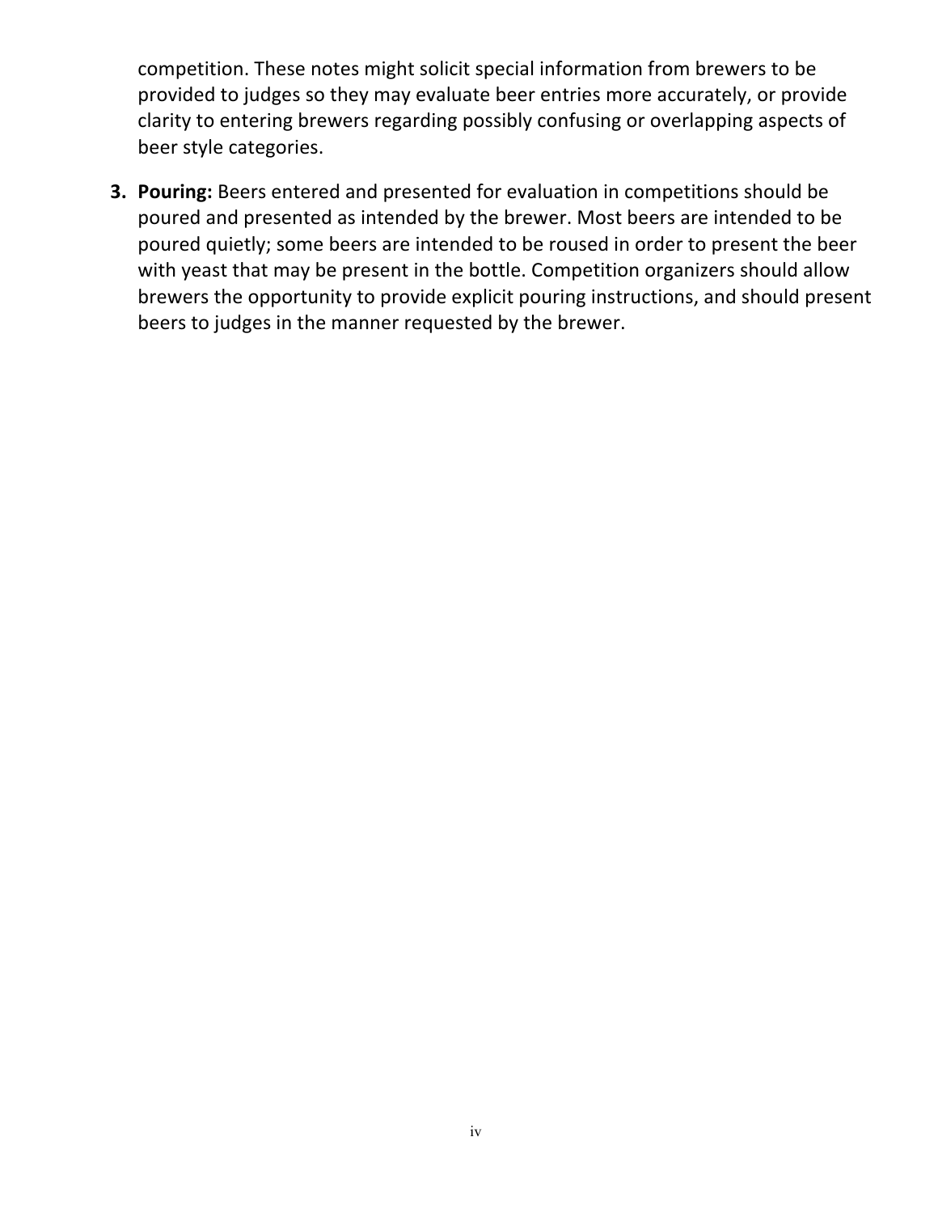competition. These notes might solicit special information from brewers to be provided to judges so they may evaluate beer entries more accurately, or provide clarity to entering brewers regarding possibly confusing or overlapping aspects of beer style categories.

3. **Pouring:** Beers entered and presented for evaluation in competitions should be poured and presented as intended by the brewer. Most beers are intended to be poured quietly; some beers are intended to be roused in order to present the beer with yeast that may be present in the bottle. Competition organizers should allow brewers the opportunity to provide explicit pouring instructions, and should present beers to judges in the manner requested by the brewer.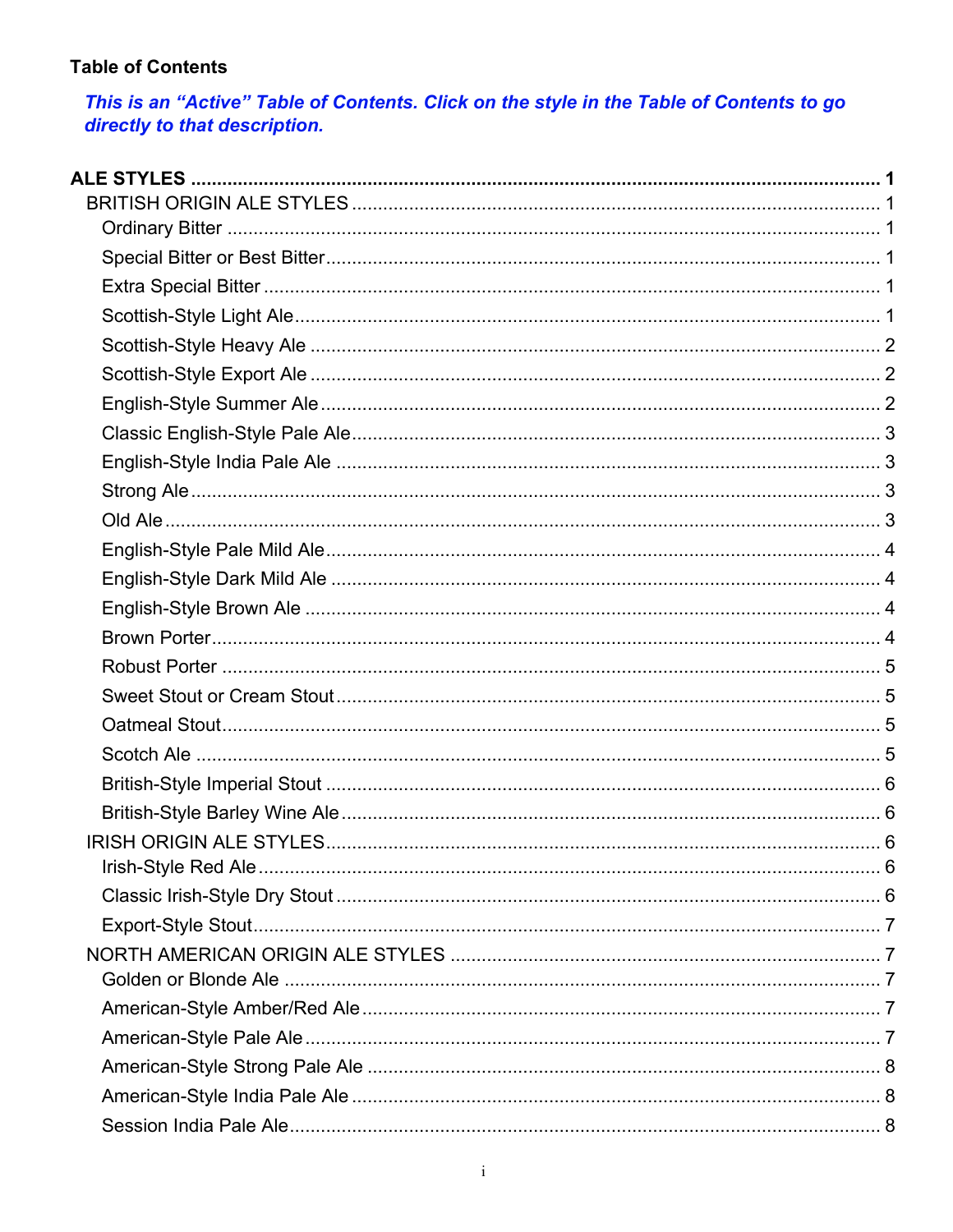**Table of Contents**

***This is an "Active" Table of Contents. Click on the style in the Table of Contents to go directly to that description.***

**ALE STYLES** ............................................................................................................. **1**

- BRITISH ORIGIN ALE STYLES ............................................................................. 1
  - Ordinary Bitter ........................................................................................... 1
  - Special Bitter or Best Bitter.......................................................................... 1
  - Extra Special Bitter ..................................................................................... 1
  - Scottish-Style Light Ale................................................................................ 1
  - Scottish-Style Heavy Ale ............................................................................. 2
  - Scottish-Style Export Ale ............................................................................. 2
  - English-Style Summer Ale ........................................................................... 2
  - Classic English-Style Pale Ale..................................................................... 3
  - English-Style India Pale Ale ........................................................................ 3
  - Strong Ale .................................................................................................... 3
  - Old Ale ......................................................................................................... 3
  - English-Style Pale Mild Ale.......................................................................... 4
  - English-Style Dark Mild Ale ......................................................................... 4
  - English-Style Brown Ale .............................................................................. 4
  - Brown Porter................................................................................................ 4
  - Robust Porter .............................................................................................. 5
  - Sweet Stout or Cream Stout........................................................................ 5
  - Oatmeal Stout.............................................................................................. 5
  - Scotch Ale ................................................................................................... 5
  - British-Style Imperial Stout .......................................................................... 6
  - British-Style Barley Wine Ale....................................................................... 6
- IRISH ORIGIN ALE STYLES................................................................................. 6
  - Irish-Style Red Ale....................................................................................... 6
  - Classic Irish-Style Dry Stout ........................................................................ 6
  - Export-Style Stout........................................................................................ 7
- NORTH AMERICAN ORIGIN ALE STYLES .......................................................... 7
  - Golden or Blonde Ale .................................................................................. 7
  - American-Style Amber/Red Ale................................................................... 7
  - American-Style Pale Ale.............................................................................. 7
  - American-Style Strong Pale Ale .................................................................. 8
  - American-Style India Pale Ale ..................................................................... 8
  - Session India Pale Ale................................................................................. 8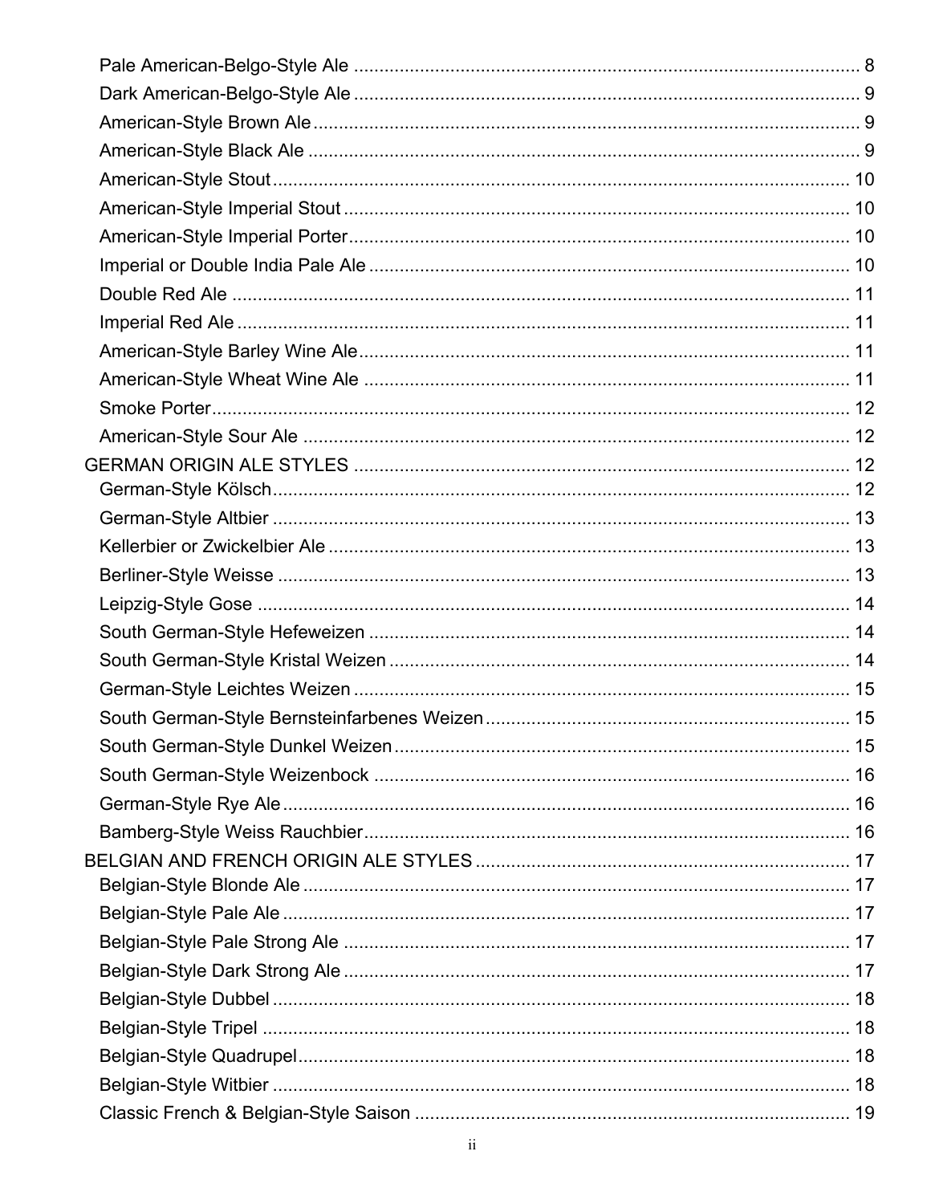Pale American-Belgo-Style Ale .................................................................................................. 8
Dark American-Belgo-Style Ale .................................................................................................. 9
American-Style Brown Ale .......................................................................................................... 9
American-Style Black Ale ........................................................................................................... 9
American-Style Stout ................................................................................................................. 10
American-Style Imperial Stout ................................................................................................... 10
American-Style Imperial Porter .................................................................................................. 10
Imperial or Double India Pale Ale .............................................................................................. 10
Double Red Ale .......................................................................................................................... 11
Imperial Red Ale ........................................................................................................................ 11
American-Style Barley Wine Ale ................................................................................................ 11
American-Style Wheat Wine Ale ............................................................................................... 11
Smoke Porter ............................................................................................................................. 12
American-Style Sour Ale ........................................................................................................... 12

GERMAN ORIGIN ALE STYLES ................................................................................................ 12
German-Style Kölsch ................................................................................................................. 12
German-Style Altbier .................................................................................................................. 13
Kellerbier or Zwickelbier Ale ...................................................................................................... 13
Berliner-Style Weisse ................................................................................................................. 13
Leipzig-Style Gose ..................................................................................................................... 14
South German-Style Hefeweizen ............................................................................................... 14
South German-Style Kristal Weizen ........................................................................................... 14
German-Style Leichtes Weizen .................................................................................................. 15
South German-Style Bernsteinfarbenes Weizen ........................................................................ 15
South German-Style Dunkel Weizen .......................................................................................... 15
South German-Style Weizenbock ............................................................................................... 16
German-Style Rye Ale ................................................................................................................ 16
Bamberg-Style Weiss Rauchbier ................................................................................................ 16

BELGIAN AND FRENCH ORIGIN ALE STYLES ......................................................................... 17
Belgian-Style Blonde Ale ............................................................................................................ 17
Belgian-Style Pale Ale ................................................................................................................ 17
Belgian-Style Pale Strong Ale ..................................................................................................... 17
Belgian-Style Dark Strong Ale .................................................................................................... 17
Belgian-Style Dubbel .................................................................................................................. 18
Belgian-Style Tripel .................................................................................................................... 18
Belgian-Style Quadrupel ............................................................................................................. 18
Belgian-Style Witbier .................................................................................................................. 18
Classic French & Belgian-Style Saison ...................................................................................... 19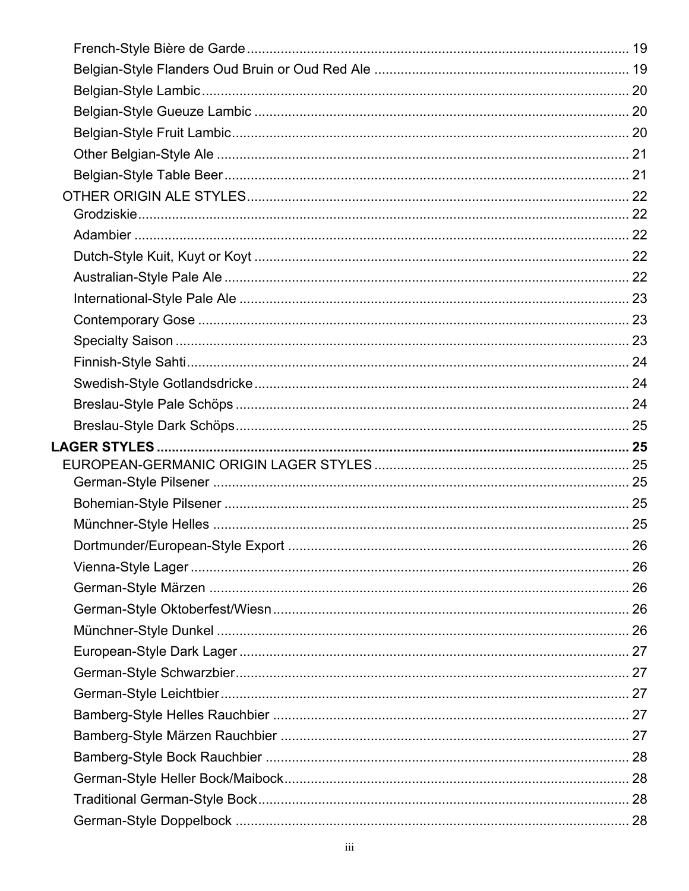French-Style Bière de Garde .................................................................................................... 19
Belgian-Style Flanders Oud Bruin or Oud Red Ale ................................................................... 19
Belgian-Style Lambic ................................................................................................................. 20
Belgian-Style Gueuze Lambic .................................................................................................... 20
Belgian-Style Fruit Lambic .......................................................................................................... 20
Other Belgian-Style Ale ............................................................................................................. 21
Belgian-Style Table Beer ........................................................................................................... 21

OTHER ORIGIN ALE STYLES ..................................................................................................... 22
Grodziskie .................................................................................................................................. 22
Adambier .................................................................................................................................... 22
Dutch-Style Kuit, Kuyt or Koyt ................................................................................................... 22
Australian-Style Pale Ale ........................................................................................................... 22
International-Style Pale Ale ....................................................................................................... 23
Contemporary Gose ................................................................................................................... 23
Specialty Saison ........................................................................................................................ 23
Finnish-Style Sahti ..................................................................................................................... 24
Swedish-Style Gotlandsdricke ................................................................................................... 24
Breslau-Style Pale Schöps ........................................................................................................ 24
Breslau-Style Dark Schöps ........................................................................................................ 25

**LAGER STYLES** ........................................................................................................................... 25

EUROPEAN-GERMANIC ORIGIN LAGER STYLES ................................................................... 25
German-Style Pilsener .............................................................................................................. 25
Bohemian-Style Pilsener ........................................................................................................... 25
Münchner-Style Helles .............................................................................................................. 25
Dortmunder/European-Style Export .......................................................................................... 26
Vienna-Style Lager .................................................................................................................... 26
German-Style Märzen ............................................................................................................... 26
German-Style Oktoberfest/Wiesn .............................................................................................. 26
Münchner-Style Dunkel ............................................................................................................. 26
European-Style Dark Lager ....................................................................................................... 27
German-Style Schwarzbier ........................................................................................................ 27
German-Style Leichtbier ............................................................................................................ 27
Bamberg-Style Helles Rauchbier .............................................................................................. 27
Bamberg-Style Märzen Rauchbier ............................................................................................ 27
Bamberg-Style Bock Rauchbier ................................................................................................ 28
German-Style Heller Bock/Maibock ........................................................................................... 28
Traditional German-Style Bock .................................................................................................. 28
German-Style Doppelbock ........................................................................................................ 28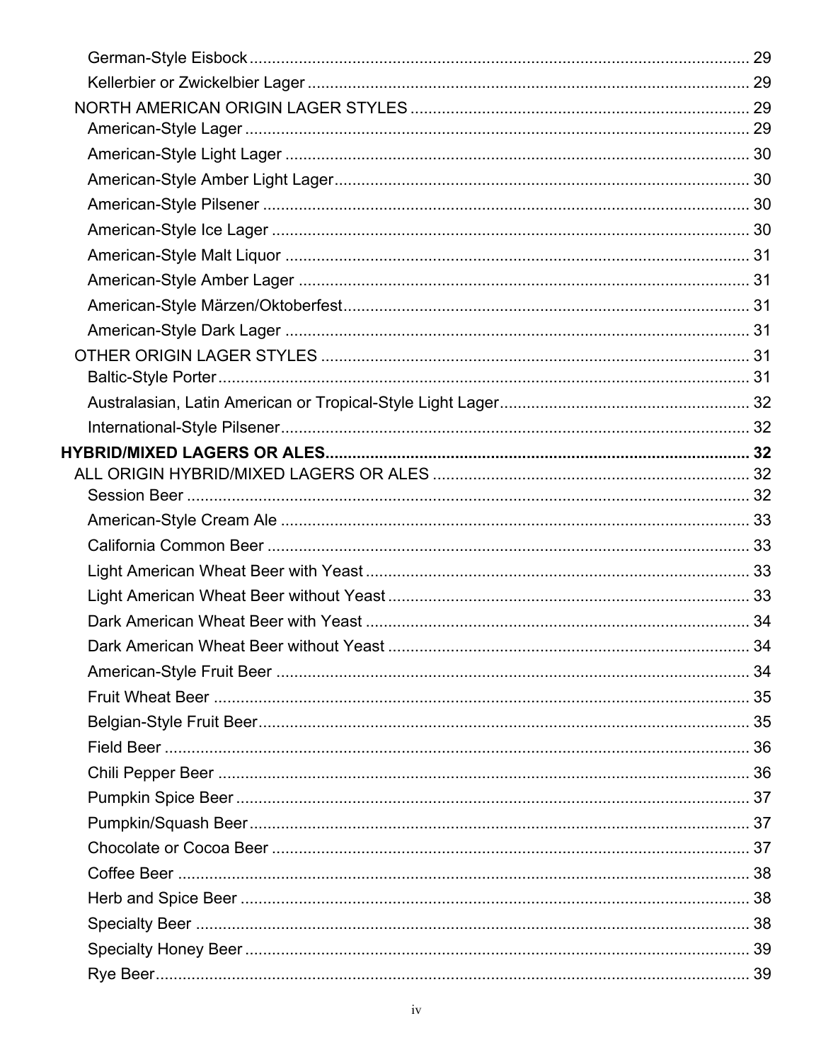German-Style Eisbock ........................................................................................................ 29
Kellerbier or Zwickelbier Lager ......................................................................................... 29
NORTH AMERICAN ORIGIN LAGER STYLES ..................................................................... 29
American-Style Lager ........................................................................................................ 29
American-Style Light Lager ............................................................................................... 30
American-Style Amber Light Lager.................................................................................... 30
American-Style Pilsener .................................................................................................... 30
American-Style Ice Lager .................................................................................................. 30
American-Style Malt Liquor ............................................................................................... 31
American-Style Amber Lager ............................................................................................ 31
American-Style Märzen/Oktoberfest................................................................................... 31
American-Style Dark Lager ............................................................................................... 31
OTHER ORIGIN LAGER STYLES ......................................................................................... 31
Baltic-Style Porter.............................................................................................................. 31
Australasian, Latin American or Tropical-Style Light Lager................................................ 32
International-Style Pilsener................................................................................................ 32
**HYBRID/MIXED LAGERS OR ALES...................................................................................... 32**
ALL ORIGIN HYBRID/MIXED LAGERS OR ALES ............................................................... 32
Session Beer ..................................................................................................................... 32
American-Style Cream Ale ................................................................................................ 33
California Common Beer .................................................................................................. 33
Light American Wheat Beer with Yeast ............................................................................. 33
Light American Wheat Beer without Yeast ........................................................................ 33
Dark American Wheat Beer with Yeast ............................................................................. 34
Dark American Wheat Beer without Yeast ........................................................................ 34
American-Style Fruit Beer ................................................................................................. 34
Fruit Wheat Beer ............................................................................................................... 35
Belgian-Style Fruit Beer..................................................................................................... 35
Field Beer .......................................................................................................................... 36
Chili Pepper Beer .............................................................................................................. 36
Pumpkin Spice Beer .......................................................................................................... 37
Pumpkin/Squash Beer....................................................................................................... 37
Chocolate or Cocoa Beer .................................................................................................. 37
Coffee Beer ....................................................................................................................... 38
Herb and Spice Beer ......................................................................................................... 38
Specialty Beer ................................................................................................................... 38
Specialty Honey Beer ........................................................................................................ 39
Rye Beer............................................................................................................................ 39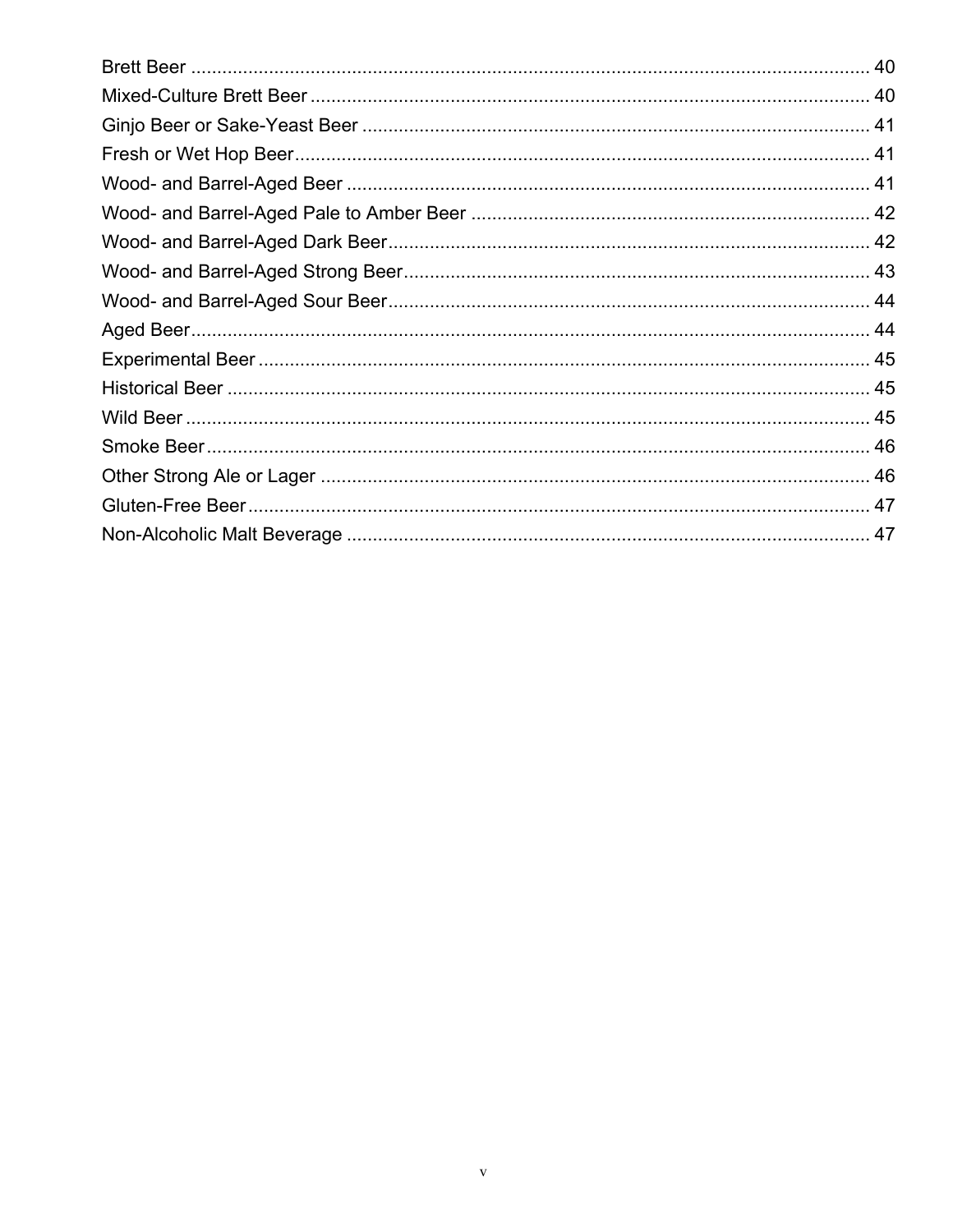Brett Beer ........................................................................................................................ 40
Mixed-Culture Brett Beer ................................................................................................ 40
Ginjo Beer or Sake-Yeast Beer ...................................................................................... 41
Fresh or Wet Hop Beer.................................................................................................... 41
Wood- and Barrel-Aged Beer .......................................................................................... 41
Wood- and Barrel-Aged Pale to Amber Beer .................................................................. 42
Wood- and Barrel-Aged Dark Beer.................................................................................. 42
Wood- and Barrel-Aged Strong Beer............................................................................... 43
Wood- and Barrel-Aged Sour Beer.................................................................................. 44
Aged Beer........................................................................................................................ 44
Experimental Beer ........................................................................................................... 45
Historical Beer ................................................................................................................. 45
Wild Beer ......................................................................................................................... 45
Smoke Beer..................................................................................................................... 46
Other Strong Ale or Lager ............................................................................................... 46
Gluten-Free Beer............................................................................................................. 47
Non-Alcoholic Malt Beverage .......................................................................................... 47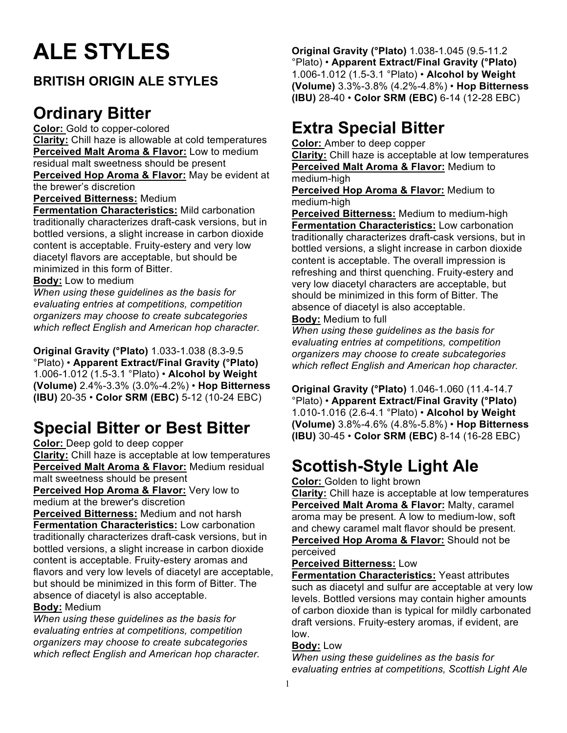# ALE STYLES

## BRITISH ORIGIN ALE STYLES

## Ordinary Bitter

**Color:** Gold to copper-colored
**Clarity:** Chill haze is allowable at cold temperatures
**Perceived Malt Aroma & Flavor:** Low to medium residual malt sweetness should be present
**Perceived Hop Aroma & Flavor:** May be evident at the brewer's discretion
**Perceived Bitterness:** Medium
**Fermentation Characteristics:** Mild carbonation traditionally characterizes draft-cask versions, but in bottled versions, a slight increase in carbon dioxide content is acceptable. Fruity-estery and very low diacetyl flavors are acceptable, but should be minimized in this form of Bitter.
**Body:** Low to medium
*When using these guidelines as the basis for evaluating entries at competitions, competition organizers may choose to create subcategories which reflect English and American hop character.*

**Original Gravity (°Plato)** 1.033-1.038 (8.3-9.5 °Plato) • **Apparent Extract/Final Gravity (°Plato)** 1.006-1.012 (1.5-3.1 °Plato) • **Alcohol by Weight (Volume)** 2.4%-3.3% (3.0%-4.2%) • **Hop Bitterness (IBU)** 20-35 • **Color SRM (EBC)** 5-12 (10-24 EBC)

## Special Bitter or Best Bitter

**Color:** Deep gold to deep copper
**Clarity:** Chill haze is acceptable at low temperatures
**Perceived Malt Aroma & Flavor:** Medium residual malt sweetness should be present
**Perceived Hop Aroma & Flavor:** Very low to medium at the brewer's discretion
**Perceived Bitterness:** Medium and not harsh
**Fermentation Characteristics:** Low carbonation traditionally characterizes draft-cask versions, but in bottled versions, a slight increase in carbon dioxide content is acceptable. Fruity-estery aromas and flavors and very low levels of diacetyl are acceptable, but should be minimized in this form of Bitter. The absence of diacetyl is also acceptable.
**Body:** Medium
*When using these guidelines as the basis for evaluating entries at competitions, competition organizers may choose to create subcategories which reflect English and American hop character.*

**Original Gravity (°Plato)** 1.038-1.045 (9.5-11.2 °Plato) • **Apparent Extract/Final Gravity (°Plato)** 1.006-1.012 (1.5-3.1 °Plato) • **Alcohol by Weight (Volume)** 3.3%-3.8% (4.2%-4.8%) • **Hop Bitterness (IBU)** 28-40 • **Color SRM (EBC)** 6-14 (12-28 EBC)

## Extra Special Bitter

**Color:** Amber to deep copper
**Clarity:** Chill haze is acceptable at low temperatures
**Perceived Malt Aroma & Flavor:** Medium to medium-high
**Perceived Hop Aroma & Flavor:** Medium to medium-high
**Perceived Bitterness:** Medium to medium-high
**Fermentation Characteristics:** Low carbonation traditionally characterizes draft-cask versions, but in bottled versions, a slight increase in carbon dioxide content is acceptable. The overall impression is refreshing and thirst quenching. Fruity-estery and very low diacetyl characters are acceptable, but should be minimized in this form of Bitter. The absence of diacetyl is also acceptable.
**Body:** Medium to full
*When using these guidelines as the basis for evaluating entries at competitions, competition organizers may choose to create subcategories which reflect English and American hop character.*

**Original Gravity (°Plato)** 1.046-1.060 (11.4-14.7 °Plato) • **Apparent Extract/Final Gravity (°Plato)** 1.010-1.016 (2.6-4.1 °Plato) • **Alcohol by Weight (Volume)** 3.8%-4.6% (4.8%-5.8%) • **Hop Bitterness (IBU)** 30-45 • **Color SRM (EBC)** 8-14 (16-28 EBC)

## Scottish-Style Light Ale

**Color:** Golden to light brown
**Clarity:** Chill haze is acceptable at low temperatures
**Perceived Malt Aroma & Flavor:** Malty, caramel aroma may be present. A low to medium-low, soft and chewy caramel malt flavor should be present.
**Perceived Hop Aroma & Flavor:** Should not be perceived
**Perceived Bitterness:** Low
**Fermentation Characteristics:** Yeast attributes such as diacetyl and sulfur are acceptable at very low levels. Bottled versions may contain higher amounts of carbon dioxide than is typical for mildly carbonated draft versions. Fruity-estery aromas, if evident, are low.
**Body:** Low
*When using these guidelines as the basis for evaluating entries at competitions, Scottish Light Ale*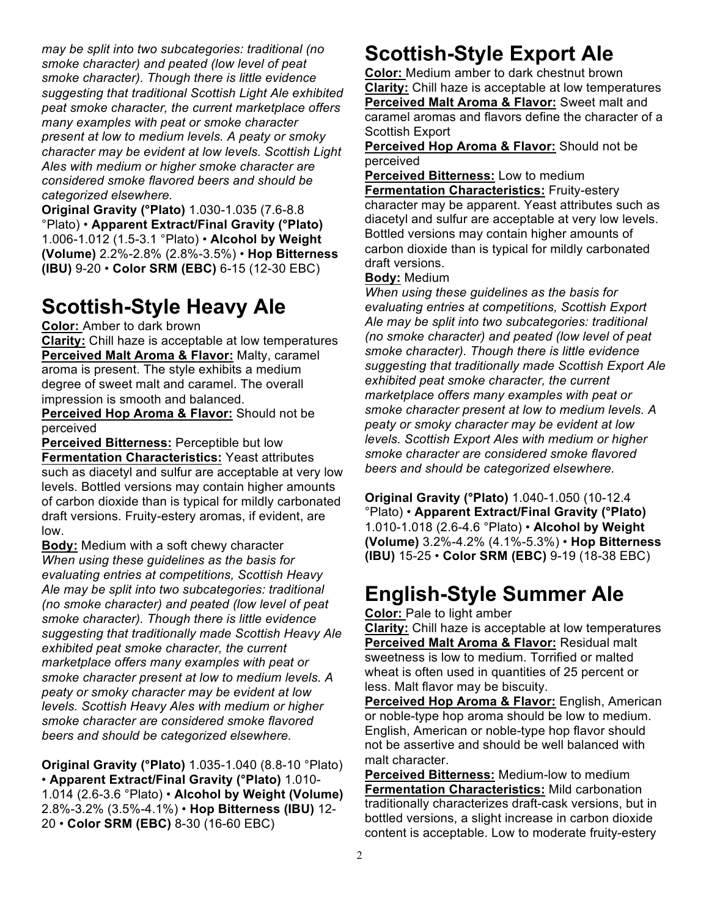*may be split into two subcategories: traditional (no smoke character) and peated (low level of peat smoke character). Though there is little evidence suggesting that traditional Scottish Light Ale exhibited peat smoke character, the current marketplace offers many examples with peat or smoke character present at low to medium levels. A peaty or smoky character may be evident at low levels. Scottish Light Ales with medium or higher smoke character are considered smoke flavored beers and should be categorized elsewhere.*

**Original Gravity (°Plato)** 1.030-1.035 (7.6-8.8 °Plato) • **Apparent Extract/Final Gravity (°Plato)** 1.006-1.012 (1.5-3.1 °Plato) • **Alcohol by Weight (Volume)** 2.2%-2.8% (2.8%-3.5%) • **Hop Bitterness (IBU)** 9-20 • **Color SRM (EBC)** 6-15 (12-30 EBC)

# Scottish-Style Heavy Ale

**Color:** Amber to dark brown

**Clarity:** Chill haze is acceptable at low temperatures

**Perceived Malt Aroma & Flavor:** Malty, caramel aroma is present. The style exhibits a medium degree of sweet malt and caramel. The overall impression is smooth and balanced.

**Perceived Hop Aroma & Flavor:** Should not be perceived

**Perceived Bitterness:** Perceptible but low

**Fermentation Characteristics:** Yeast attributes such as diacetyl and sulfur are acceptable at very low levels. Bottled versions may contain higher amounts of carbon dioxide than is typical for mildly carbonated draft versions. Fruity-estery aromas, if evident, are low.

**Body:** Medium with a soft chewy character

*When using these guidelines as the basis for evaluating entries at competitions, Scottish Heavy Ale may be split into two subcategories: traditional (no smoke character) and peated (low level of peat smoke character). Though there is little evidence suggesting that traditionally made Scottish Heavy Ale exhibited peat smoke character, the current marketplace offers many examples with peat or smoke character present at low to medium levels. A peaty or smoky character may be evident at low levels. Scottish Heavy Ales with medium or higher smoke character are considered smoke flavored beers and should be categorized elsewhere.*

**Original Gravity (°Plato)** 1.035-1.040 (8.8-10 °Plato) • **Apparent Extract/Final Gravity (°Plato)** 1.010-1.014 (2.6-3.6 °Plato) • **Alcohol by Weight (Volume)** 2.8%-3.2% (3.5%-4.1%) • **Hop Bitterness (IBU)** 12-20 • **Color SRM (EBC)** 8-30 (16-60 EBC)

# Scottish-Style Export Ale

**Color:** Medium amber to dark chestnut brown

**Clarity:** Chill haze is acceptable at low temperatures

**Perceived Malt Aroma & Flavor:** Sweet malt and caramel aromas and flavors define the character of a Scottish Export

**Perceived Hop Aroma & Flavor:** Should not be perceived

**Perceived Bitterness:** Low to medium

**Fermentation Characteristics:** Fruity-estery character may be apparent. Yeast attributes such as diacetyl and sulfur are acceptable at very low levels. Bottled versions may contain higher amounts of carbon dioxide than is typical for mildly carbonated draft versions.

**Body:** Medium

*When using these guidelines as the basis for evaluating entries at competitions, Scottish Export Ale may be split into two subcategories: traditional (no smoke character) and peated (low level of peat smoke character). Though there is little evidence suggesting that traditionally made Scottish Export Ale exhibited peat smoke character, the current marketplace offers many examples with peat or smoke character present at low to medium levels. A peaty or smoky character may be evident at low levels. Scottish Export Ales with medium or higher smoke character are considered smoke flavored beers and should be categorized elsewhere.*

**Original Gravity (°Plato)** 1.040-1.050 (10-12.4 °Plato) • **Apparent Extract/Final Gravity (°Plato)** 1.010-1.018 (2.6-4.6 °Plato) • **Alcohol by Weight (Volume)** 3.2%-4.2% (4.1%-5.3%) • **Hop Bitterness (IBU)** 15-25 • **Color SRM (EBC)** 9-19 (18-38 EBC)

# English-Style Summer Ale

**Color:** Pale to light amber

**Clarity:** Chill haze is acceptable at low temperatures

**Perceived Malt Aroma & Flavor:** Residual malt sweetness is low to medium. Torrified or malted wheat is often used in quantities of 25 percent or less. Malt flavor may be biscuity.

**Perceived Hop Aroma & Flavor:** English, American or noble-type hop aroma should be low to medium. English, American or noble-type hop flavor should not be assertive and should be well balanced with malt character.

**Perceived Bitterness:** Medium-low to medium

**Fermentation Characteristics:** Mild carbonation traditionally characterizes draft-cask versions, but in bottled versions, a slight increase in carbon dioxide content is acceptable. Low to moderate fruity-estery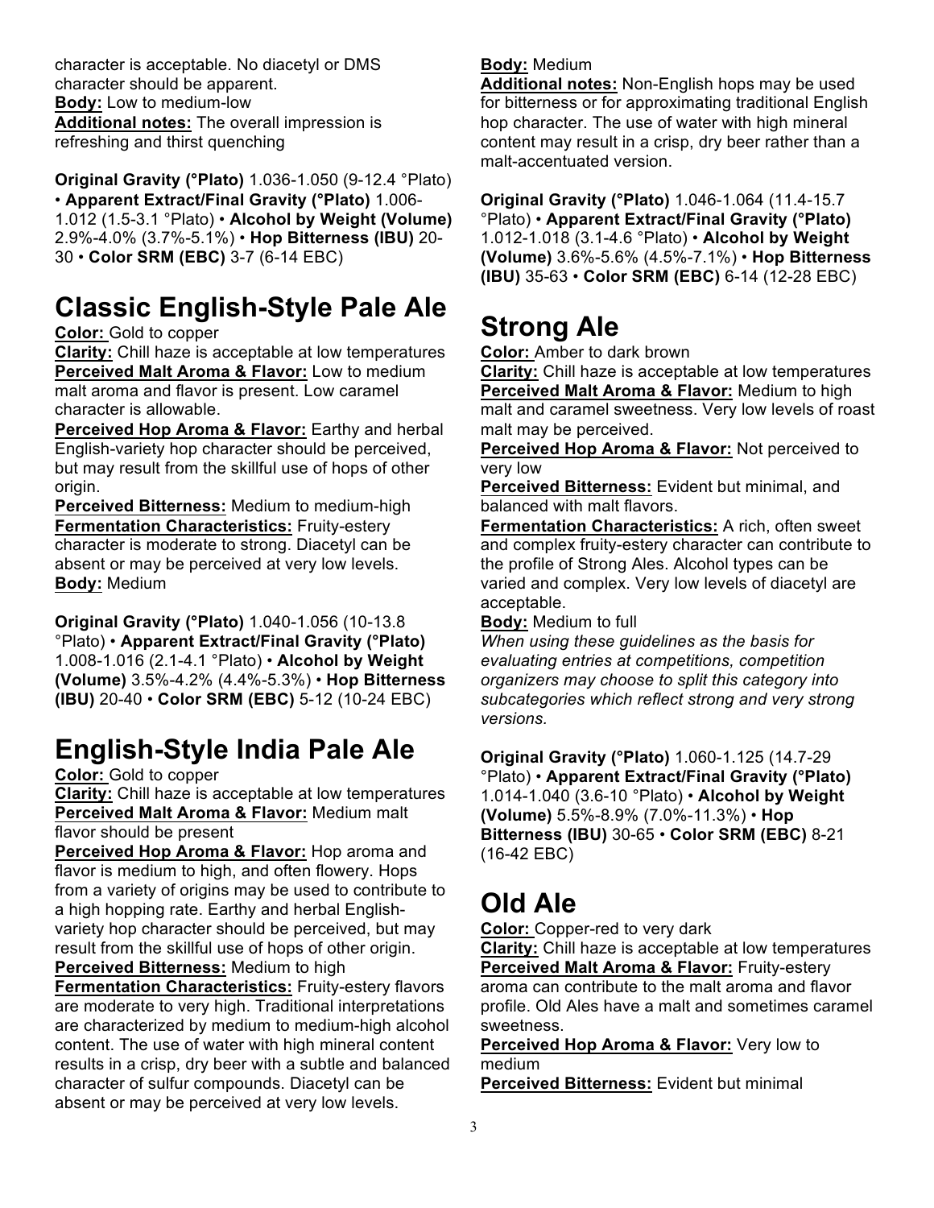character is acceptable. No diacetyl or DMS character should be apparent.
**Body:** Low to medium-low
**Additional notes:** The overall impression is refreshing and thirst quenching

**Original Gravity (°Plato)** 1.036-1.050 (9-12.4 °Plato) • **Apparent Extract/Final Gravity (°Plato)** 1.006-1.012 (1.5-3.1 °Plato) • **Alcohol by Weight (Volume)** 2.9%-4.0% (3.7%-5.1%) • **Hop Bitterness (IBU)** 20-30 • **Color SRM (EBC)** 3-7 (6-14 EBC)

# Classic English-Style Pale Ale

**Color:** Gold to copper
**Clarity:** Chill haze is acceptable at low temperatures
**Perceived Malt Aroma & Flavor:** Low to medium malt aroma and flavor is present. Low caramel character is allowable.
**Perceived Hop Aroma & Flavor:** Earthy and herbal English-variety hop character should be perceived, but may result from the skillful use of hops of other origin.
**Perceived Bitterness:** Medium to medium-high
**Fermentation Characteristics:** Fruity-estery character is moderate to strong. Diacetyl can be absent or may be perceived at very low levels.
**Body:** Medium

**Original Gravity (°Plato)** 1.040-1.056 (10-13.8 °Plato) • **Apparent Extract/Final Gravity (°Plato)** 1.008-1.016 (2.1-4.1 °Plato) • **Alcohol by Weight (Volume)** 3.5%-4.2% (4.4%-5.3%) • **Hop Bitterness (IBU)** 20-40 • **Color SRM (EBC)** 5-12 (10-24 EBC)

# English-Style India Pale Ale

**Color:** Gold to copper
**Clarity:** Chill haze is acceptable at low temperatures
**Perceived Malt Aroma & Flavor:** Medium malt flavor should be present
**Perceived Hop Aroma & Flavor:** Hop aroma and flavor is medium to high, and often flowery. Hops from a variety of origins may be used to contribute to a high hopping rate. Earthy and herbal English-variety hop character should be perceived, but may result from the skillful use of hops of other origin.
**Perceived Bitterness:** Medium to high
**Fermentation Characteristics:** Fruity-estery flavors are moderate to very high. Traditional interpretations are characterized by medium to medium-high alcohol content. The use of water with high mineral content results in a crisp, dry beer with a subtle and balanced character of sulfur compounds. Diacetyl can be absent or may be perceived at very low levels.
**Body:** Medium
**Additional notes:** Non-English hops may be used for bitterness or for approximating traditional English hop character. The use of water with high mineral content may result in a crisp, dry beer rather than a malt-accentuated version.

**Original Gravity (°Plato)** 1.046-1.064 (11.4-15.7 °Plato) • **Apparent Extract/Final Gravity (°Plato)** 1.012-1.018 (3.1-4.6 °Plato) • **Alcohol by Weight (Volume)** 3.6%-5.6% (4.5%-7.1%) • **Hop Bitterness (IBU)** 35-63 • **Color SRM (EBC)** 6-14 (12-28 EBC)

# Strong Ale

**Color:** Amber to dark brown
**Clarity:** Chill haze is acceptable at low temperatures
**Perceived Malt Aroma & Flavor:** Medium to high malt and caramel sweetness. Very low levels of roast malt may be perceived.
**Perceived Hop Aroma & Flavor:** Not perceived to very low
**Perceived Bitterness:** Evident but minimal, and balanced with malt flavors.
**Fermentation Characteristics:** A rich, often sweet and complex fruity-estery character can contribute to the profile of Strong Ales. Alcohol types can be varied and complex. Very low levels of diacetyl are acceptable.
**Body:** Medium to full
*When using these guidelines as the basis for evaluating entries at competitions, competition organizers may choose to split this category into subcategories which reflect strong and very strong versions.*

**Original Gravity (°Plato)** 1.060-1.125 (14.7-29 °Plato) • **Apparent Extract/Final Gravity (°Plato)** 1.014-1.040 (3.6-10 °Plato) • **Alcohol by Weight (Volume)** 5.5%-8.9% (7.0%-11.3%) • **Hop Bitterness (IBU)** 30-65 • **Color SRM (EBC)** 8-21 (16-42 EBC)

# Old Ale

**Color:** Copper-red to very dark
**Clarity:** Chill haze is acceptable at low temperatures
**Perceived Malt Aroma & Flavor:** Fruity-estery aroma can contribute to the malt aroma and flavor profile. Old Ales have a malt and sometimes caramel sweetness.
**Perceived Hop Aroma & Flavor:** Very low to medium
**Perceived Bitterness:** Evident but minimal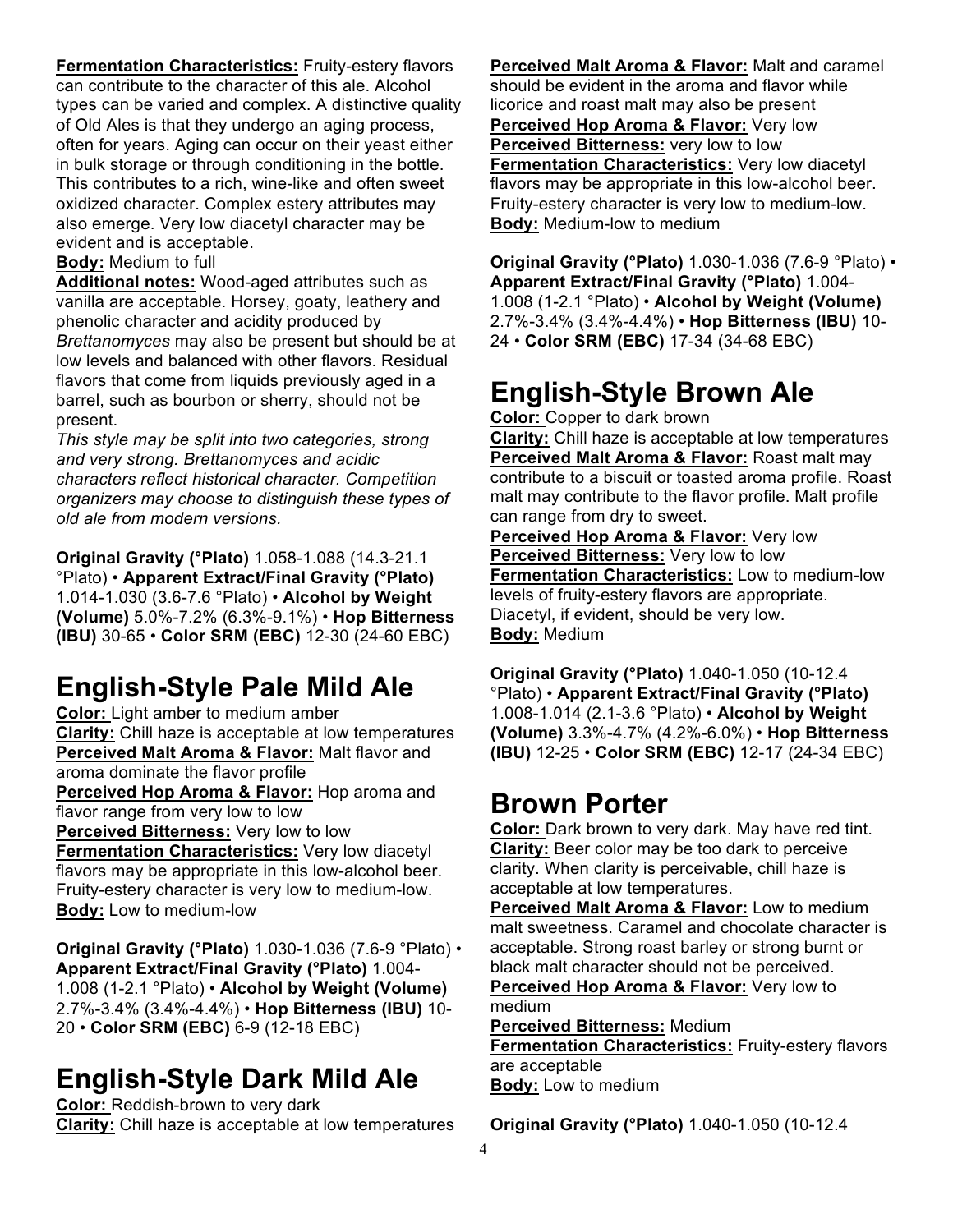**Fermentation Characteristics:** Fruity-estery flavors can contribute to the character of this ale. Alcohol types can be varied and complex. A distinctive quality of Old Ales is that they undergo an aging process, often for years. Aging can occur on their yeast either in bulk storage or through conditioning in the bottle. This contributes to a rich, wine-like and often sweet oxidized character. Complex estery attributes may also emerge. Very low diacetyl character may be evident and is acceptable.
**Body:** Medium to full
**Additional notes:** Wood-aged attributes such as vanilla are acceptable. Horsey, goaty, leathery and phenolic character and acidity produced by *Brettanomyces* may also be present but should be at low levels and balanced with other flavors. Residual flavors that come from liquids previously aged in a barrel, such as bourbon or sherry, should not be present.
*This style may be split into two categories, strong and very strong. Brettanomyces and acidic characters reflect historical character. Competition organizers may choose to distinguish these types of old ale from modern versions.*

**Original Gravity (°Plato)** 1.058-1.088 (14.3-21.1 °Plato) • **Apparent Extract/Final Gravity (°Plato)** 1.014-1.030 (3.6-7.6 °Plato) • **Alcohol by Weight (Volume)** 5.0%-7.2% (6.3%-9.1%) • **Hop Bitterness (IBU)** 30-65 • **Color SRM (EBC)** 12-30 (24-60 EBC)

# English-Style Pale Mild Ale

**Color:** Light amber to medium amber
**Clarity:** Chill haze is acceptable at low temperatures
**Perceived Malt Aroma & Flavor:** Malt flavor and aroma dominate the flavor profile
**Perceived Hop Aroma & Flavor:** Hop aroma and flavor range from very low to low
**Perceived Bitterness:** Very low to low
**Fermentation Characteristics:** Very low diacetyl flavors may be appropriate in this low-alcohol beer. Fruity-estery character is very low to medium-low.
**Body:** Low to medium-low

**Original Gravity (°Plato)** 1.030-1.036 (7.6-9 °Plato) • **Apparent Extract/Final Gravity (°Plato)** 1.004-1.008 (1-2.1 °Plato) • **Alcohol by Weight (Volume)** 2.7%-3.4% (3.4%-4.4%) • **Hop Bitterness (IBU)** 10-20 • **Color SRM (EBC)** 6-9 (12-18 EBC)

# English-Style Dark Mild Ale

**Color:** Reddish-brown to very dark
**Clarity:** Chill haze is acceptable at low temperatures
**Perceived Malt Aroma & Flavor:** Malt and caramel should be evident in the aroma and flavor while licorice and roast malt may also be present
**Perceived Hop Aroma & Flavor:** Very low
**Perceived Bitterness:** very low to low
**Fermentation Characteristics:** Very low diacetyl flavors may be appropriate in this low-alcohol beer. Fruity-estery character is very low to medium-low.
**Body:** Medium-low to medium

**Original Gravity (°Plato)** 1.030-1.036 (7.6-9 °Plato) • **Apparent Extract/Final Gravity (°Plato)** 1.004-1.008 (1-2.1 °Plato) • **Alcohol by Weight (Volume)** 2.7%-3.4% (3.4%-4.4%) • **Hop Bitterness (IBU)** 10-24 • **Color SRM (EBC)** 17-34 (34-68 EBC)

# English-Style Brown Ale

**Color:** Copper to dark brown
**Clarity:** Chill haze is acceptable at low temperatures
**Perceived Malt Aroma & Flavor:** Roast malt may contribute to a biscuit or toasted aroma profile. Roast malt may contribute to the flavor profile. Malt profile can range from dry to sweet.
**Perceived Hop Aroma & Flavor:** Very low
**Perceived Bitterness:** Very low to low
**Fermentation Characteristics:** Low to medium-low levels of fruity-estery flavors are appropriate. Diacetyl, if evident, should be very low.
**Body:** Medium

**Original Gravity (°Plato)** 1.040-1.050 (10-12.4 °Plato) • **Apparent Extract/Final Gravity (°Plato)** 1.008-1.014 (2.1-3.6 °Plato) • **Alcohol by Weight (Volume)** 3.3%-4.7% (4.2%-6.0%) • **Hop Bitterness (IBU)** 12-25 • **Color SRM (EBC)** 12-17 (24-34 EBC)

# Brown Porter

**Color:** Dark brown to very dark. May have red tint.
**Clarity:** Beer color may be too dark to perceive clarity. When clarity is perceivable, chill haze is acceptable at low temperatures.
**Perceived Malt Aroma & Flavor:** Low to medium malt sweetness. Caramel and chocolate character is acceptable. Strong roast barley or strong burnt or black malt character should not be perceived.
**Perceived Hop Aroma & Flavor:** Very low to medium
**Perceived Bitterness:** Medium
**Fermentation Characteristics:** Fruity-estery flavors are acceptable
**Body:** Low to medium

**Original Gravity (°Plato)** 1.040-1.050 (10-12.4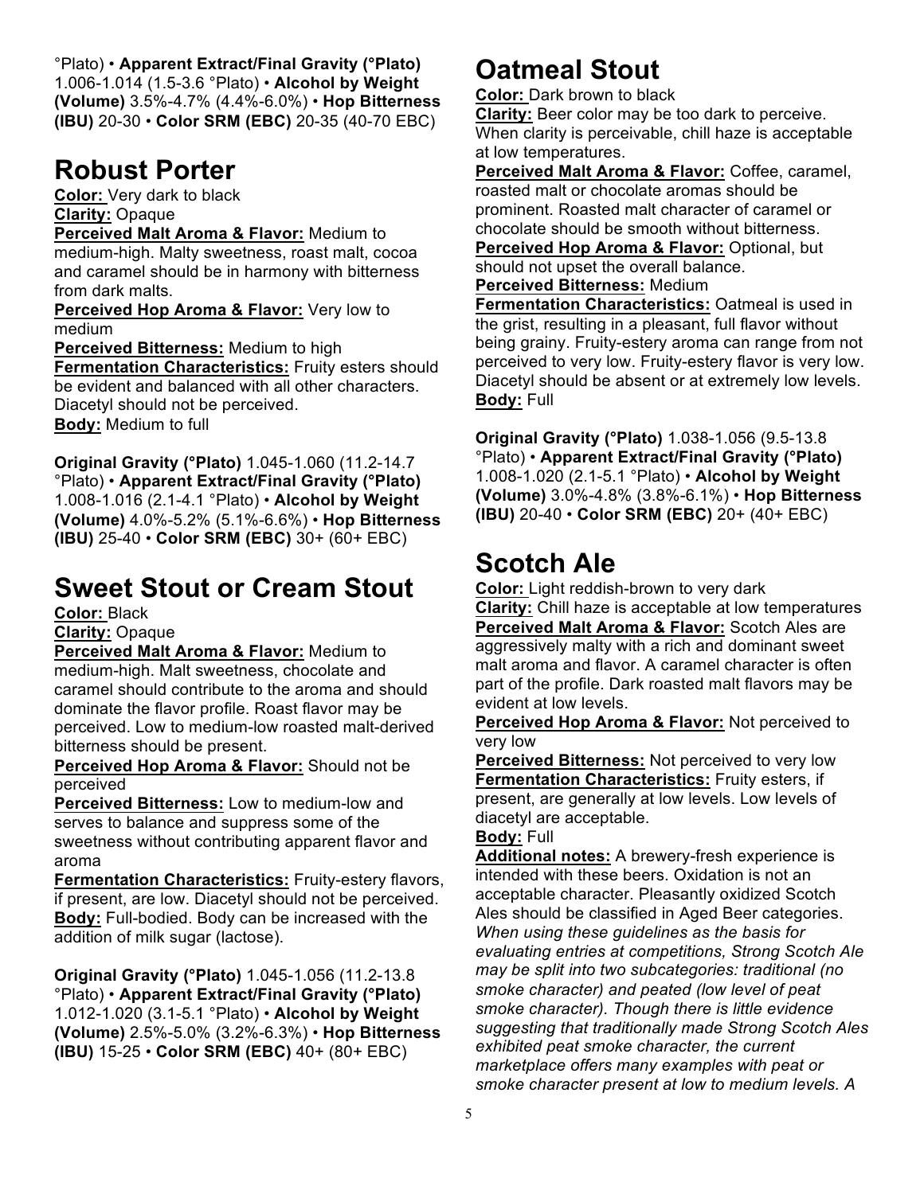°Plato) • **Apparent Extract/Final Gravity (°Plato)** 1.006-1.014 (1.5-3.6 °Plato) • **Alcohol by Weight (Volume)** 3.5%-4.7% (4.4%-6.0%) • **Hop Bitterness (IBU)** 20-30 • **Color SRM (EBC)** 20-35 (40-70 EBC)

# Robust Porter

**Color:** Very dark to black
**Clarity:** Opaque
**Perceived Malt Aroma & Flavor:** Medium to medium-high. Malty sweetness, roast malt, cocoa and caramel should be in harmony with bitterness from dark malts.
**Perceived Hop Aroma & Flavor:** Very low to medium
**Perceived Bitterness:** Medium to high
**Fermentation Characteristics:** Fruity esters should be evident and balanced with all other characters. Diacetyl should not be perceived.
**Body:** Medium to full

**Original Gravity (°Plato)** 1.045-1.060 (11.2-14.7 °Plato) • **Apparent Extract/Final Gravity (°Plato)** 1.008-1.016 (2.1-4.1 °Plato) • **Alcohol by Weight (Volume)** 4.0%-5.2% (5.1%-6.6%) • **Hop Bitterness (IBU)** 25-40 • **Color SRM (EBC)** 30+ (60+ EBC)

# Sweet Stout or Cream Stout

**Color:** Black
**Clarity:** Opaque
**Perceived Malt Aroma & Flavor:** Medium to medium-high. Malt sweetness, chocolate and caramel should contribute to the aroma and should dominate the flavor profile. Roast flavor may be perceived. Low to medium-low roasted malt-derived bitterness should be present.
**Perceived Hop Aroma & Flavor:** Should not be perceived
**Perceived Bitterness:** Low to medium-low and serves to balance and suppress some of the sweetness without contributing apparent flavor and aroma
**Fermentation Characteristics:** Fruity-estery flavors, if present, are low. Diacetyl should not be perceived.
**Body:** Full-bodied. Body can be increased with the addition of milk sugar (lactose).

**Original Gravity (°Plato)** 1.045-1.056 (11.2-13.8 °Plato) • **Apparent Extract/Final Gravity (°Plato)** 1.012-1.020 (3.1-5.1 °Plato) • **Alcohol by Weight (Volume)** 2.5%-5.0% (3.2%-6.3%) • **Hop Bitterness (IBU)** 15-25 • **Color SRM (EBC)** 40+ (80+ EBC)

# Oatmeal Stout

**Color:** Dark brown to black
**Clarity:** Beer color may be too dark to perceive. When clarity is perceivable, chill haze is acceptable at low temperatures.
**Perceived Malt Aroma & Flavor:** Coffee, caramel, roasted malt or chocolate aromas should be prominent. Roasted malt character of caramel or chocolate should be smooth without bitterness.
**Perceived Hop Aroma & Flavor:** Optional, but should not upset the overall balance.
**Perceived Bitterness:** Medium
**Fermentation Characteristics:** Oatmeal is used in the grist, resulting in a pleasant, full flavor without being grainy. Fruity-estery aroma can range from not perceived to very low. Fruity-estery flavor is very low. Diacetyl should be absent or at extremely low levels.
**Body:** Full

**Original Gravity (°Plato)** 1.038-1.056 (9.5-13.8 °Plato) • **Apparent Extract/Final Gravity (°Plato)** 1.008-1.020 (2.1-5.1 °Plato) • **Alcohol by Weight (Volume)** 3.0%-4.8% (3.8%-6.1%) • **Hop Bitterness (IBU)** 20-40 • **Color SRM (EBC)** 20+ (40+ EBC)

# Scotch Ale

**Color:** Light reddish-brown to very dark
**Clarity:** Chill haze is acceptable at low temperatures
**Perceived Malt Aroma & Flavor:** Scotch Ales are aggressively malty with a rich and dominant sweet malt aroma and flavor. A caramel character is often part of the profile. Dark roasted malt flavors may be evident at low levels.
**Perceived Hop Aroma & Flavor:** Not perceived to very low
**Perceived Bitterness:** Not perceived to very low
**Fermentation Characteristics:** Fruity esters, if present, are generally at low levels. Low levels of diacetyl are acceptable.
**Body:** Full
**Additional notes:** A brewery-fresh experience is intended with these beers. Oxidation is not an acceptable character. Pleasantly oxidized Scotch Ales should be classified in Aged Beer categories. *When using these guidelines as the basis for evaluating entries at competitions, Strong Scotch Ale may be split into two subcategories: traditional (no smoke character) and peated (low level of peat smoke character). Though there is little evidence suggesting that traditionally made Strong Scotch Ales exhibited peat smoke character, the current marketplace offers many examples with peat or smoke character present at low to medium levels. A*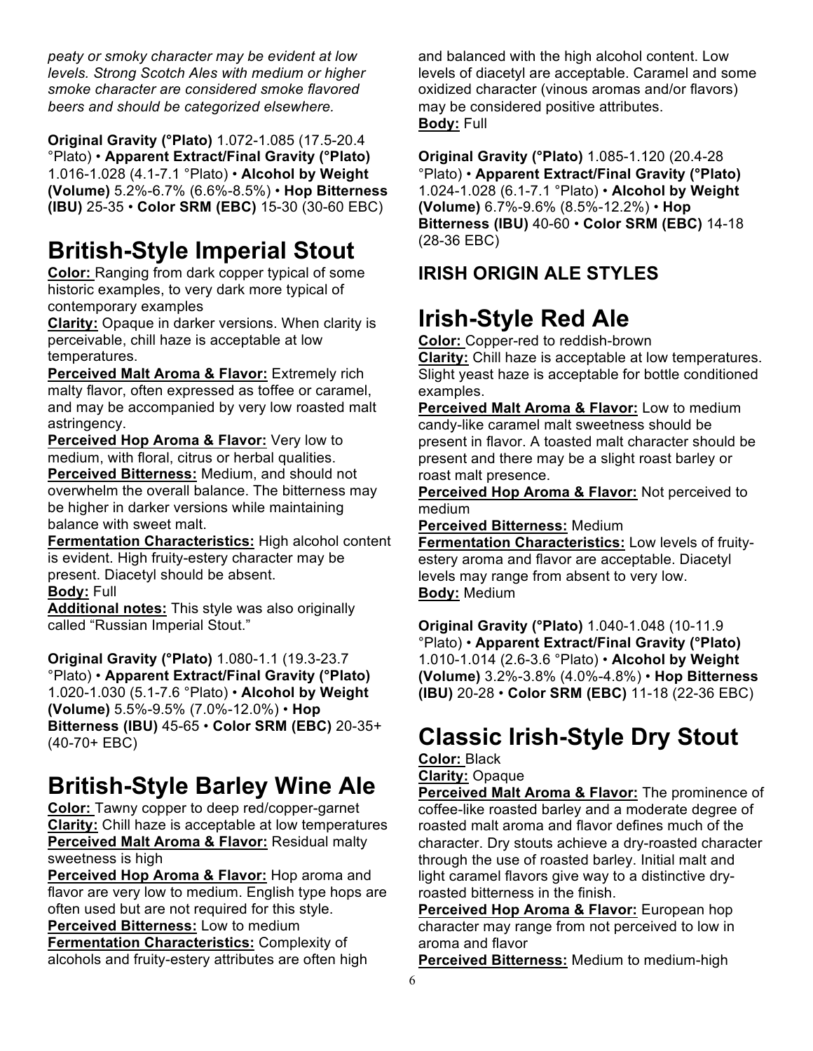*peaty or smoky character may be evident at low levels. Strong Scotch Ales with medium or higher smoke character are considered smoke flavored beers and should be categorized elsewhere.*

**Original Gravity (°Plato)** 1.072-1.085 (17.5-20.4 °Plato) • **Apparent Extract/Final Gravity (°Plato)** 1.016-1.028 (4.1-7.1 °Plato) • **Alcohol by Weight (Volume)** 5.2%-6.7% (6.6%-8.5%) • **Hop Bitterness (IBU)** 25-35 • **Color SRM (EBC)** 15-30 (30-60 EBC)

# British-Style Imperial Stout

**Color:** Ranging from dark copper typical of some historic examples, to very dark more typical of contemporary examples

**Clarity:** Opaque in darker versions. When clarity is perceivable, chill haze is acceptable at low temperatures.

**Perceived Malt Aroma & Flavor:** Extremely rich malty flavor, often expressed as toffee or caramel, and may be accompanied by very low roasted malt astringency.

**Perceived Hop Aroma & Flavor:** Very low to medium, with floral, citrus or herbal qualities.

**Perceived Bitterness:** Medium, and should not overwhelm the overall balance. The bitterness may be higher in darker versions while maintaining balance with sweet malt.

**Fermentation Characteristics:** High alcohol content is evident. High fruity-estery character may be present. Diacetyl should be absent.

**Body:** Full

**Additional notes:** This style was also originally called "Russian Imperial Stout."

**Original Gravity (°Plato)** 1.080-1.1 (19.3-23.7 °Plato) • **Apparent Extract/Final Gravity (°Plato)** 1.020-1.030 (5.1-7.6 °Plato) • **Alcohol by Weight (Volume)** 5.5%-9.5% (7.0%-12.0%) • **Hop Bitterness (IBU)** 45-65 • **Color SRM (EBC)** 20-35+ (40-70+ EBC)

# British-Style Barley Wine Ale

**Color:** Tawny copper to deep red/copper-garnet

**Clarity:** Chill haze is acceptable at low temperatures

**Perceived Malt Aroma & Flavor:** Residual malty sweetness is high

**Perceived Hop Aroma & Flavor:** Hop aroma and flavor are very low to medium. English type hops are often used but are not required for this style.

**Perceived Bitterness:** Low to medium

**Fermentation Characteristics:** Complexity of alcohols and fruity-estery attributes are often high and balanced with the high alcohol content. Low levels of diacetyl are acceptable. Caramel and some oxidized character (vinous aromas and/or flavors) may be considered positive attributes.

**Body:** Full

**Original Gravity (°Plato)** 1.085-1.120 (20.4-28 °Plato) • **Apparent Extract/Final Gravity (°Plato)** 1.024-1.028 (6.1-7.1 °Plato) • **Alcohol by Weight (Volume)** 6.7%-9.6% (8.5%-12.2%) • **Hop Bitterness (IBU)** 40-60 • **Color SRM (EBC)** 14-18 (28-36 EBC)

## IRISH ORIGIN ALE STYLES

# Irish-Style Red Ale

**Color:** Copper-red to reddish-brown

**Clarity:** Chill haze is acceptable at low temperatures. Slight yeast haze is acceptable for bottle conditioned examples.

**Perceived Malt Aroma & Flavor:** Low to medium candy-like caramel malt sweetness should be present in flavor. A toasted malt character should be present and there may be a slight roast barley or roast malt presence.

**Perceived Hop Aroma & Flavor:** Not perceived to medium

**Perceived Bitterness:** Medium

**Fermentation Characteristics:** Low levels of fruity-estery aroma and flavor are acceptable. Diacetyl levels may range from absent to very low.

**Body:** Medium

**Original Gravity (°Plato)** 1.040-1.048 (10-11.9 °Plato) • **Apparent Extract/Final Gravity (°Plato)** 1.010-1.014 (2.6-3.6 °Plato) • **Alcohol by Weight (Volume)** 3.2%-3.8% (4.0%-4.8%) • **Hop Bitterness (IBU)** 20-28 • **Color SRM (EBC)** 11-18 (22-36 EBC)

# Classic Irish-Style Dry Stout

**Color:** Black

**Clarity:** Opaque

**Perceived Malt Aroma & Flavor:** The prominence of coffee-like roasted barley and a moderate degree of roasted malt aroma and flavor defines much of the character. Dry stouts achieve a dry-roasted character through the use of roasted barley. Initial malt and light caramel flavors give way to a distinctive dry-roasted bitterness in the finish.

**Perceived Hop Aroma & Flavor:** European hop character may range from not perceived to low in aroma and flavor

**Perceived Bitterness:** Medium to medium-high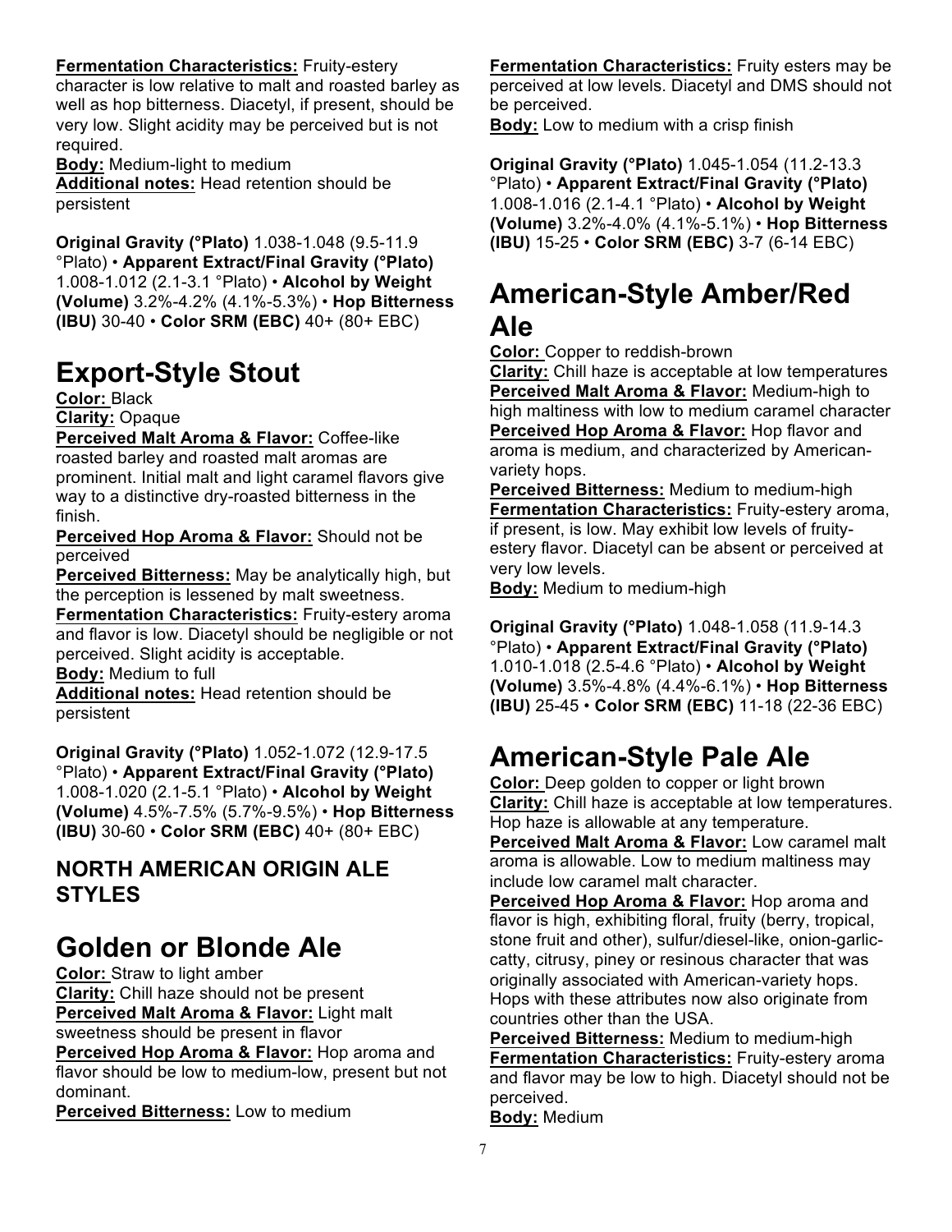**Fermentation Characteristics:** Fruity-estery character is low relative to malt and roasted barley as well as hop bitterness. Diacetyl, if present, should be very low. Slight acidity may be perceived but is not required.
**Body:** Medium-light to medium
**Additional notes:** Head retention should be persistent

**Original Gravity (°Plato)** 1.038-1.048 (9.5-11.9 °Plato) • **Apparent Extract/Final Gravity (°Plato)** 1.008-1.012 (2.1-3.1 °Plato) • **Alcohol by Weight (Volume)** 3.2%-4.2% (4.1%-5.3%) • **Hop Bitterness (IBU)** 30-40 • **Color SRM (EBC)** 40+ (80+ EBC)

# Export-Style Stout

**Color:** Black
**Clarity:** Opaque
**Perceived Malt Aroma & Flavor:** Coffee-like roasted barley and roasted malt aromas are prominent. Initial malt and light caramel flavors give way to a distinctive dry-roasted bitterness in the finish.
**Perceived Hop Aroma & Flavor:** Should not be perceived
**Perceived Bitterness:** May be analytically high, but the perception is lessened by malt sweetness.
**Fermentation Characteristics:** Fruity-estery aroma and flavor is low. Diacetyl should be negligible or not perceived. Slight acidity is acceptable.
**Body:** Medium to full
**Additional notes:** Head retention should be persistent

**Original Gravity (°Plato)** 1.052-1.072 (12.9-17.5 °Plato) • **Apparent Extract/Final Gravity (°Plato)** 1.008-1.020 (2.1-5.1 °Plato) • **Alcohol by Weight (Volume)** 4.5%-7.5% (5.7%-9.5%) • **Hop Bitterness (IBU)** 30-60 • **Color SRM (EBC)** 40+ (80+ EBC)

## NORTH AMERICAN ORIGIN ALE STYLES

# Golden or Blonde Ale

**Color:** Straw to light amber
**Clarity:** Chill haze should not be present
**Perceived Malt Aroma & Flavor:** Light malt sweetness should be present in flavor
**Perceived Hop Aroma & Flavor:** Hop aroma and flavor should be low to medium-low, present but not dominant.
**Perceived Bitterness:** Low to medium
**Fermentation Characteristics:** Fruity esters may be perceived at low levels. Diacetyl and DMS should not be perceived.
**Body:** Low to medium with a crisp finish

**Original Gravity (°Plato)** 1.045-1.054 (11.2-13.3 °Plato) • **Apparent Extract/Final Gravity (°Plato)** 1.008-1.016 (2.1-4.1 °Plato) • **Alcohol by Weight (Volume)** 3.2%-4.0% (4.1%-5.1%) • **Hop Bitterness (IBU)** 15-25 • **Color SRM (EBC)** 3-7 (6-14 EBC)

# American-Style Amber/Red Ale

**Color:** Copper to reddish-brown
**Clarity:** Chill haze is acceptable at low temperatures
**Perceived Malt Aroma & Flavor:** Medium-high to high maltiness with low to medium caramel character
**Perceived Hop Aroma & Flavor:** Hop flavor and aroma is medium, and characterized by American-variety hops.
**Perceived Bitterness:** Medium to medium-high
**Fermentation Characteristics:** Fruity-estery aroma, if present, is low. May exhibit low levels of fruity-estery flavor. Diacetyl can be absent or perceived at very low levels.
**Body:** Medium to medium-high

**Original Gravity (°Plato)** 1.048-1.058 (11.9-14.3 °Plato) • **Apparent Extract/Final Gravity (°Plato)** 1.010-1.018 (2.5-4.6 °Plato) • **Alcohol by Weight (Volume)** 3.5%-4.8% (4.4%-6.1%) • **Hop Bitterness (IBU)** 25-45 • **Color SRM (EBC)** 11-18 (22-36 EBC)

# American-Style Pale Ale

**Color:** Deep golden to copper or light brown
**Clarity:** Chill haze is acceptable at low temperatures. Hop haze is allowable at any temperature.
**Perceived Malt Aroma & Flavor:** Low caramel malt aroma is allowable. Low to medium maltiness may include low caramel malt character.
**Perceived Hop Aroma & Flavor:** Hop aroma and flavor is high, exhibiting floral, fruity (berry, tropical, stone fruit and other), sulfur/diesel-like, onion-garlic-catty, citrusy, piney or resinous character that was originally associated with American-variety hops. Hops with these attributes now also originate from countries other than the USA.
**Perceived Bitterness:** Medium to medium-high
**Fermentation Characteristics:** Fruity-estery aroma and flavor may be low to high. Diacetyl should not be perceived.
**Body:** Medium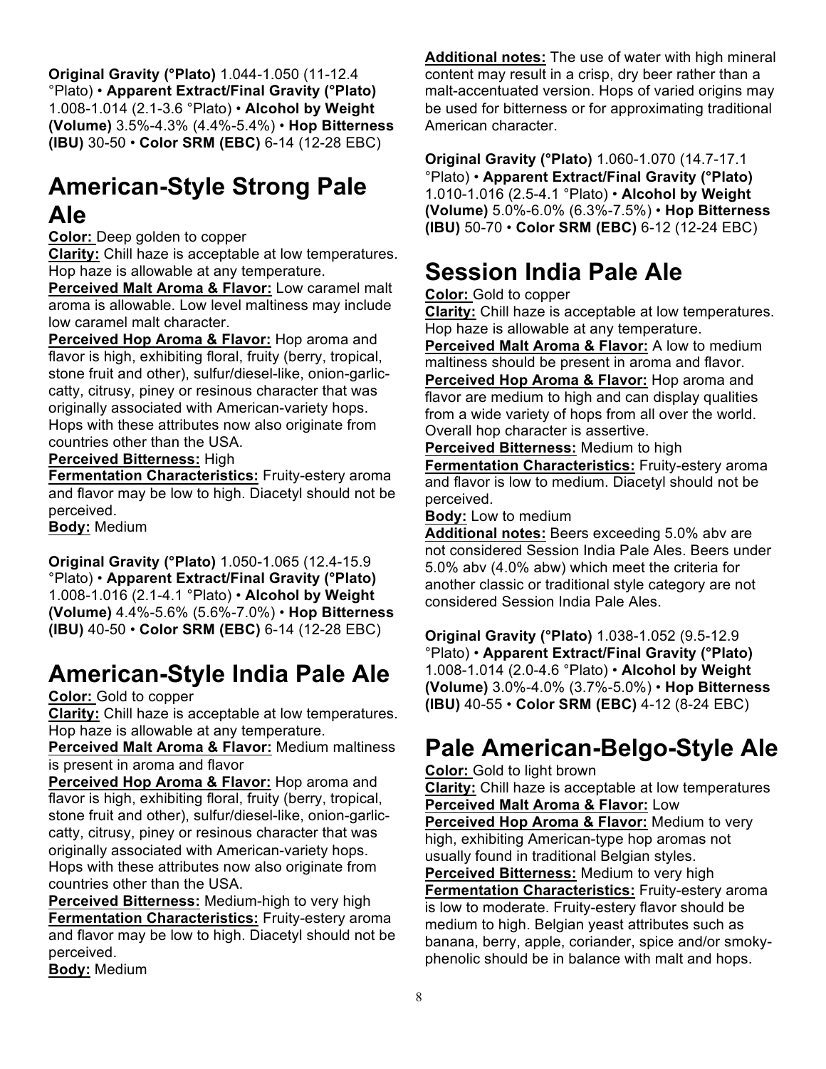**Original Gravity (°Plato)** 1.044-1.050 (11-12.4 °Plato) • **Apparent Extract/Final Gravity (°Plato)** 1.008-1.014 (2.1-3.6 °Plato) • **Alcohol by Weight (Volume)** 3.5%-4.3% (4.4%-5.4%) • **Hop Bitterness (IBU)** 30-50 • **Color SRM (EBC)** 6-14 (12-28 EBC)

## American-Style Strong Pale Ale

**Color:** Deep golden to copper
**Clarity:** Chill haze is acceptable at low temperatures. Hop haze is allowable at any temperature.
**Perceived Malt Aroma & Flavor:** Low caramel malt aroma is allowable. Low level maltiness may include low caramel malt character.
**Perceived Hop Aroma & Flavor:** Hop aroma and flavor is high, exhibiting floral, fruity (berry, tropical, stone fruit and other), sulfur/diesel-like, onion-garlic-catty, citrusy, piney or resinous character that was originally associated with American-variety hops. Hops with these attributes now also originate from countries other than the USA.
**Perceived Bitterness:** High
**Fermentation Characteristics:** Fruity-estery aroma and flavor may be low to high. Diacetyl should not be perceived.
**Body:** Medium

**Original Gravity (°Plato)** 1.050-1.065 (12.4-15.9 °Plato) • **Apparent Extract/Final Gravity (°Plato)** 1.008-1.016 (2.1-4.1 °Plato) • **Alcohol by Weight (Volume)** 4.4%-5.6% (5.6%-7.0%) • **Hop Bitterness (IBU)** 40-50 • **Color SRM (EBC)** 6-14 (12-28 EBC)

## American-Style India Pale Ale

**Color:** Gold to copper
**Clarity:** Chill haze is acceptable at low temperatures. Hop haze is allowable at any temperature.
**Perceived Malt Aroma & Flavor:** Medium maltiness is present in aroma and flavor
**Perceived Hop Aroma & Flavor:** Hop aroma and flavor is high, exhibiting floral, fruity (berry, tropical, stone fruit and other), sulfur/diesel-like, onion-garlic-catty, citrusy, piney or resinous character that was originally associated with American-variety hops. Hops with these attributes now also originate from countries other than the USA.
**Perceived Bitterness:** Medium-high to very high
**Fermentation Characteristics:** Fruity-estery aroma and flavor may be low to high. Diacetyl should not be perceived.
**Body:** Medium
**Additional notes:** The use of water with high mineral content may result in a crisp, dry beer rather than a malt-accentuated version. Hops of varied origins may be used for bitterness or for approximating traditional American character.

**Original Gravity (°Plato)** 1.060-1.070 (14.7-17.1 °Plato) • **Apparent Extract/Final Gravity (°Plato)** 1.010-1.016 (2.5-4.1 °Plato) • **Alcohol by Weight (Volume)** 5.0%-6.0% (6.3%-7.5%) • **Hop Bitterness (IBU)** 50-70 • **Color SRM (EBC)** 6-12 (12-24 EBC)

## Session India Pale Ale

**Color:** Gold to copper
**Clarity:** Chill haze is acceptable at low temperatures. Hop haze is allowable at any temperature.
**Perceived Malt Aroma & Flavor:** A low to medium maltiness should be present in aroma and flavor.
**Perceived Hop Aroma & Flavor:** Hop aroma and flavor are medium to high and can display qualities from a wide variety of hops from all over the world. Overall hop character is assertive.
**Perceived Bitterness:** Medium to high
**Fermentation Characteristics:** Fruity-estery aroma and flavor is low to medium. Diacetyl should not be perceived.
**Body:** Low to medium
**Additional notes:** Beers exceeding 5.0% abv are not considered Session India Pale Ales. Beers under 5.0% abv (4.0% abw) which meet the criteria for another classic or traditional style category are not considered Session India Pale Ales.

**Original Gravity (°Plato)** 1.038-1.052 (9.5-12.9 °Plato) • **Apparent Extract/Final Gravity (°Plato)** 1.008-1.014 (2.0-4.6 °Plato) • **Alcohol by Weight (Volume)** 3.0%-4.0% (3.7%-5.0%) • **Hop Bitterness (IBU)** 40-55 • **Color SRM (EBC)** 4-12 (8-24 EBC)

## Pale American-Belgo-Style Ale

**Color:** Gold to light brown
**Clarity:** Chill haze is acceptable at low temperatures
**Perceived Malt Aroma & Flavor:** Low
**Perceived Hop Aroma & Flavor:** Medium to very high, exhibiting American-type hop aromas not usually found in traditional Belgian styles.
**Perceived Bitterness:** Medium to very high
**Fermentation Characteristics:** Fruity-estery aroma is low to moderate. Fruity-estery flavor should be medium to high. Belgian yeast attributes such as banana, berry, apple, coriander, spice and/or smoky-phenolic should be in balance with malt and hops.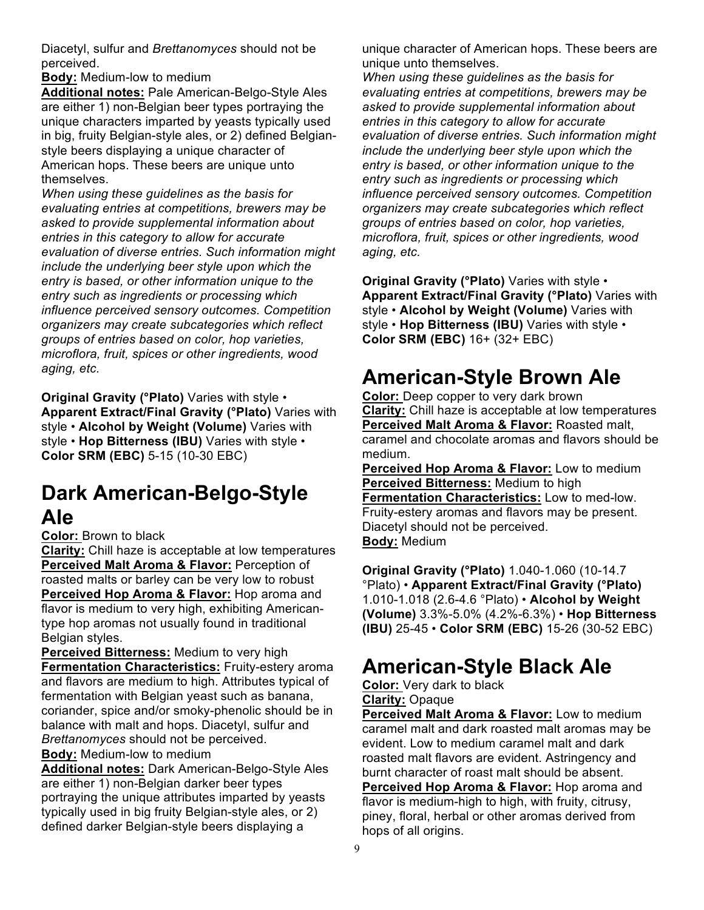Diacetyl, sulfur and *Brettanomyces* should not be perceived.

**Body:** Medium-low to medium

**Additional notes:** Pale American-Belgo-Style Ales are either 1) non-Belgian beer types portraying the unique characters imparted by yeasts typically used in big, fruity Belgian-style ales, or 2) defined Belgian-style beers displaying a unique character of American hops. These beers are unique unto themselves.

*When using these guidelines as the basis for evaluating entries at competitions, brewers may be asked to provide supplemental information about entries in this category to allow for accurate evaluation of diverse entries. Such information might include the underlying beer style upon which the entry is based, or other information unique to the entry such as ingredients or processing which influence perceived sensory outcomes. Competition organizers may create subcategories which reflect groups of entries based on color, hop varieties, microflora, fruit, spices or other ingredients, wood aging, etc.*

**Original Gravity (°Plato)** Varies with style • **Apparent Extract/Final Gravity (°Plato)** Varies with style • **Alcohol by Weight (Volume)** Varies with style • **Hop Bitterness (IBU)** Varies with style • **Color SRM (EBC)** 5-15 (10-30 EBC)

# Dark American-Belgo-Style Ale

**Color:** Brown to black

**Clarity:** Chill haze is acceptable at low temperatures

**Perceived Malt Aroma & Flavor:** Perception of roasted malts or barley can be very low to robust

**Perceived Hop Aroma & Flavor:** Hop aroma and flavor is medium to very high, exhibiting American-type hop aromas not usually found in traditional Belgian styles.

**Perceived Bitterness:** Medium to very high

**Fermentation Characteristics:** Fruity-estery aroma and flavors are medium to high. Attributes typical of fermentation with Belgian yeast such as banana, coriander, spice and/or smoky-phenolic should be in balance with malt and hops. Diacetyl, sulfur and *Brettanomyces* should not be perceived.

**Body:** Medium-low to medium

**Additional notes:** Dark American-Belgo-Style Ales are either 1) non-Belgian darker beer types portraying the unique attributes imparted by yeasts typically used in big fruity Belgian-style ales, or 2) defined darker Belgian-style beers displaying a unique character of American hops. These beers are unique unto themselves.

*When using these guidelines as the basis for evaluating entries at competitions, brewers may be asked to provide supplemental information about entries in this category to allow for accurate evaluation of diverse entries. Such information might include the underlying beer style upon which the entry is based, or other information unique to the entry such as ingredients or processing which influence perceived sensory outcomes. Competition organizers may create subcategories which reflect groups of entries based on color, hop varieties, microflora, fruit, spices or other ingredients, wood aging, etc.*

**Original Gravity (°Plato)** Varies with style • **Apparent Extract/Final Gravity (°Plato)** Varies with style • **Alcohol by Weight (Volume)** Varies with style • **Hop Bitterness (IBU)** Varies with style • **Color SRM (EBC)** 16+ (32+ EBC)

# American-Style Brown Ale

**Color:** Deep copper to very dark brown

**Clarity:** Chill haze is acceptable at low temperatures

**Perceived Malt Aroma & Flavor:** Roasted malt, caramel and chocolate aromas and flavors should be medium.

**Perceived Hop Aroma & Flavor:** Low to medium

**Perceived Bitterness:** Medium to high

**Fermentation Characteristics:** Low to med-low. Fruity-estery aromas and flavors may be present. Diacetyl should not be perceived.

**Body:** Medium

**Original Gravity (°Plato)** 1.040-1.060 (10-14.7 °Plato) • **Apparent Extract/Final Gravity (°Plato)** 1.010-1.018 (2.6-4.6 °Plato) • **Alcohol by Weight (Volume)** 3.3%-5.0% (4.2%-6.3%) • **Hop Bitterness (IBU)** 25-45 • **Color SRM (EBC)** 15-26 (30-52 EBC)

# American-Style Black Ale

**Color:** Very dark to black

**Clarity:** Opaque

**Perceived Malt Aroma & Flavor:** Low to medium caramel malt and dark roasted malt aromas may be evident. Low to medium caramel malt and dark roasted malt flavors are evident. Astringency and burnt character of roast malt should be absent.

**Perceived Hop Aroma & Flavor:** Hop aroma and flavor is medium-high to high, with fruity, citrusy, piney, floral, herbal or other aromas derived from hops of all origins.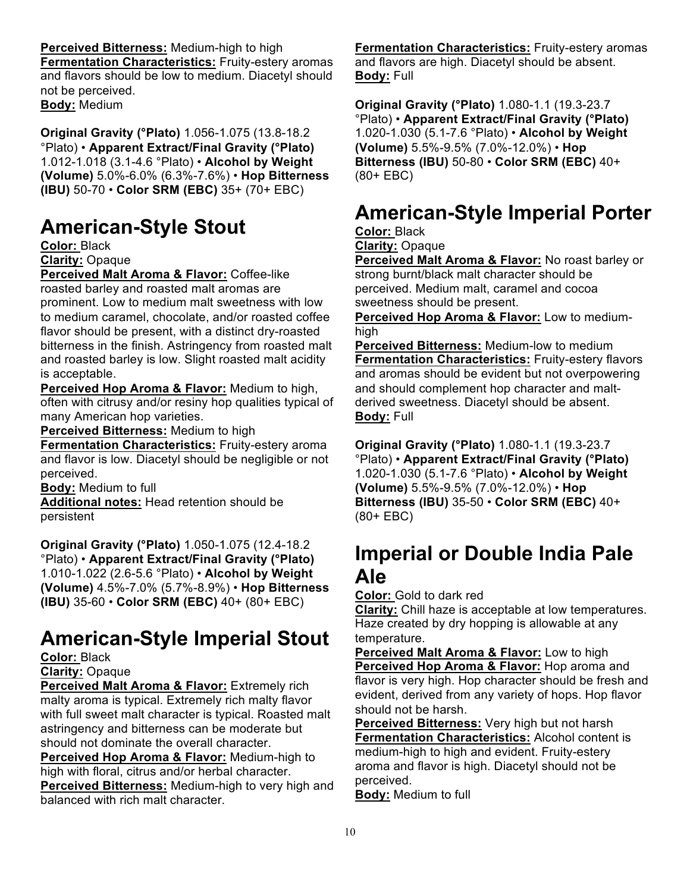**Perceived Bitterness:** Medium-high to high
**Fermentation Characteristics:** Fruity-estery aromas and flavors should be low to medium. Diacetyl should not be perceived.
**Body:** Medium

**Original Gravity (°Plato)** 1.056-1.075 (13.8-18.2 °Plato) • **Apparent Extract/Final Gravity (°Plato)** 1.012-1.018 (3.1-4.6 °Plato) • **Alcohol by Weight (Volume)** 5.0%-6.0% (6.3%-7.6%) • **Hop Bitterness (IBU)** 50-70 • **Color SRM (EBC)** 35+ (70+ EBC)

# American-Style Stout

**Color:** Black
**Clarity:** Opaque
**Perceived Malt Aroma & Flavor:** Coffee-like roasted barley and roasted malt aromas are prominent. Low to medium malt sweetness with low to medium caramel, chocolate, and/or roasted coffee flavor should be present, with a distinct dry-roasted bitterness in the finish. Astringency from roasted malt and roasted barley is low. Slight roasted malt acidity is acceptable.
**Perceived Hop Aroma & Flavor:** Medium to high, often with citrusy and/or resiny hop qualities typical of many American hop varieties.
**Perceived Bitterness:** Medium to high
**Fermentation Characteristics:** Fruity-estery aroma and flavor is low. Diacetyl should be negligible or not perceived.
**Body:** Medium to full
**Additional notes:** Head retention should be persistent

**Original Gravity (°Plato)** 1.050-1.075 (12.4-18.2 °Plato) • **Apparent Extract/Final Gravity (°Plato)** 1.010-1.022 (2.6-5.6 °Plato) • **Alcohol by Weight (Volume)** 4.5%-7.0% (5.7%-8.9%) • **Hop Bitterness (IBU)** 35-60 • **Color SRM (EBC)** 40+ (80+ EBC)

# American-Style Imperial Stout

**Color:** Black
**Clarity:** Opaque
**Perceived Malt Aroma & Flavor:** Extremely rich malty aroma is typical. Extremely rich malty flavor with full sweet malt character is typical. Roasted malt astringency and bitterness can be moderate but should not dominate the overall character.
**Perceived Hop Aroma & Flavor:** Medium-high to high with floral, citrus and/or herbal character.
**Perceived Bitterness:** Medium-high to very high and balanced with rich malt character.
**Fermentation Characteristics:** Fruity-estery aromas and flavors are high. Diacetyl should be absent.
**Body:** Full

**Original Gravity (°Plato)** 1.080-1.1 (19.3-23.7 °Plato) • **Apparent Extract/Final Gravity (°Plato)** 1.020-1.030 (5.1-7.6 °Plato) • **Alcohol by Weight (Volume)** 5.5%-9.5% (7.0%-12.0%) • **Hop Bitterness (IBU)** 50-80 • **Color SRM (EBC)** 40+ (80+ EBC)

# American-Style Imperial Porter

**Color:** Black
**Clarity:** Opaque
**Perceived Malt Aroma & Flavor:** No roast barley or strong burnt/black malt character should be perceived. Medium malt, caramel and cocoa sweetness should be present.
**Perceived Hop Aroma & Flavor:** Low to medium-high
**Perceived Bitterness:** Medium-low to medium
**Fermentation Characteristics:** Fruity-estery flavors and aromas should be evident but not overpowering and should complement hop character and malt-derived sweetness. Diacetyl should be absent.
**Body:** Full

**Original Gravity (°Plato)** 1.080-1.1 (19.3-23.7 °Plato) • **Apparent Extract/Final Gravity (°Plato)** 1.020-1.030 (5.1-7.6 °Plato) • **Alcohol by Weight (Volume)** 5.5%-9.5% (7.0%-12.0%) • **Hop Bitterness (IBU)** 35-50 • **Color SRM (EBC)** 40+ (80+ EBC)

# Imperial or Double India Pale Ale

**Color:** Gold to dark red
**Clarity:** Chill haze is acceptable at low temperatures. Haze created by dry hopping is allowable at any temperature.
**Perceived Malt Aroma & Flavor:** Low to high
**Perceived Hop Aroma & Flavor:** Hop aroma and flavor is very high. Hop character should be fresh and evident, derived from any variety of hops. Hop flavor should not be harsh.
**Perceived Bitterness:** Very high but not harsh
**Fermentation Characteristics:** Alcohol content is medium-high to high and evident. Fruity-estery aroma and flavor is high. Diacetyl should not be perceived.
**Body:** Medium to full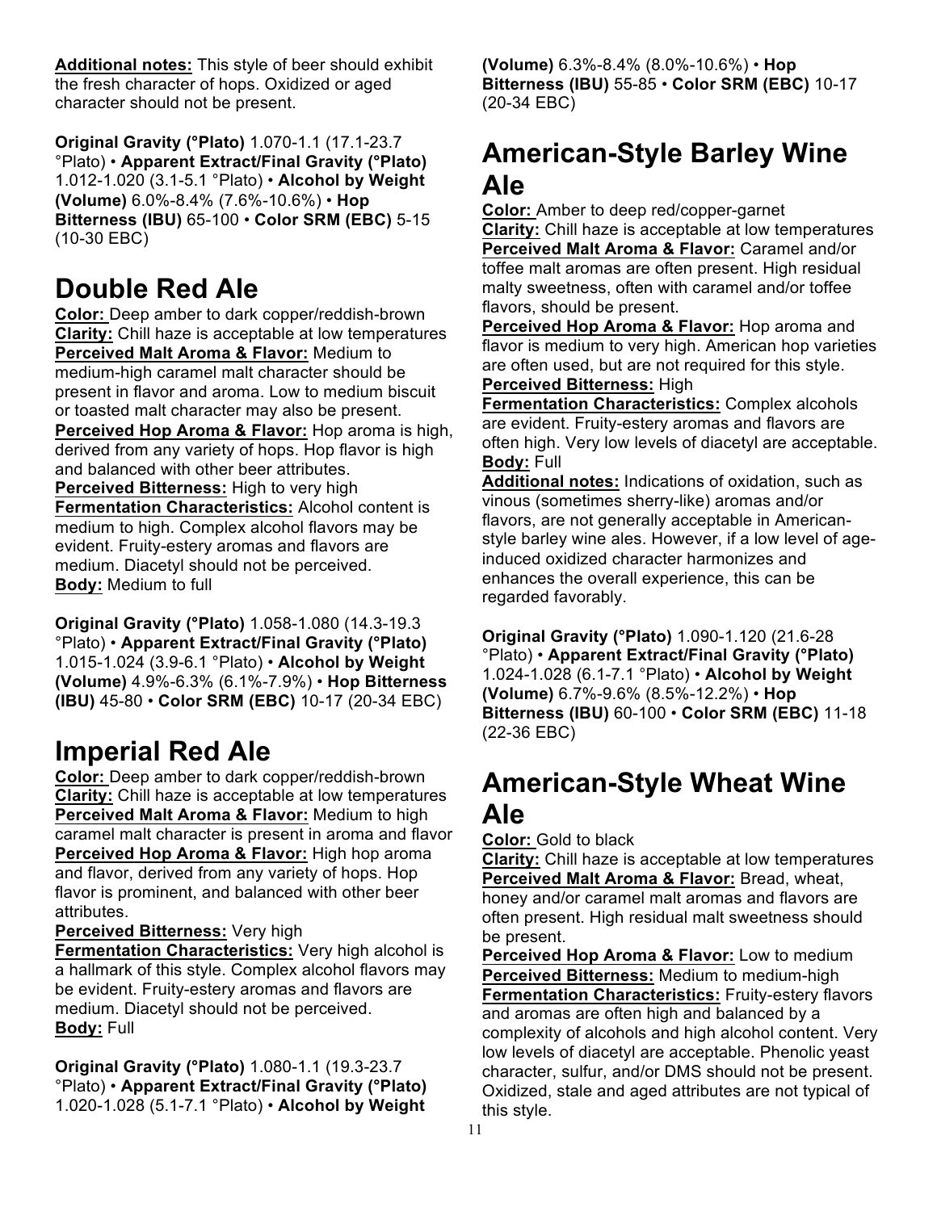**Additional notes:** This style of beer should exhibit the fresh character of hops. Oxidized or aged character should not be present.

**Original Gravity (°Plato)** 1.070-1.1 (17.1-23.7 °Plato) • **Apparent Extract/Final Gravity (°Plato)** 1.012-1.020 (3.1-5.1 °Plato) • **Alcohol by Weight (Volume)** 6.0%-8.4% (7.6%-10.6%) • **Hop Bitterness (IBU)** 65-100 • **Color SRM (EBC)** 5-15 (10-30 EBC)

# Double Red Ale

**Color:** Deep amber to dark copper/reddish-brown
**Clarity:** Chill haze is acceptable at low temperatures
**Perceived Malt Aroma & Flavor:** Medium to medium-high caramel malt character should be present in flavor and aroma. Low to medium biscuit or toasted malt character may also be present.
**Perceived Hop Aroma & Flavor:** Hop aroma is high, derived from any variety of hops. Hop flavor is high and balanced with other beer attributes.
**Perceived Bitterness:** High to very high
**Fermentation Characteristics:** Alcohol content is medium to high. Complex alcohol flavors may be evident. Fruity-estery aromas and flavors are medium. Diacetyl should not be perceived.
**Body:** Medium to full

**Original Gravity (°Plato)** 1.058-1.080 (14.3-19.3 °Plato) • **Apparent Extract/Final Gravity (°Plato)** 1.015-1.024 (3.9-6.1 °Plato) • **Alcohol by Weight (Volume)** 4.9%-6.3% (6.1%-7.9%) • **Hop Bitterness (IBU)** 45-80 • **Color SRM (EBC)** 10-17 (20-34 EBC)

# Imperial Red Ale

**Color:** Deep amber to dark copper/reddish-brown
**Clarity:** Chill haze is acceptable at low temperatures
**Perceived Malt Aroma & Flavor:** Medium to high caramel malt character is present in aroma and flavor
**Perceived Hop Aroma & Flavor:** High hop aroma and flavor, derived from any variety of hops. Hop flavor is prominent, and balanced with other beer attributes.
**Perceived Bitterness:** Very high
**Fermentation Characteristics:** Very high alcohol is a hallmark of this style. Complex alcohol flavors may be evident. Fruity-estery aromas and flavors are medium. Diacetyl should not be perceived.
**Body:** Full

**Original Gravity (°Plato)** 1.080-1.1 (19.3-23.7 °Plato) • **Apparent Extract/Final Gravity (°Plato)** 1.020-1.028 (5.1-7.1 °Plato) • **Alcohol by Weight (Volume)** 6.3%-8.4% (8.0%-10.6%) • **Hop Bitterness (IBU)** 55-85 • **Color SRM (EBC)** 10-17 (20-34 EBC)

# American-Style Barley Wine Ale

**Color:** Amber to deep red/copper-garnet
**Clarity:** Chill haze is acceptable at low temperatures
**Perceived Malt Aroma & Flavor:** Caramel and/or toffee malt aromas are often present. High residual malty sweetness, often with caramel and/or toffee flavors, should be present.
**Perceived Hop Aroma & Flavor:** Hop aroma and flavor is medium to very high. American hop varieties are often used, but are not required for this style.
**Perceived Bitterness:** High
**Fermentation Characteristics:** Complex alcohols are evident. Fruity-estery aromas and flavors are often high. Very low levels of diacetyl are acceptable.
**Body:** Full
**Additional notes:** Indications of oxidation, such as vinous (sometimes sherry-like) aromas and/or flavors, are not generally acceptable in American-style barley wine ales. However, if a low level of age-induced oxidized character harmonizes and enhances the overall experience, this can be regarded favorably.

**Original Gravity (°Plato)** 1.090-1.120 (21.6-28 °Plato) • **Apparent Extract/Final Gravity (°Plato)** 1.024-1.028 (6.1-7.1 °Plato) • **Alcohol by Weight (Volume)** 6.7%-9.6% (8.5%-12.2%) • **Hop Bitterness (IBU)** 60-100 • **Color SRM (EBC)** 11-18 (22-36 EBC)

# American-Style Wheat Wine Ale

**Color:** Gold to black
**Clarity:** Chill haze is acceptable at low temperatures
**Perceived Malt Aroma & Flavor:** Bread, wheat, honey and/or caramel malt aromas and flavors are often present. High residual malt sweetness should be present.
**Perceived Hop Aroma & Flavor:** Low to medium
**Perceived Bitterness:** Medium to medium-high
**Fermentation Characteristics:** Fruity-estery flavors and aromas are often high and balanced by a complexity of alcohols and high alcohol content. Very low levels of diacetyl are acceptable. Phenolic yeast character, sulfur, and/or DMS should not be present. Oxidized, stale and aged attributes are not typical of this style.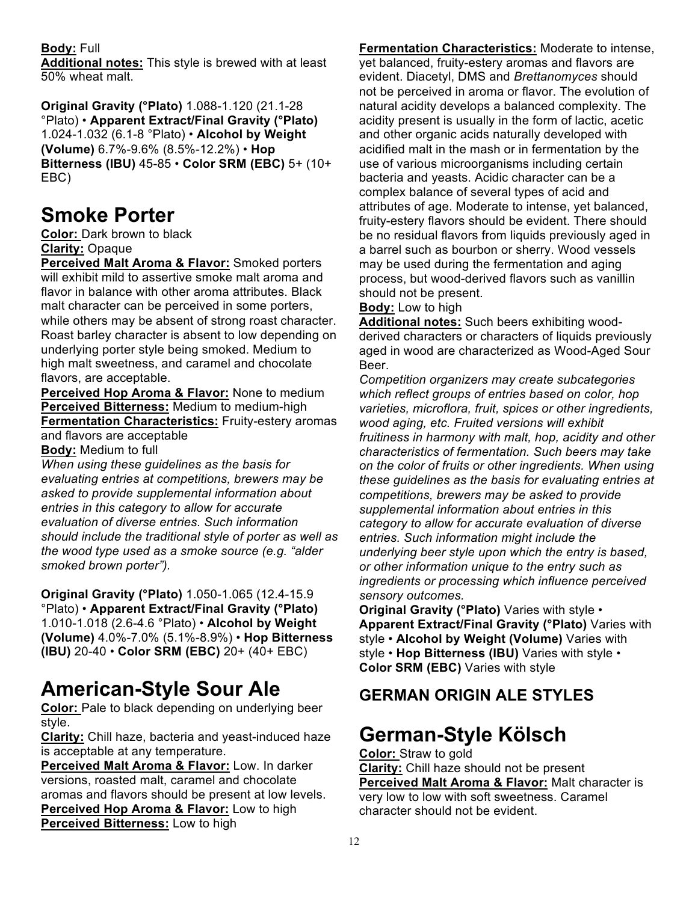**Body:** Full
**Additional notes:** This style is brewed with at least 50% wheat malt.

**Original Gravity (°Plato)** 1.088-1.120 (21.1-28 °Plato) • **Apparent Extract/Final Gravity (°Plato)** 1.024-1.032 (6.1-8 °Plato) • **Alcohol by Weight (Volume)** 6.7%-9.6% (8.5%-12.2%) • **Hop Bitterness (IBU)** 45-85 • **Color SRM (EBC)** 5+ (10+ EBC)

# Smoke Porter

**Color:** Dark brown to black
**Clarity:** Opaque
**Perceived Malt Aroma & Flavor:** Smoked porters will exhibit mild to assertive smoke malt aroma and flavor in balance with other aroma attributes. Black malt character can be perceived in some porters, while others may be absent of strong roast character. Roast barley character is absent to low depending on underlying porter style being smoked. Medium to high malt sweetness, and caramel and chocolate flavors, are acceptable.
**Perceived Hop Aroma & Flavor:** None to medium
**Perceived Bitterness:** Medium to medium-high
**Fermentation Characteristics:** Fruity-estery aromas and flavors are acceptable
**Body:** Medium to full
*When using these guidelines as the basis for evaluating entries at competitions, brewers may be asked to provide supplemental information about entries in this category to allow for accurate evaluation of diverse entries. Such information should include the traditional style of porter as well as the wood type used as a smoke source (e.g. "alder smoked brown porter").*

**Original Gravity (°Plato)** 1.050-1.065 (12.4-15.9 °Plato) • **Apparent Extract/Final Gravity (°Plato)** 1.010-1.018 (2.6-4.6 °Plato) • **Alcohol by Weight (Volume)** 4.0%-7.0% (5.1%-8.9%) • **Hop Bitterness (IBU)** 20-40 • **Color SRM (EBC)** 20+ (40+ EBC)

# American-Style Sour Ale

**Color:** Pale to black depending on underlying beer style.
**Clarity:** Chill haze, bacteria and yeast-induced haze is acceptable at any temperature.
**Perceived Malt Aroma & Flavor:** Low. In darker versions, roasted malt, caramel and chocolate aromas and flavors should be present at low levels.
**Perceived Hop Aroma & Flavor:** Low to high
**Perceived Bitterness:** Low to high
**Fermentation Characteristics:** Moderate to intense, yet balanced, fruity-estery aromas and flavors are evident. Diacetyl, DMS and *Brettanomyces* should not be perceived in aroma or flavor. The evolution of natural acidity develops a balanced complexity. The acidity present is usually in the form of lactic, acetic and other organic acids naturally developed with acidified malt in the mash or in fermentation by the use of various microorganisms including certain bacteria and yeasts. Acidic character can be a complex balance of several types of acid and attributes of age. Moderate to intense, yet balanced, fruity-estery flavors should be evident. There should be no residual flavors from liquids previously aged in a barrel such as bourbon or sherry. Wood vessels may be used during the fermentation and aging process, but wood-derived flavors such as vanillin should not be present.
**Body:** Low to high
**Additional notes:** Such beers exhibiting wood-derived characters or characters of liquids previously aged in wood are characterized as Wood-Aged Sour Beer.
*Competition organizers may create subcategories which reflect groups of entries based on color, hop varieties, microflora, fruit, spices or other ingredients, wood aging, etc. Fruited versions will exhibit fruitiness in harmony with malt, hop, acidity and other characteristics of fermentation. Such beers may take on the color of fruits or other ingredients. When using these guidelines as the basis for evaluating entries at competitions, brewers may be asked to provide supplemental information about entries in this category to allow for accurate evaluation of diverse entries. Such information might include the underlying beer style upon which the entry is based, or other information unique to the entry such as ingredients or processing which influence perceived sensory outcomes.*
**Original Gravity (°Plato)** Varies with style • **Apparent Extract/Final Gravity (°Plato)** Varies with style • **Alcohol by Weight (Volume)** Varies with style • **Hop Bitterness (IBU)** Varies with style • **Color SRM (EBC)** Varies with style

## GERMAN ORIGIN ALE STYLES

# German-Style Kölsch

**Color:** Straw to gold
**Clarity:** Chill haze should not be present
**Perceived Malt Aroma & Flavor:** Malt character is very low to low with soft sweetness. Caramel character should not be evident.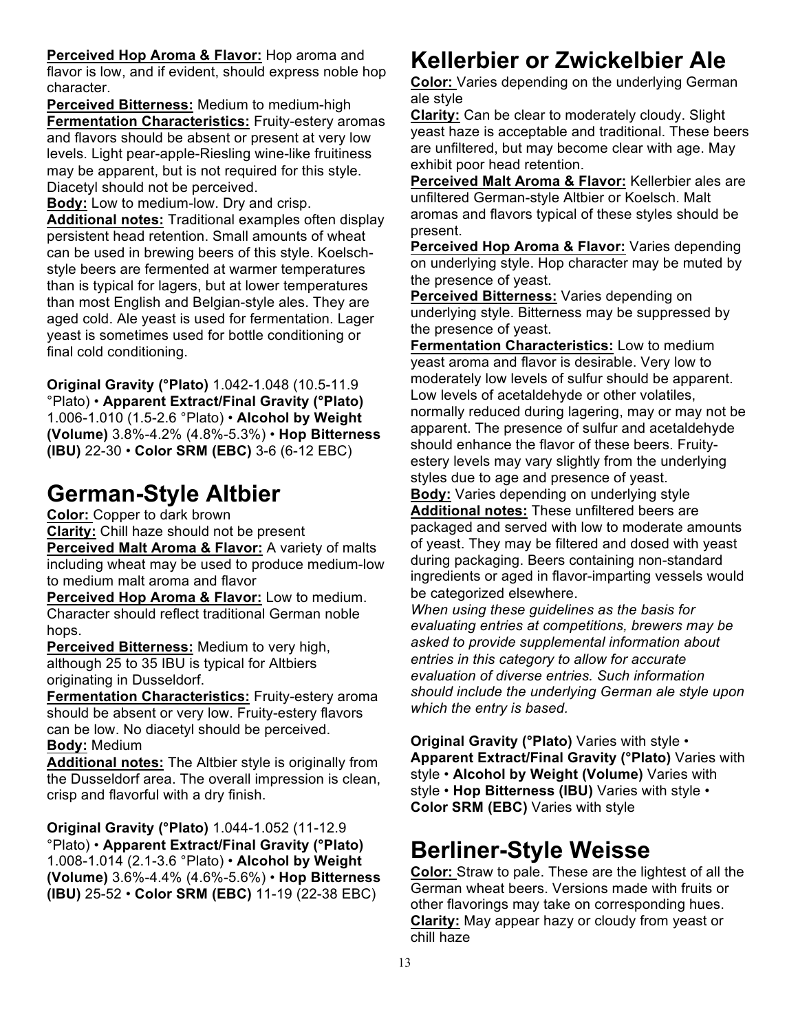**Perceived Hop Aroma & Flavor:** Hop aroma and flavor is low, and if evident, should express noble hop character.

**Perceived Bitterness:** Medium to medium-high

**Fermentation Characteristics:** Fruity-estery aromas and flavors should be absent or present at very low levels. Light pear-apple-Riesling wine-like fruitiness may be apparent, but is not required for this style. Diacetyl should not be perceived.

**Body:** Low to medium-low. Dry and crisp.

**Additional notes:** Traditional examples often display persistent head retention. Small amounts of wheat can be used in brewing beers of this style. Koelsch-style beers are fermented at warmer temperatures than is typical for lagers, but at lower temperatures than most English and Belgian-style ales. They are aged cold. Ale yeast is used for fermentation. Lager yeast is sometimes used for bottle conditioning or final cold conditioning.

**Original Gravity (°Plato)** 1.042-1.048 (10.5-11.9 °Plato) • **Apparent Extract/Final Gravity (°Plato)** 1.006-1.010 (1.5-2.6 °Plato) • **Alcohol by Weight (Volume)** 3.8%-4.2% (4.8%-5.3%) • **Hop Bitterness (IBU)** 22-30 • **Color SRM (EBC)** 3-6 (6-12 EBC)

# German-Style Altbier

**Color:** Copper to dark brown

**Clarity:** Chill haze should not be present

**Perceived Malt Aroma & Flavor:** A variety of malts including wheat may be used to produce medium-low to medium malt aroma and flavor

**Perceived Hop Aroma & Flavor:** Low to medium. Character should reflect traditional German noble hops.

**Perceived Bitterness:** Medium to very high, although 25 to 35 IBU is typical for Altbiers originating in Dusseldorf.

**Fermentation Characteristics:** Fruity-estery aroma should be absent or very low. Fruity-estery flavors can be low. No diacetyl should be perceived.

**Body:** Medium

**Additional notes:** The Altbier style is originally from the Dusseldorf area. The overall impression is clean, crisp and flavorful with a dry finish.

**Original Gravity (°Plato)** 1.044-1.052 (11-12.9 °Plato) • **Apparent Extract/Final Gravity (°Plato)** 1.008-1.014 (2.1-3.6 °Plato) • **Alcohol by Weight (Volume)** 3.6%-4.4% (4.6%-5.6%) • **Hop Bitterness (IBU)** 25-52 • **Color SRM (EBC)** 11-19 (22-38 EBC)

# Kellerbier or Zwickelbier Ale

**Color:** Varies depending on the underlying German ale style

**Clarity:** Can be clear to moderately cloudy. Slight yeast haze is acceptable and traditional. These beers are unfiltered, but may become clear with age. May exhibit poor head retention.

**Perceived Malt Aroma & Flavor:** Kellerbier ales are unfiltered German-style Altbier or Koelsch. Malt aromas and flavors typical of these styles should be present.

**Perceived Hop Aroma & Flavor:** Varies depending on underlying style. Hop character may be muted by the presence of yeast.

**Perceived Bitterness:** Varies depending on underlying style. Bitterness may be suppressed by the presence of yeast.

**Fermentation Characteristics:** Low to medium yeast aroma and flavor is desirable. Very low to moderately low levels of sulfur should be apparent. Low levels of acetaldehyde or other volatiles, normally reduced during lagering, may or may not be apparent. The presence of sulfur and acetaldehyde should enhance the flavor of these beers. Fruity-estery levels may vary slightly from the underlying styles due to age and presence of yeast.

**Body:** Varies depending on underlying style

**Additional notes:** These unfiltered beers are packaged and served with low to moderate amounts of yeast. They may be filtered and dosed with yeast during packaging. Beers containing non-standard ingredients or aged in flavor-imparting vessels would be categorized elsewhere.

*When using these guidelines as the basis for evaluating entries at competitions, brewers may be asked to provide supplemental information about entries in this category to allow for accurate evaluation of diverse entries. Such information should include the underlying German ale style upon which the entry is based.*

**Original Gravity (°Plato)** Varies with style • **Apparent Extract/Final Gravity (°Plato)** Varies with style • **Alcohol by Weight (Volume)** Varies with style • **Hop Bitterness (IBU)** Varies with style • **Color SRM (EBC)** Varies with style

# Berliner-Style Weisse

**Color:** Straw to pale. These are the lightest of all the German wheat beers. Versions made with fruits or other flavorings may take on corresponding hues.

**Clarity:** May appear hazy or cloudy from yeast or chill haze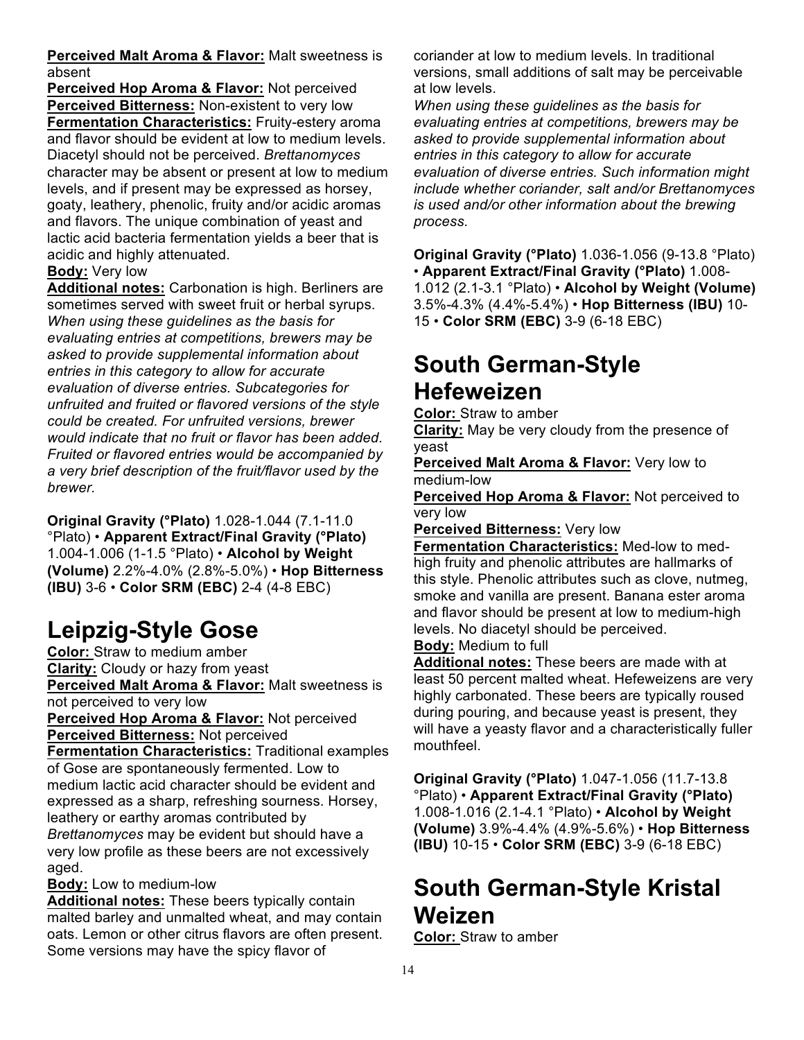**Perceived Malt Aroma & Flavor:** Malt sweetness is absent
**Perceived Hop Aroma & Flavor:** Not perceived
**Perceived Bitterness:** Non-existent to very low
**Fermentation Characteristics:** Fruity-estery aroma and flavor should be evident at low to medium levels. Diacetyl should not be perceived. *Brettanomyces* character may be absent or present at low to medium levels, and if present may be expressed as horsey, goaty, leathery, phenolic, fruity and/or acidic aromas and flavors. The unique combination of yeast and lactic acid bacteria fermentation yields a beer that is acidic and highly attenuated.
**Body:** Very low
**Additional notes:** Carbonation is high. Berliners are sometimes served with sweet fruit or herbal syrups. *When using these guidelines as the basis for evaluating entries at competitions, brewers may be asked to provide supplemental information about entries in this category to allow for accurate evaluation of diverse entries. Subcategories for unfruited and fruited or flavored versions of the style could be created. For unfruited versions, brewer would indicate that no fruit or flavor has been added. Fruited or flavored entries would be accompanied by a very brief description of the fruit/flavor used by the brewer.*

**Original Gravity (°Plato)** 1.028-1.044 (7.1-11.0 °Plato) • **Apparent Extract/Final Gravity (°Plato)** 1.004-1.006 (1-1.5 °Plato) • **Alcohol by Weight (Volume)** 2.2%-4.0% (2.8%-5.0%) • **Hop Bitterness (IBU)** 3-6 • **Color SRM (EBC)** 2-4 (4-8 EBC)

# Leipzig-Style Gose

**Color:** Straw to medium amber
**Clarity:** Cloudy or hazy from yeast
**Perceived Malt Aroma & Flavor:** Malt sweetness is not perceived to very low
**Perceived Hop Aroma & Flavor:** Not perceived
**Perceived Bitterness:** Not perceived
**Fermentation Characteristics:** Traditional examples of Gose are spontaneously fermented. Low to medium lactic acid character should be evident and expressed as a sharp, refreshing sourness. Horsey, leathery or earthy aromas contributed by *Brettanomyces* may be evident but should have a very low profile as these beers are not excessively aged.
**Body:** Low to medium-low
**Additional notes:** These beers typically contain malted barley and unmalted wheat, and may contain oats. Lemon or other citrus flavors are often present. Some versions may have the spicy flavor of coriander at low to medium levels. In traditional versions, small additions of salt may be perceivable at low levels.
*When using these guidelines as the basis for evaluating entries at competitions, brewers may be asked to provide supplemental information about entries in this category to allow for accurate evaluation of diverse entries. Such information might include whether coriander, salt and/or Brettanomyces is used and/or other information about the brewing process.*

**Original Gravity (°Plato)** 1.036-1.056 (9-13.8 °Plato) • **Apparent Extract/Final Gravity (°Plato)** 1.008-1.012 (2.1-3.1 °Plato) • **Alcohol by Weight (Volume)** 3.5%-4.3% (4.4%-5.4%) • **Hop Bitterness (IBU)** 10-15 • **Color SRM (EBC)** 3-9 (6-18 EBC)

# South German-Style Hefeweizen

**Color:** Straw to amber
**Clarity:** May be very cloudy from the presence of yeast
**Perceived Malt Aroma & Flavor:** Very low to medium-low
**Perceived Hop Aroma & Flavor:** Not perceived to very low
**Perceived Bitterness:** Very low
**Fermentation Characteristics:** Med-low to med-high fruity and phenolic attributes are hallmarks of this style. Phenolic attributes such as clove, nutmeg, smoke and vanilla are present. Banana ester aroma and flavor should be present at low to medium-high levels. No diacetyl should be perceived.
**Body:** Medium to full
**Additional notes:** These beers are made with at least 50 percent malted wheat. Hefeweizens are very highly carbonated. These beers are typically roused during pouring, and because yeast is present, they will have a yeasty flavor and a characteristically fuller mouthfeel.

**Original Gravity (°Plato)** 1.047-1.056 (11.7-13.8 °Plato) • **Apparent Extract/Final Gravity (°Plato)** 1.008-1.016 (2.1-4.1 °Plato) • **Alcohol by Weight (Volume)** 3.9%-4.4% (4.9%-5.6%) • **Hop Bitterness (IBU)** 10-15 • **Color SRM (EBC)** 3-9 (6-18 EBC)

# South German-Style Kristal Weizen

**Color:** Straw to amber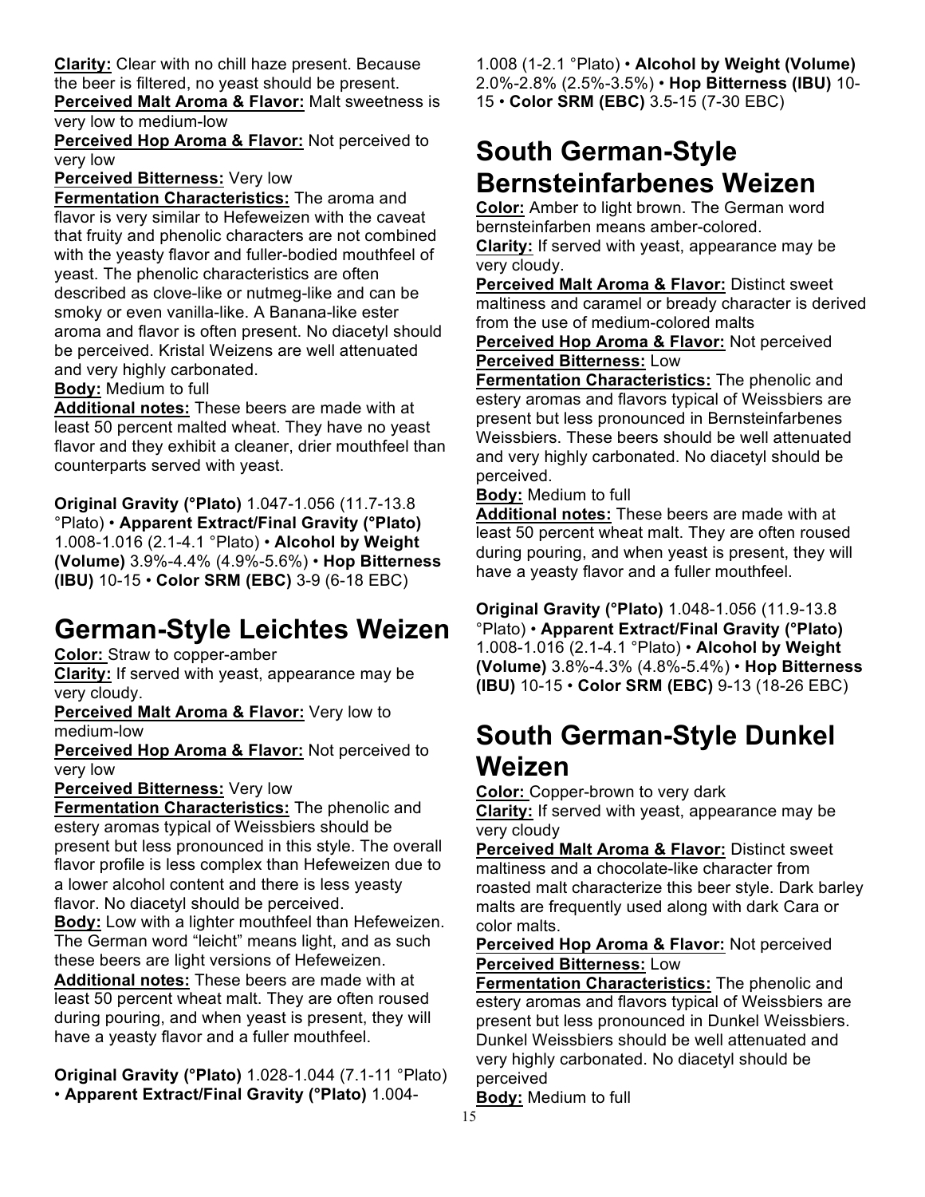**Clarity:** Clear with no chill haze present. Because the beer is filtered, no yeast should be present.
**Perceived Malt Aroma & Flavor:** Malt sweetness is very low to medium-low
**Perceived Hop Aroma & Flavor:** Not perceived to very low
**Perceived Bitterness:** Very low
**Fermentation Characteristics:** The aroma and flavor is very similar to Hefeweizen with the caveat that fruity and phenolic characters are not combined with the yeasty flavor and fuller-bodied mouthfeel of yeast. The phenolic characteristics are often described as clove-like or nutmeg-like and can be smoky or even vanilla-like. A Banana-like ester aroma and flavor is often present. No diacetyl should be perceived. Kristal Weizens are well attenuated and very highly carbonated.
**Body:** Medium to full
**Additional notes:** These beers are made with at least 50 percent malted wheat. They have no yeast flavor and they exhibit a cleaner, drier mouthfeel than counterparts served with yeast.

**Original Gravity (°Plato)** 1.047-1.056 (11.7-13.8 °Plato) • **Apparent Extract/Final Gravity (°Plato)** 1.008-1.016 (2.1-4.1 °Plato) • **Alcohol by Weight (Volume)** 3.9%-4.4% (4.9%-5.6%) • **Hop Bitterness (IBU)** 10-15 • **Color SRM (EBC)** 3-9 (6-18 EBC)

# German-Style Leichtes Weizen

**Color:** Straw to copper-amber
**Clarity:** If served with yeast, appearance may be very cloudy.
**Perceived Malt Aroma & Flavor:** Very low to medium-low
**Perceived Hop Aroma & Flavor:** Not perceived to very low
**Perceived Bitterness:** Very low
**Fermentation Characteristics:** The phenolic and estery aromas typical of Weissbiers should be present but less pronounced in this style. The overall flavor profile is less complex than Hefeweizen due to a lower alcohol content and there is less yeasty flavor. No diacetyl should be perceived.
**Body:** Low with a lighter mouthfeel than Hefeweizen. The German word "leicht" means light, and as such these beers are light versions of Hefeweizen.
**Additional notes:** These beers are made with at least 50 percent wheat malt. They are often roused during pouring, and when yeast is present, they will have a yeasty flavor and a fuller mouthfeel.

**Original Gravity (°Plato)** 1.028-1.044 (7.1-11 °Plato) • **Apparent Extract/Final Gravity (°Plato)** 1.004-1.008 (1-2.1 °Plato) • **Alcohol by Weight (Volume)** 2.0%-2.8% (2.5%-3.5%) • **Hop Bitterness (IBU)** 10-15 • **Color SRM (EBC)** 3.5-15 (7-30 EBC)

# South German-Style Bernsteinfarbenes Weizen

**Color:** Amber to light brown. The German word bernsteinfarben means amber-colored.
**Clarity:** If served with yeast, appearance may be very cloudy.
**Perceived Malt Aroma & Flavor:** Distinct sweet maltiness and caramel or bready character is derived from the use of medium-colored malts
**Perceived Hop Aroma & Flavor:** Not perceived
**Perceived Bitterness:** Low
**Fermentation Characteristics:** The phenolic and estery aromas and flavors typical of Weissbiers are present but less pronounced in Bernsteinfarbenes Weissbiers. These beers should be well attenuated and very highly carbonated. No diacetyl should be perceived.
**Body:** Medium to full
**Additional notes:** These beers are made with at least 50 percent wheat malt. They are often roused during pouring, and when yeast is present, they will have a yeasty flavor and a fuller mouthfeel.

**Original Gravity (°Plato)** 1.048-1.056 (11.9-13.8 °Plato) • **Apparent Extract/Final Gravity (°Plato)** 1.008-1.016 (2.1-4.1 °Plato) • **Alcohol by Weight (Volume)** 3.8%-4.3% (4.8%-5.4%) • **Hop Bitterness (IBU)** 10-15 • **Color SRM (EBC)** 9-13 (18-26 EBC)

# South German-Style Dunkel Weizen

**Color:** Copper-brown to very dark
**Clarity:** If served with yeast, appearance may be very cloudy
**Perceived Malt Aroma & Flavor:** Distinct sweet maltiness and a chocolate-like character from roasted malt characterize this beer style. Dark barley malts are frequently used along with dark Cara or color malts.
**Perceived Hop Aroma & Flavor:** Not perceived
**Perceived Bitterness:** Low
**Fermentation Characteristics:** The phenolic and estery aromas and flavors typical of Weissbiers are present but less pronounced in Dunkel Weissbiers. Dunkel Weissbiers should be well attenuated and very highly carbonated. No diacetyl should be perceived
**Body:** Medium to full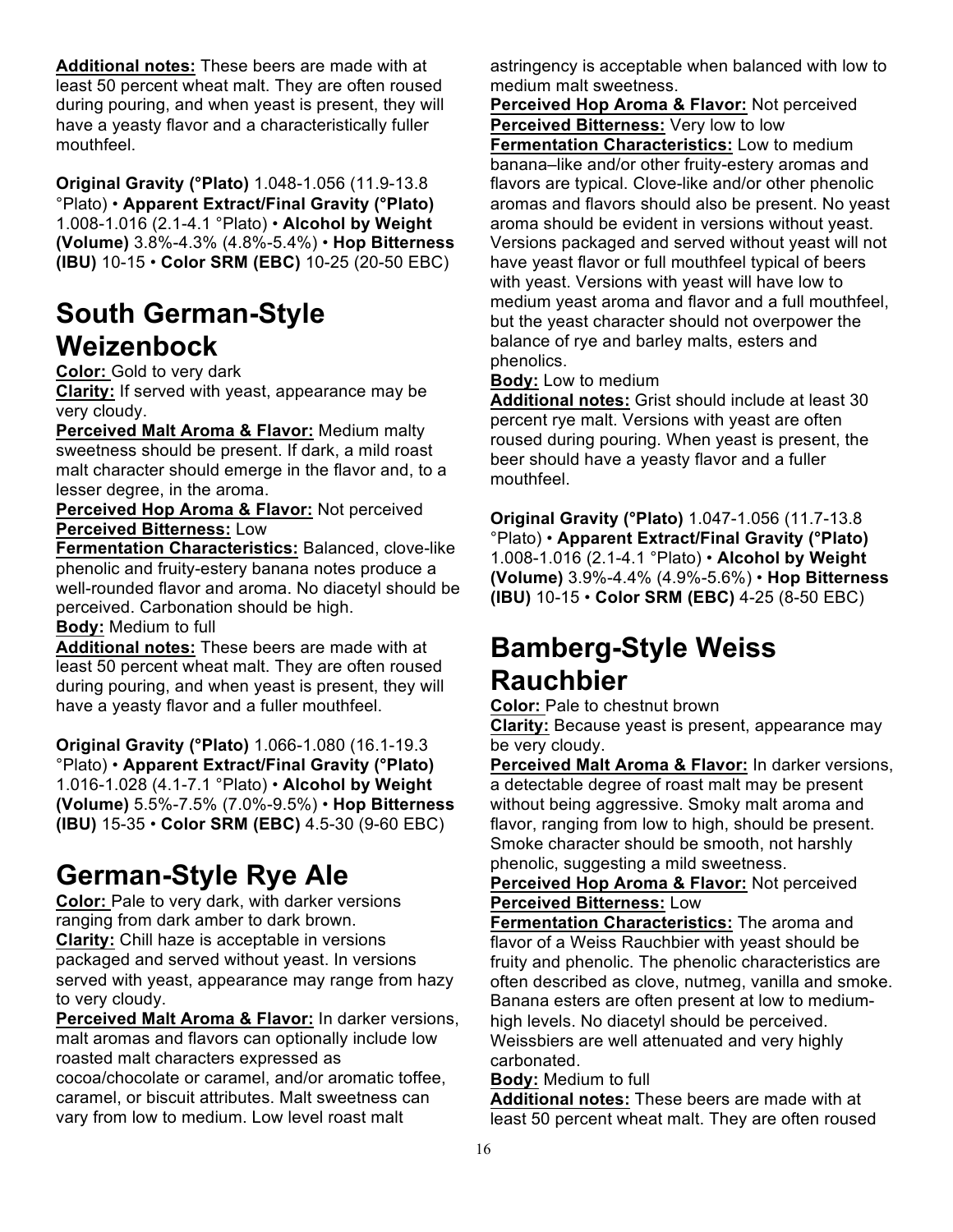**Additional notes:** These beers are made with at least 50 percent wheat malt. They are often roused during pouring, and when yeast is present, they will have a yeasty flavor and a characteristically fuller mouthfeel.

**Original Gravity (°Plato)** 1.048-1.056 (11.9-13.8 °Plato) • **Apparent Extract/Final Gravity (°Plato)** 1.008-1.016 (2.1-4.1 °Plato) • **Alcohol by Weight (Volume)** 3.8%-4.3% (4.8%-5.4%) • **Hop Bitterness (IBU)** 10-15 • **Color SRM (EBC)** 10-25 (20-50 EBC)

## South German-Style Weizenbock

**Color:** Gold to very dark

**Clarity:** If served with yeast, appearance may be very cloudy.

**Perceived Malt Aroma & Flavor:** Medium malty sweetness should be present. If dark, a mild roast malt character should emerge in the flavor and, to a lesser degree, in the aroma.

**Perceived Hop Aroma & Flavor:** Not perceived

**Perceived Bitterness:** Low

**Fermentation Characteristics:** Balanced, clove-like phenolic and fruity-estery banana notes produce a well-rounded flavor and aroma. No diacetyl should be perceived. Carbonation should be high.

**Body:** Medium to full

**Additional notes:** These beers are made with at least 50 percent wheat malt. They are often roused during pouring, and when yeast is present, they will have a yeasty flavor and a fuller mouthfeel.

**Original Gravity (°Plato)** 1.066-1.080 (16.1-19.3 °Plato) • **Apparent Extract/Final Gravity (°Plato)** 1.016-1.028 (4.1-7.1 °Plato) • **Alcohol by Weight (Volume)** 5.5%-7.5% (7.0%-9.5%) • **Hop Bitterness (IBU)** 15-35 • **Color SRM (EBC)** 4.5-30 (9-60 EBC)

## German-Style Rye Ale

**Color:** Pale to very dark, with darker versions ranging from dark amber to dark brown.

**Clarity:** Chill haze is acceptable in versions packaged and served without yeast. In versions served with yeast, appearance may range from hazy to very cloudy.

**Perceived Malt Aroma & Flavor:** In darker versions, malt aromas and flavors can optionally include low roasted malt characters expressed as cocoa/chocolate or caramel, and/or aromatic toffee, caramel, or biscuit attributes. Malt sweetness can vary from low to medium. Low level roast malt astringency is acceptable when balanced with low to medium malt sweetness.

**Perceived Hop Aroma & Flavor:** Not perceived

**Perceived Bitterness:** Very low to low

**Fermentation Characteristics:** Low to medium banana–like and/or other fruity-estery aromas and flavors are typical. Clove-like and/or other phenolic aromas and flavors should also be present. No yeast aroma should be evident in versions without yeast. Versions packaged and served without yeast will not have yeast flavor or full mouthfeel typical of beers with yeast. Versions with yeast will have low to medium yeast aroma and flavor and a full mouthfeel, but the yeast character should not overpower the balance of rye and barley malts, esters and phenolics.

**Body:** Low to medium

**Additional notes:** Grist should include at least 30 percent rye malt. Versions with yeast are often roused during pouring. When yeast is present, the beer should have a yeasty flavor and a fuller mouthfeel.

**Original Gravity (°Plato)** 1.047-1.056 (11.7-13.8 °Plato) • **Apparent Extract/Final Gravity (°Plato)** 1.008-1.016 (2.1-4.1 °Plato) • **Alcohol by Weight (Volume)** 3.9%-4.4% (4.9%-5.6%) • **Hop Bitterness (IBU)** 10-15 • **Color SRM (EBC)** 4-25 (8-50 EBC)

## Bamberg-Style Weiss Rauchbier

**Color:** Pale to chestnut brown

**Clarity:** Because yeast is present, appearance may be very cloudy.

**Perceived Malt Aroma & Flavor:** In darker versions, a detectable degree of roast malt may be present without being aggressive. Smoky malt aroma and flavor, ranging from low to high, should be present. Smoke character should be smooth, not harshly phenolic, suggesting a mild sweetness.

**Perceived Hop Aroma & Flavor:** Not perceived

**Perceived Bitterness:** Low

**Fermentation Characteristics:** The aroma and flavor of a Weiss Rauchbier with yeast should be fruity and phenolic. The phenolic characteristics are often described as clove, nutmeg, vanilla and smoke. Banana esters are often present at low to medium-high levels. No diacetyl should be perceived. Weissbiers are well attenuated and very highly carbonated.

**Body:** Medium to full

**Additional notes:** These beers are made with at least 50 percent wheat malt. They are often roused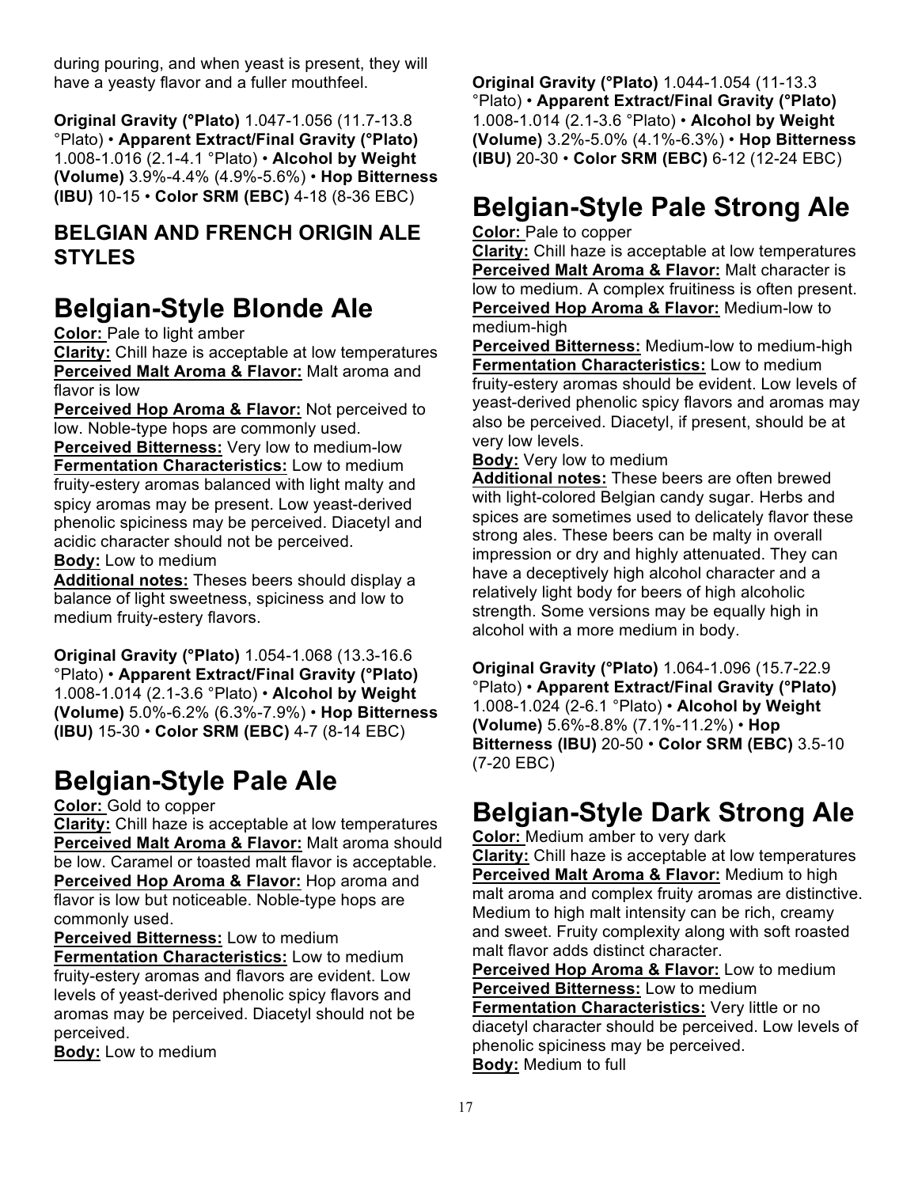during pouring, and when yeast is present, they will have a yeasty flavor and a fuller mouthfeel.

**Original Gravity (°Plato)** 1.047-1.056 (11.7-13.8 °Plato) • **Apparent Extract/Final Gravity (°Plato)** 1.008-1.016 (2.1-4.1 °Plato) • **Alcohol by Weight (Volume)** 3.9%-4.4% (4.9%-5.6%) • **Hop Bitterness (IBU)** 10-15 • **Color SRM (EBC)** 4-18 (8-36 EBC)

### BELGIAN AND FRENCH ORIGIN ALE STYLES

# Belgian-Style Blonde Ale

**Color:** Pale to light amber
**Clarity:** Chill haze is acceptable at low temperatures
**Perceived Malt Aroma & Flavor:** Malt aroma and flavor is low
**Perceived Hop Aroma & Flavor:** Not perceived to low. Noble-type hops are commonly used.
**Perceived Bitterness:** Very low to medium-low
**Fermentation Characteristics:** Low to medium fruity-estery aromas balanced with light malty and spicy aromas may be present. Low yeast-derived phenolic spiciness may be perceived. Diacetyl and acidic character should not be perceived.
**Body:** Low to medium
**Additional notes:** Theses beers should display a balance of light sweetness, spiciness and low to medium fruity-estery flavors.

**Original Gravity (°Plato)** 1.054-1.068 (13.3-16.6 °Plato) • **Apparent Extract/Final Gravity (°Plato)** 1.008-1.014 (2.1-3.6 °Plato) • **Alcohol by Weight (Volume)** 5.0%-6.2% (6.3%-7.9%) • **Hop Bitterness (IBU)** 15-30 • **Color SRM (EBC)** 4-7 (8-14 EBC)

# Belgian-Style Pale Ale

**Color:** Gold to copper
**Clarity:** Chill haze is acceptable at low temperatures
**Perceived Malt Aroma & Flavor:** Malt aroma should be low. Caramel or toasted malt flavor is acceptable.
**Perceived Hop Aroma & Flavor:** Hop aroma and flavor is low but noticeable. Noble-type hops are commonly used.
**Perceived Bitterness:** Low to medium
**Fermentation Characteristics:** Low to medium fruity-estery aromas and flavors are evident. Low levels of yeast-derived phenolic spicy flavors and aromas may be perceived. Diacetyl should not be perceived.
**Body:** Low to medium

**Original Gravity (°Plato)** 1.044-1.054 (11-13.3 °Plato) • **Apparent Extract/Final Gravity (°Plato)** 1.008-1.014 (2.1-3.6 °Plato) • **Alcohol by Weight (Volume)** 3.2%-5.0% (4.1%-6.3%) • **Hop Bitterness (IBU)** 20-30 • **Color SRM (EBC)** 6-12 (12-24 EBC)

# Belgian-Style Pale Strong Ale

**Color:** Pale to copper
**Clarity:** Chill haze is acceptable at low temperatures
**Perceived Malt Aroma & Flavor:** Malt character is low to medium. A complex fruitiness is often present.
**Perceived Hop Aroma & Flavor:** Medium-low to medium-high
**Perceived Bitterness:** Medium-low to medium-high
**Fermentation Characteristics:** Low to medium fruity-estery aromas should be evident. Low levels of yeast-derived phenolic spicy flavors and aromas may also be perceived. Diacetyl, if present, should be at very low levels.
**Body:** Very low to medium
**Additional notes:** These beers are often brewed with light-colored Belgian candy sugar. Herbs and spices are sometimes used to delicately flavor these strong ales. These beers can be malty in overall impression or dry and highly attenuated. They can have a deceptively high alcohol character and a relatively light body for beers of high alcoholic strength. Some versions may be equally high in alcohol with a more medium in body.

**Original Gravity (°Plato)** 1.064-1.096 (15.7-22.9 °Plato) • **Apparent Extract/Final Gravity (°Plato)** 1.008-1.024 (2-6.1 °Plato) • **Alcohol by Weight (Volume)** 5.6%-8.8% (7.1%-11.2%) • **Hop Bitterness (IBU)** 20-50 • **Color SRM (EBC)** 3.5-10 (7-20 EBC)

# Belgian-Style Dark Strong Ale

**Color:** Medium amber to very dark
**Clarity:** Chill haze is acceptable at low temperatures
**Perceived Malt Aroma & Flavor:** Medium to high malt aroma and complex fruity aromas are distinctive. Medium to high malt intensity can be rich, creamy and sweet. Fruity complexity along with soft roasted malt flavor adds distinct character.
**Perceived Hop Aroma & Flavor:** Low to medium
**Perceived Bitterness:** Low to medium
**Fermentation Characteristics:** Very little or no diacetyl character should be perceived. Low levels of phenolic spiciness may be perceived.
**Body:** Medium to full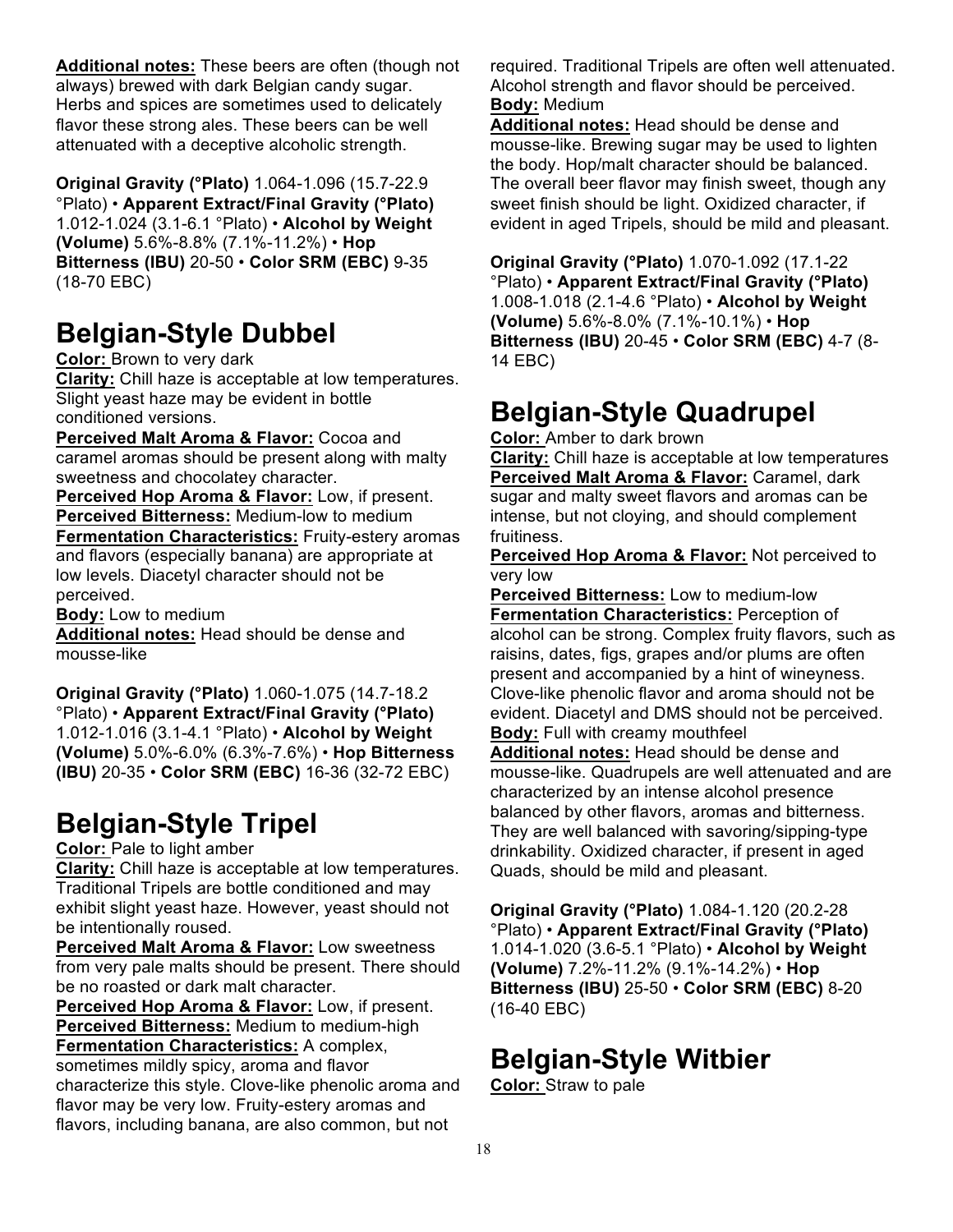**Additional notes:** These beers are often (though not always) brewed with dark Belgian candy sugar. Herbs and spices are sometimes used to delicately flavor these strong ales. These beers can be well attenuated with a deceptive alcoholic strength.

**Original Gravity (°Plato)** 1.064-1.096 (15.7-22.9 °Plato) • **Apparent Extract/Final Gravity (°Plato)** 1.012-1.024 (3.1-6.1 °Plato) • **Alcohol by Weight (Volume)** 5.6%-8.8% (7.1%-11.2%) • **Hop Bitterness (IBU)** 20-50 • **Color SRM (EBC)** 9-35 (18-70 EBC)

# Belgian-Style Dubbel

**Color:** Brown to very dark
**Clarity:** Chill haze is acceptable at low temperatures. Slight yeast haze may be evident in bottle conditioned versions.
**Perceived Malt Aroma & Flavor:** Cocoa and caramel aromas should be present along with malty sweetness and chocolatey character.
**Perceived Hop Aroma & Flavor:** Low, if present.
**Perceived Bitterness:** Medium-low to medium
**Fermentation Characteristics:** Fruity-estery aromas and flavors (especially banana) are appropriate at low levels. Diacetyl character should not be perceived.
**Body:** Low to medium
**Additional notes:** Head should be dense and mousse-like

**Original Gravity (°Plato)** 1.060-1.075 (14.7-18.2 °Plato) • **Apparent Extract/Final Gravity (°Plato)** 1.012-1.016 (3.1-4.1 °Plato) • **Alcohol by Weight (Volume)** 5.0%-6.0% (6.3%-7.6%) • **Hop Bitterness (IBU)** 20-35 • **Color SRM (EBC)** 16-36 (32-72 EBC)

# Belgian-Style Tripel

**Color:** Pale to light amber
**Clarity:** Chill haze is acceptable at low temperatures. Traditional Tripels are bottle conditioned and may exhibit slight yeast haze. However, yeast should not be intentionally roused.
**Perceived Malt Aroma & Flavor:** Low sweetness from very pale malts should be present. There should be no roasted or dark malt character.
**Perceived Hop Aroma & Flavor:** Low, if present.
**Perceived Bitterness:** Medium to medium-high
**Fermentation Characteristics:** A complex, sometimes mildly spicy, aroma and flavor characterize this style. Clove-like phenolic aroma and flavor may be very low. Fruity-estery aromas and flavors, including banana, are also common, but not required. Traditional Tripels are often well attenuated. Alcohol strength and flavor should be perceived.
**Body:** Medium
**Additional notes:** Head should be dense and mousse-like. Brewing sugar may be used to lighten the body. Hop/malt character should be balanced. The overall beer flavor may finish sweet, though any sweet finish should be light. Oxidized character, if evident in aged Tripels, should be mild and pleasant.

**Original Gravity (°Plato)** 1.070-1.092 (17.1-22 °Plato) • **Apparent Extract/Final Gravity (°Plato)** 1.008-1.018 (2.1-4.6 °Plato) • **Alcohol by Weight (Volume)** 5.6%-8.0% (7.1%-10.1%) • **Hop Bitterness (IBU)** 20-45 • **Color SRM (EBC)** 4-7 (8-14 EBC)

# Belgian-Style Quadrupel

**Color:** Amber to dark brown
**Clarity:** Chill haze is acceptable at low temperatures
**Perceived Malt Aroma & Flavor:** Caramel, dark sugar and malty sweet flavors and aromas can be intense, but not cloying, and should complement fruitiness.
**Perceived Hop Aroma & Flavor:** Not perceived to very low
**Perceived Bitterness:** Low to medium-low
**Fermentation Characteristics:** Perception of alcohol can be strong. Complex fruity flavors, such as raisins, dates, figs, grapes and/or plums are often present and accompanied by a hint of wineyness. Clove-like phenolic flavor and aroma should not be evident. Diacetyl and DMS should not be perceived.
**Body:** Full with creamy mouthfeel
**Additional notes:** Head should be dense and mousse-like. Quadrupels are well attenuated and are characterized by an intense alcohol presence balanced by other flavors, aromas and bitterness. They are well balanced with savoring/sipping-type drinkability. Oxidized character, if present in aged Quads, should be mild and pleasant.

**Original Gravity (°Plato)** 1.084-1.120 (20.2-28 °Plato) • **Apparent Extract/Final Gravity (°Plato)** 1.014-1.020 (3.6-5.1 °Plato) • **Alcohol by Weight (Volume)** 7.2%-11.2% (9.1%-14.2%) • **Hop Bitterness (IBU)** 25-50 • **Color SRM (EBC)** 8-20 (16-40 EBC)

# Belgian-Style Witbier

**Color:** Straw to pale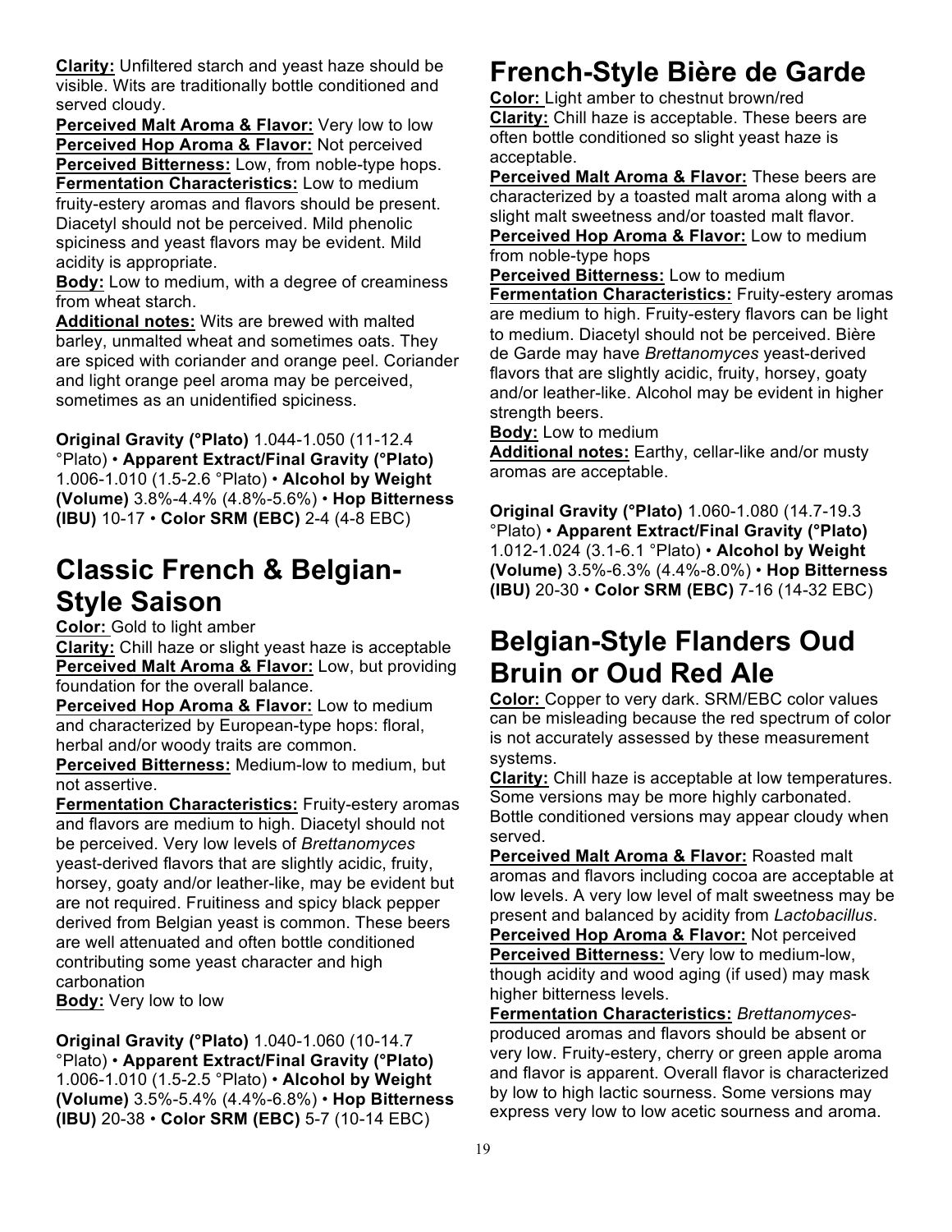**Clarity:** Unfiltered starch and yeast haze should be visible. Wits are traditionally bottle conditioned and served cloudy.

**Perceived Malt Aroma & Flavor:** Very low to low

**Perceived Hop Aroma & Flavor:** Not perceived

**Perceived Bitterness:** Low, from noble-type hops.

**Fermentation Characteristics:** Low to medium fruity-estery aromas and flavors should be present. Diacetyl should not be perceived. Mild phenolic spiciness and yeast flavors may be evident. Mild acidity is appropriate.

**Body:** Low to medium, with a degree of creaminess from wheat starch.

**Additional notes:** Wits are brewed with malted barley, unmalted wheat and sometimes oats. They are spiced with coriander and orange peel. Coriander and light orange peel aroma may be perceived, sometimes as an unidentified spiciness.

**Original Gravity (°Plato)** 1.044-1.050 (11-12.4 °Plato) • **Apparent Extract/Final Gravity (°Plato)** 1.006-1.010 (1.5-2.6 °Plato) • **Alcohol by Weight (Volume)** 3.8%-4.4% (4.8%-5.6%) • **Hop Bitterness (IBU)** 10-17 • **Color SRM (EBC)** 2-4 (4-8 EBC)

# Classic French & Belgian-Style Saison

**Color:** Gold to light amber

**Clarity:** Chill haze or slight yeast haze is acceptable

**Perceived Malt Aroma & Flavor:** Low, but providing foundation for the overall balance.

**Perceived Hop Aroma & Flavor:** Low to medium and characterized by European-type hops: floral, herbal and/or woody traits are common.

**Perceived Bitterness:** Medium-low to medium, but not assertive.

**Fermentation Characteristics:** Fruity-estery aromas and flavors are medium to high. Diacetyl should not be perceived. Very low levels of *Brettanomyces* yeast-derived flavors that are slightly acidic, fruity, horsey, goaty and/or leather-like, may be evident but are not required. Fruitiness and spicy black pepper derived from Belgian yeast is common. These beers are well attenuated and often bottle conditioned contributing some yeast character and high carbonation

**Body:** Very low to low

**Original Gravity (°Plato)** 1.040-1.060 (10-14.7 °Plato) • **Apparent Extract/Final Gravity (°Plato)** 1.006-1.010 (1.5-2.5 °Plato) • **Alcohol by Weight (Volume)** 3.5%-5.4% (4.4%-6.8%) • **Hop Bitterness (IBU)** 20-38 • **Color SRM (EBC)** 5-7 (10-14 EBC)

# French-Style Bière de Garde

**Color:** Light amber to chestnut brown/red

**Clarity:** Chill haze is acceptable. These beers are often bottle conditioned so slight yeast haze is acceptable.

**Perceived Malt Aroma & Flavor:** These beers are characterized by a toasted malt aroma along with a slight malt sweetness and/or toasted malt flavor.

**Perceived Hop Aroma & Flavor:** Low to medium from noble-type hops

**Perceived Bitterness:** Low to medium

**Fermentation Characteristics:** Fruity-estery aromas are medium to high. Fruity-estery flavors can be light to medium. Diacetyl should not be perceived. Bière de Garde may have *Brettanomyces* yeast-derived flavors that are slightly acidic, fruity, horsey, goaty and/or leather-like. Alcohol may be evident in higher strength beers.

**Body:** Low to medium

**Additional notes:** Earthy, cellar-like and/or musty aromas are acceptable.

**Original Gravity (°Plato)** 1.060-1.080 (14.7-19.3 °Plato) • **Apparent Extract/Final Gravity (°Plato)** 1.012-1.024 (3.1-6.1 °Plato) • **Alcohol by Weight (Volume)** 3.5%-6.3% (4.4%-8.0%) • **Hop Bitterness (IBU)** 20-30 • **Color SRM (EBC)** 7-16 (14-32 EBC)

# Belgian-Style Flanders Oud Bruin or Oud Red Ale

**Color:** Copper to very dark. SRM/EBC color values can be misleading because the red spectrum of color is not accurately assessed by these measurement systems.

**Clarity:** Chill haze is acceptable at low temperatures. Some versions may be more highly carbonated. Bottle conditioned versions may appear cloudy when served.

**Perceived Malt Aroma & Flavor:** Roasted malt aromas and flavors including cocoa are acceptable at low levels. A very low level of malt sweetness may be present and balanced by acidity from *Lactobacillus*.

**Perceived Hop Aroma & Flavor:** Not perceived

**Perceived Bitterness:** Very low to medium-low, though acidity and wood aging (if used) may mask higher bitterness levels.

**Fermentation Characteristics:** *Brettanomyces*-produced aromas and flavors should be absent or very low. Fruity-estery, cherry or green apple aroma and flavor is apparent. Overall flavor is characterized by low to high lactic sourness. Some versions may express very low to low acetic sourness and aroma.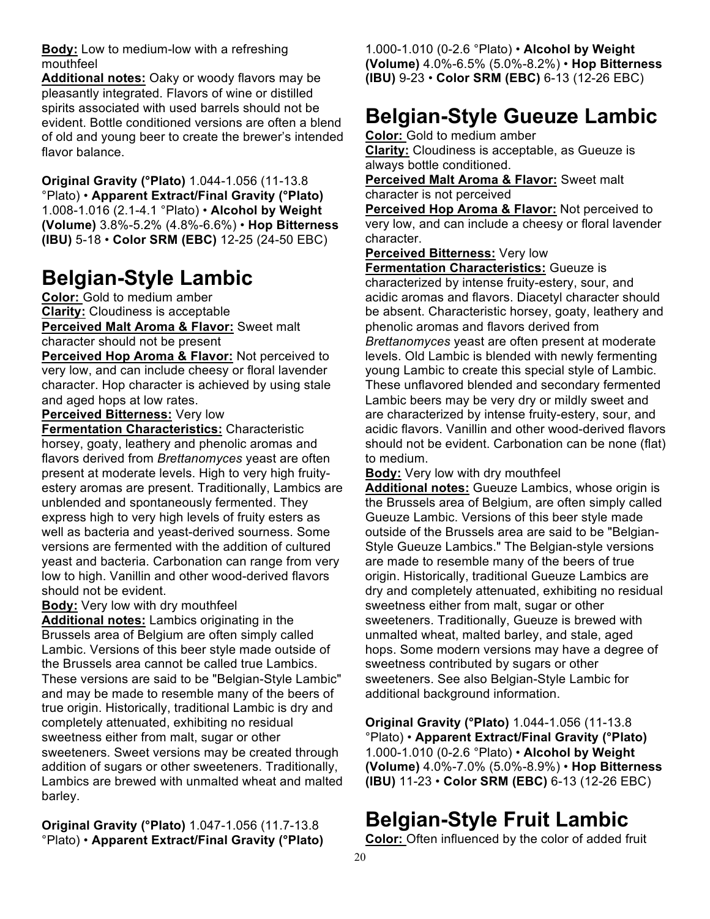**Body:** Low to medium-low with a refreshing mouthfeel

**Additional notes:** Oaky or woody flavors may be pleasantly integrated. Flavors of wine or distilled spirits associated with used barrels should not be evident. Bottle conditioned versions are often a blend of old and young beer to create the brewer's intended flavor balance.

**Original Gravity (°Plato)** 1.044-1.056 (11-13.8 °Plato) • **Apparent Extract/Final Gravity (°Plato)** 1.008-1.016 (2.1-4.1 °Plato) • **Alcohol by Weight (Volume)** 3.8%-5.2% (4.8%-6.6%) • **Hop Bitterness (IBU)** 5-18 • **Color SRM (EBC)** 12-25 (24-50 EBC)

# Belgian-Style Lambic

**Color:** Gold to medium amber

**Clarity:** Cloudiness is acceptable

**Perceived Malt Aroma & Flavor:** Sweet malt character should not be present

**Perceived Hop Aroma & Flavor:** Not perceived to very low, and can include cheesy or floral lavender character. Hop character is achieved by using stale and aged hops at low rates.

**Perceived Bitterness:** Very low

**Fermentation Characteristics:** Characteristic horsey, goaty, leathery and phenolic aromas and flavors derived from *Brettanomyces* yeast are often present at moderate levels. High to very high fruity-estery aromas are present. Traditionally, Lambics are unblended and spontaneously fermented. They express high to very high levels of fruity esters as well as bacteria and yeast-derived sourness. Some versions are fermented with the addition of cultured yeast and bacteria. Carbonation can range from very low to high. Vanillin and other wood-derived flavors should not be evident.

**Body:** Very low with dry mouthfeel

**Additional notes:** Lambics originating in the Brussels area of Belgium are often simply called Lambic. Versions of this beer style made outside of the Brussels area cannot be called true Lambics. These versions are said to be "Belgian-Style Lambic" and may be made to resemble many of the beers of true origin. Historically, traditional Lambic is dry and completely attenuated, exhibiting no residual sweetness either from malt, sugar or other sweeteners. Sweet versions may be created through addition of sugars or other sweeteners. Traditionally, Lambics are brewed with unmalted wheat and malted barley.

**Original Gravity (°Plato)** 1.047-1.056 (11.7-13.8 °Plato) • **Apparent Extract/Final Gravity (°Plato)** 1.000-1.010 (0-2.6 °Plato) • **Alcohol by Weight (Volume)** 4.0%-6.5% (5.0%-8.2%) • **Hop Bitterness (IBU)** 9-23 • **Color SRM (EBC)** 6-13 (12-26 EBC)

# Belgian-Style Gueuze Lambic

**Color:** Gold to medium amber

**Clarity:** Cloudiness is acceptable, as Gueuze is always bottle conditioned.

**Perceived Malt Aroma & Flavor:** Sweet malt character is not perceived

**Perceived Hop Aroma & Flavor:** Not perceived to very low, and can include a cheesy or floral lavender character.

**Perceived Bitterness:** Very low

**Fermentation Characteristics:** Gueuze is characterized by intense fruity-estery, sour, and acidic aromas and flavors. Diacetyl character should be absent. Characteristic horsey, goaty, leathery and phenolic aromas and flavors derived from *Brettanomyces* yeast are often present at moderate levels. Old Lambic is blended with newly fermenting young Lambic to create this special style of Lambic. These unflavored blended and secondary fermented Lambic beers may be very dry or mildly sweet and are characterized by intense fruity-estery, sour, and acidic flavors. Vanillin and other wood-derived flavors should not be evident. Carbonation can be none (flat) to medium.

**Body:** Very low with dry mouthfeel

**Additional notes:** Gueuze Lambics, whose origin is the Brussels area of Belgium, are often simply called Gueuze Lambic. Versions of this beer style made outside of the Brussels area are said to be "Belgian-Style Gueuze Lambics." The Belgian-style versions are made to resemble many of the beers of true origin. Historically, traditional Gueuze Lambics are dry and completely attenuated, exhibiting no residual sweetness either from malt, sugar or other sweeteners. Traditionally, Gueuze is brewed with unmalted wheat, malted barley, and stale, aged hops. Some modern versions may have a degree of sweetness contributed by sugars or other sweeteners. See also Belgian-Style Lambic for additional background information.

**Original Gravity (°Plato)** 1.044-1.056 (11-13.8 °Plato) • **Apparent Extract/Final Gravity (°Plato)** 1.000-1.010 (0-2.6 °Plato) • **Alcohol by Weight (Volume)** 4.0%-7.0% (5.0%-8.9%) • **Hop Bitterness (IBU)** 11-23 • **Color SRM (EBC)** 6-13 (12-26 EBC)

# Belgian-Style Fruit Lambic

**Color:** Often influenced by the color of added fruit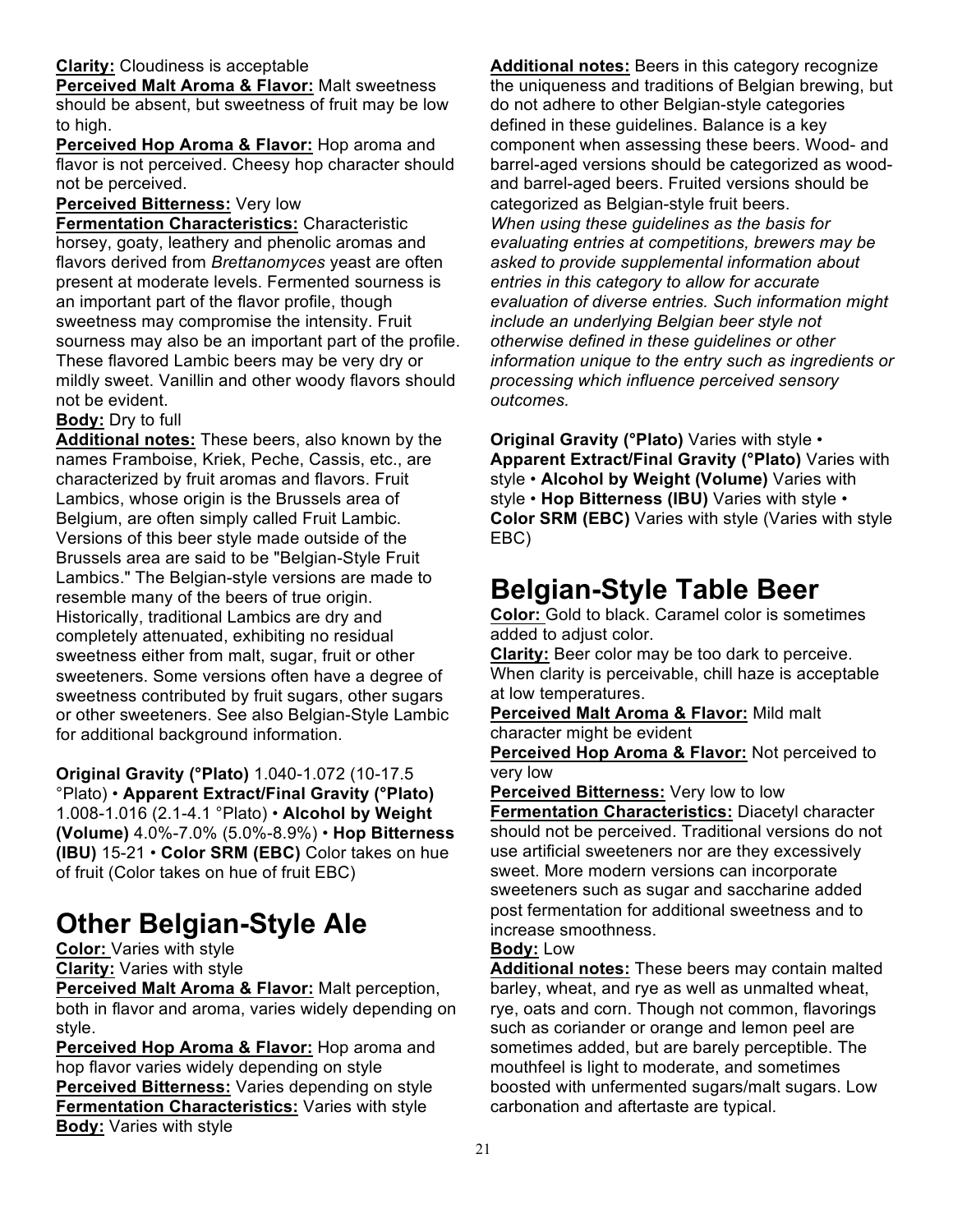**Clarity:** Cloudiness is acceptable
**Perceived Malt Aroma & Flavor:** Malt sweetness should be absent, but sweetness of fruit may be low to high.
**Perceived Hop Aroma & Flavor:** Hop aroma and flavor is not perceived. Cheesy hop character should not be perceived.
**Perceived Bitterness:** Very low
**Fermentation Characteristics:** Characteristic horsey, goaty, leathery and phenolic aromas and flavors derived from *Brettanomyces* yeast are often present at moderate levels. Fermented sourness is an important part of the flavor profile, though sweetness may compromise the intensity. Fruit sourness may also be an important part of the profile. These flavored Lambic beers may be very dry or mildly sweet. Vanillin and other woody flavors should not be evident.
**Body:** Dry to full
**Additional notes:** These beers, also known by the names Framboise, Kriek, Peche, Cassis, etc., are characterized by fruit aromas and flavors. Fruit Lambics, whose origin is the Brussels area of Belgium, are often simply called Fruit Lambic. Versions of this beer style made outside of the Brussels area are said to be "Belgian-Style Fruit Lambics." The Belgian-style versions are made to resemble many of the beers of true origin. Historically, traditional Lambics are dry and completely attenuated, exhibiting no residual sweetness either from malt, sugar, fruit or other sweeteners. Some versions often have a degree of sweetness contributed by fruit sugars, other sugars or other sweeteners. See also Belgian-Style Lambic for additional background information.

**Original Gravity (°Plato)** 1.040-1.072 (10-17.5 °Plato) • **Apparent Extract/Final Gravity (°Plato)** 1.008-1.016 (2.1-4.1 °Plato) • **Alcohol by Weight (Volume)** 4.0%-7.0% (5.0%-8.9%) • **Hop Bitterness (IBU)** 15-21 • **Color SRM (EBC)** Color takes on hue of fruit (Color takes on hue of fruit EBC)

# Other Belgian-Style Ale

**Color:** Varies with style
**Clarity:** Varies with style
**Perceived Malt Aroma & Flavor:** Malt perception, both in flavor and aroma, varies widely depending on style.
**Perceived Hop Aroma & Flavor:** Hop aroma and hop flavor varies widely depending on style
**Perceived Bitterness:** Varies depending on style
**Fermentation Characteristics:** Varies with style
**Body:** Varies with style
**Additional notes:** Beers in this category recognize the uniqueness and traditions of Belgian brewing, but do not adhere to other Belgian-style categories defined in these guidelines. Balance is a key component when assessing these beers. Wood- and barrel-aged versions should be categorized as wood- and barrel-aged beers. Fruited versions should be categorized as Belgian-style fruit beers.
*When using these guidelines as the basis for evaluating entries at competitions, brewers may be asked to provide supplemental information about entries in this category to allow for accurate evaluation of diverse entries. Such information might include an underlying Belgian beer style not otherwise defined in these guidelines or other information unique to the entry such as ingredients or processing which influence perceived sensory outcomes.*

**Original Gravity (°Plato)** Varies with style • **Apparent Extract/Final Gravity (°Plato)** Varies with style • **Alcohol by Weight (Volume)** Varies with style • **Hop Bitterness (IBU)** Varies with style • **Color SRM (EBC)** Varies with style (Varies with style EBC)

# Belgian-Style Table Beer

**Color:** Gold to black. Caramel color is sometimes added to adjust color.
**Clarity:** Beer color may be too dark to perceive. When clarity is perceivable, chill haze is acceptable at low temperatures.
**Perceived Malt Aroma & Flavor:** Mild malt character might be evident
**Perceived Hop Aroma & Flavor:** Not perceived to very low
**Perceived Bitterness:** Very low to low
**Fermentation Characteristics:** Diacetyl character should not be perceived. Traditional versions do not use artificial sweeteners nor are they excessively sweet. More modern versions can incorporate sweeteners such as sugar and saccharine added post fermentation for additional sweetness and to increase smoothness.
**Body:** Low
**Additional notes:** These beers may contain malted barley, wheat, and rye as well as unmalted wheat, rye, oats and corn. Though not common, flavorings such as coriander or orange and lemon peel are sometimes added, but are barely perceptible. The mouthfeel is light to moderate, and sometimes boosted with unfermented sugars/malt sugars. Low carbonation and aftertaste are typical.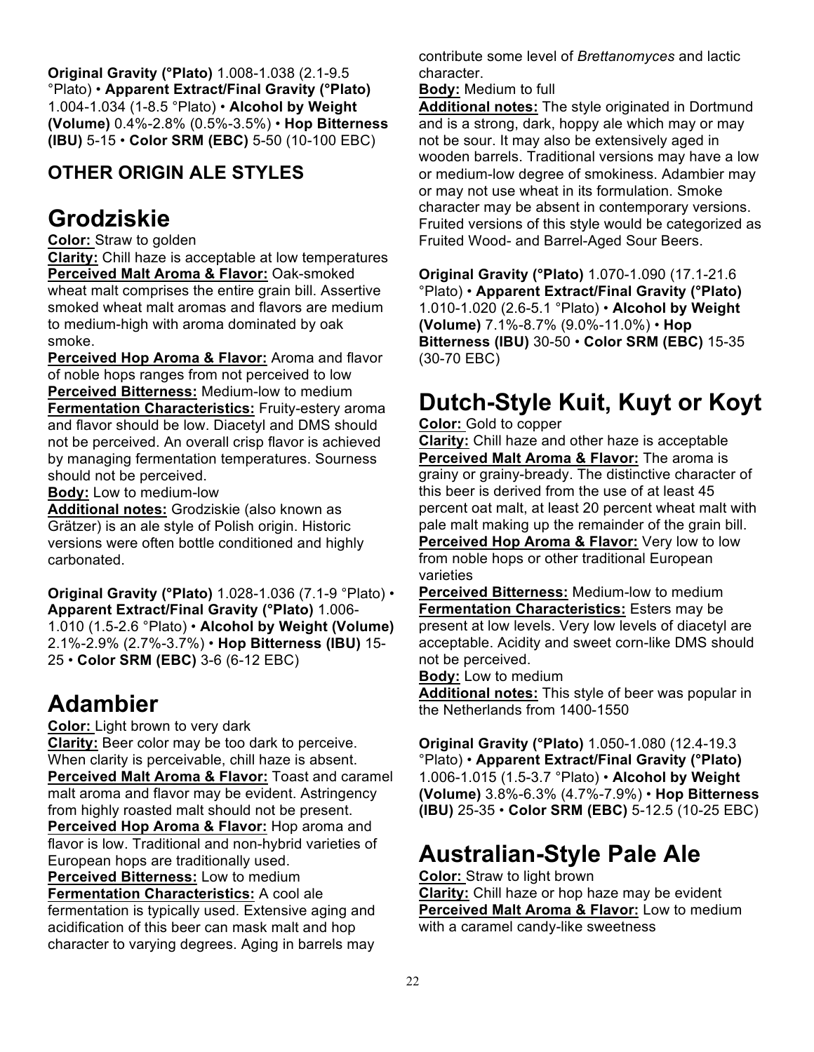**Original Gravity (°Plato)** 1.008-1.038 (2.1-9.5 °Plato) • **Apparent Extract/Final Gravity (°Plato)** 1.004-1.034 (1-8.5 °Plato) • **Alcohol by Weight (Volume)** 0.4%-2.8% (0.5%-3.5%) • **Hop Bitterness (IBU)** 5-15 • **Color SRM (EBC)** 5-50 (10-100 EBC)

## OTHER ORIGIN ALE STYLES

# Grodziskie

**Color:** Straw to golden

**Clarity:** Chill haze is acceptable at low temperatures

**Perceived Malt Aroma & Flavor:** Oak-smoked wheat malt comprises the entire grain bill. Assertive smoked wheat malt aromas and flavors are medium to medium-high with aroma dominated by oak smoke.

**Perceived Hop Aroma & Flavor:** Aroma and flavor of noble hops ranges from not perceived to low

**Perceived Bitterness:** Medium-low to medium

**Fermentation Characteristics:** Fruity-estery aroma and flavor should be low. Diacetyl and DMS should not be perceived. An overall crisp flavor is achieved by managing fermentation temperatures. Sourness should not be perceived.

**Body:** Low to medium-low

**Additional notes:** Grodziskie (also known as Grätzer) is an ale style of Polish origin. Historic versions were often bottle conditioned and highly carbonated.

**Original Gravity (°Plato)** 1.028-1.036 (7.1-9 °Plato) • **Apparent Extract/Final Gravity (°Plato)** 1.006-1.010 (1.5-2.6 °Plato) • **Alcohol by Weight (Volume)** 2.1%-2.9% (2.7%-3.7%) • **Hop Bitterness (IBU)** 15-25 • **Color SRM (EBC)** 3-6 (6-12 EBC)

# Adambier

**Color:** Light brown to very dark

**Clarity:** Beer color may be too dark to perceive. When clarity is perceivable, chill haze is absent.

**Perceived Malt Aroma & Flavor:** Toast and caramel malt aroma and flavor may be evident. Astringency from highly roasted malt should not be present.

**Perceived Hop Aroma & Flavor:** Hop aroma and flavor is low. Traditional and non-hybrid varieties of European hops are traditionally used.

**Perceived Bitterness:** Low to medium

**Fermentation Characteristics:** A cool ale fermentation is typically used. Extensive aging and acidification of this beer can mask malt and hop character to varying degrees. Aging in barrels may contribute some level of *Brettanomyces* and lactic character.

**Body:** Medium to full

**Additional notes:** The style originated in Dortmund and is a strong, dark, hoppy ale which may or may not be sour. It may also be extensively aged in wooden barrels. Traditional versions may have a low or medium-low degree of smokiness. Adambier may or may not use wheat in its formulation. Smoke character may be absent in contemporary versions. Fruited versions of this style would be categorized as Fruited Wood- and Barrel-Aged Sour Beers.

**Original Gravity (°Plato)** 1.070-1.090 (17.1-21.6 °Plato) • **Apparent Extract/Final Gravity (°Plato)** 1.010-1.020 (2.6-5.1 °Plato) • **Alcohol by Weight (Volume)** 7.1%-8.7% (9.0%-11.0%) • **Hop Bitterness (IBU)** 30-50 • **Color SRM (EBC)** 15-35 (30-70 EBC)

# Dutch-Style Kuit, Kuyt or Koyt

**Color:** Gold to copper

**Clarity:** Chill haze and other haze is acceptable

**Perceived Malt Aroma & Flavor:** The aroma is grainy or grainy-bready. The distinctive character of this beer is derived from the use of at least 45 percent oat malt, at least 20 percent wheat malt with pale malt making up the remainder of the grain bill.

**Perceived Hop Aroma & Flavor:** Very low to low from noble hops or other traditional European varieties

**Perceived Bitterness:** Medium-low to medium

**Fermentation Characteristics:** Esters may be present at low levels. Very low levels of diacetyl are acceptable. Acidity and sweet corn-like DMS should not be perceived.

**Body:** Low to medium

**Additional notes:** This style of beer was popular in the Netherlands from 1400-1550

**Original Gravity (°Plato)** 1.050-1.080 (12.4-19.3 °Plato) • **Apparent Extract/Final Gravity (°Plato)** 1.006-1.015 (1.5-3.7 °Plato) • **Alcohol by Weight (Volume)** 3.8%-6.3% (4.7%-7.9%) • **Hop Bitterness (IBU)** 25-35 • **Color SRM (EBC)** 5-12.5 (10-25 EBC)

# Australian-Style Pale Ale

**Color:** Straw to light brown

**Clarity:** Chill haze or hop haze may be evident

**Perceived Malt Aroma & Flavor:** Low to medium with a caramel candy-like sweetness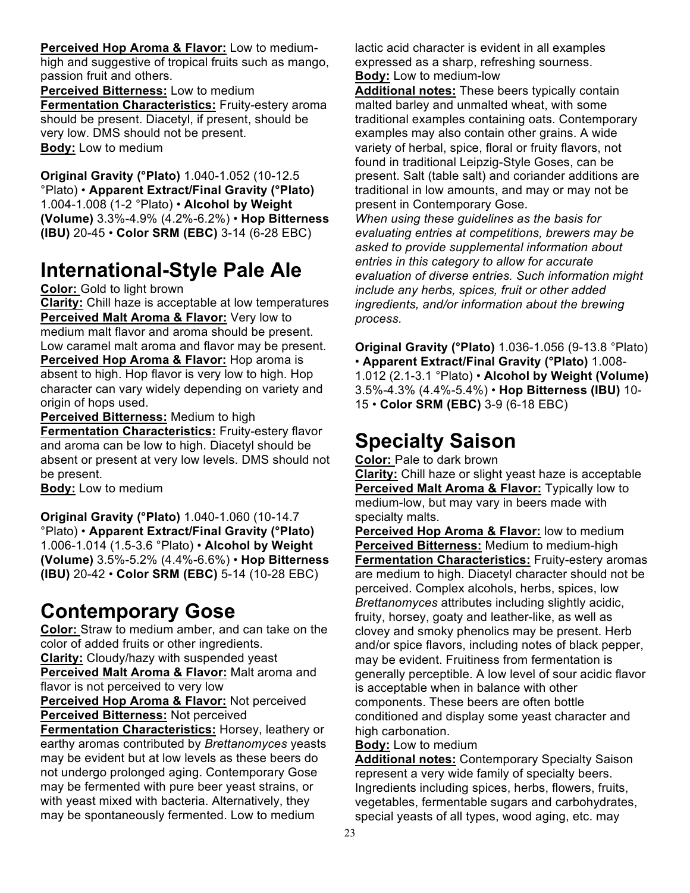**Perceived Hop Aroma & Flavor:** Low to medium-high and suggestive of tropical fruits such as mango, passion fruit and others.
**Perceived Bitterness:** Low to medium
**Fermentation Characteristics:** Fruity-estery aroma should be present. Diacetyl, if present, should be very low. DMS should not be present.
**Body:** Low to medium

**Original Gravity (°Plato)** 1.040-1.052 (10-12.5 °Plato) • **Apparent Extract/Final Gravity (°Plato)** 1.004-1.008 (1-2 °Plato) • **Alcohol by Weight (Volume)** 3.3%-4.9% (4.2%-6.2%) • **Hop Bitterness (IBU)** 20-45 • **Color SRM (EBC)** 3-14 (6-28 EBC)

# International-Style Pale Ale

**Color:** Gold to light brown
**Clarity:** Chill haze is acceptable at low temperatures
**Perceived Malt Aroma & Flavor:** Very low to medium malt flavor and aroma should be present. Low caramel malt aroma and flavor may be present.
**Perceived Hop Aroma & Flavor:** Hop aroma is absent to high. Hop flavor is very low to high. Hop character can vary widely depending on variety and origin of hops used.
**Perceived Bitterness:** Medium to high
**Fermentation Characteristics:** Fruity-estery flavor and aroma can be low to high. Diacetyl should be absent or present at very low levels. DMS should not be present.
**Body:** Low to medium

**Original Gravity (°Plato)** 1.040-1.060 (10-14.7 °Plato) • **Apparent Extract/Final Gravity (°Plato)** 1.006-1.014 (1.5-3.6 °Plato) • **Alcohol by Weight (Volume)** 3.5%-5.2% (4.4%-6.6%) • **Hop Bitterness (IBU)** 20-42 • **Color SRM (EBC)** 5-14 (10-28 EBC)

# Contemporary Gose

**Color:** Straw to medium amber, and can take on the color of added fruits or other ingredients.
**Clarity:** Cloudy/hazy with suspended yeast
**Perceived Malt Aroma & Flavor:** Malt aroma and flavor is not perceived to very low
**Perceived Hop Aroma & Flavor:** Not perceived
**Perceived Bitterness:** Not perceived
**Fermentation Characteristics:** Horsey, leathery or earthy aromas contributed by *Brettanomyces* yeasts may be evident but at low levels as these beers do not undergo prolonged aging. Contemporary Gose may be fermented with pure beer yeast strains, or with yeast mixed with bacteria. Alternatively, they may be spontaneously fermented. Low to medium lactic acid character is evident in all examples expressed as a sharp, refreshing sourness.
**Body:** Low to medium-low
**Additional notes:** These beers typically contain malted barley and unmalted wheat, with some traditional examples containing oats. Contemporary examples may also contain other grains. A wide variety of herbal, spice, floral or fruity flavors, not found in traditional Leipzig-Style Goses, can be present. Salt (table salt) and coriander additions are traditional in low amounts, and may or may not be present in Contemporary Gose.
*When using these guidelines as the basis for evaluating entries at competitions, brewers may be asked to provide supplemental information about entries in this category to allow for accurate evaluation of diverse entries. Such information might include any herbs, spices, fruit or other added ingredients, and/or information about the brewing process.*

**Original Gravity (°Plato)** 1.036-1.056 (9-13.8 °Plato) • **Apparent Extract/Final Gravity (°Plato)** 1.008-1.012 (2.1-3.1 °Plato) • **Alcohol by Weight (Volume)** 3.5%-4.3% (4.4%-5.4%) • **Hop Bitterness (IBU)** 10-15 • **Color SRM (EBC)** 3-9 (6-18 EBC)

# Specialty Saison

**Color:** Pale to dark brown
**Clarity:** Chill haze or slight yeast haze is acceptable
**Perceived Malt Aroma & Flavor:** Typically low to medium-low, but may vary in beers made with specialty malts.
**Perceived Hop Aroma & Flavor:** low to medium
**Perceived Bitterness:** Medium to medium-high
**Fermentation Characteristics:** Fruity-estery aromas are medium to high. Diacetyl character should not be perceived. Complex alcohols, herbs, spices, low *Brettanomyces* attributes including slightly acidic, fruity, horsey, goaty and leather-like, as well as clovey and smoky phenolics may be present. Herb and/or spice flavors, including notes of black pepper, may be evident. Fruitiness from fermentation is generally perceptible. A low level of sour acidic flavor is acceptable when in balance with other components. These beers are often bottle conditioned and display some yeast character and high carbonation.
**Body:** Low to medium
**Additional notes:** Contemporary Specialty Saison represent a very wide family of specialty beers. Ingredients including spices, herbs, flowers, fruits, vegetables, fermentable sugars and carbohydrates, special yeasts of all types, wood aging, etc. may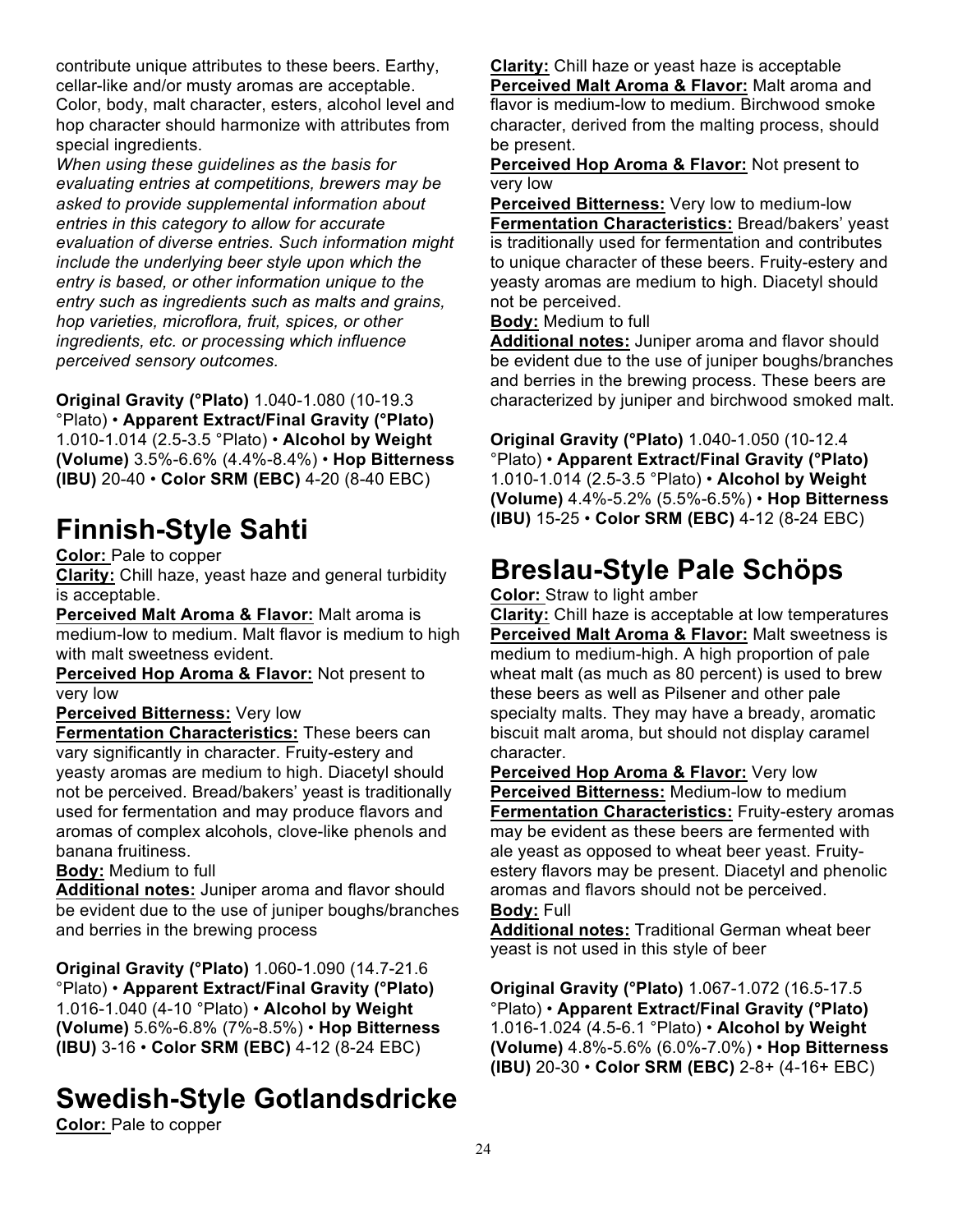contribute unique attributes to these beers. Earthy, cellar-like and/or musty aromas are acceptable. Color, body, malt character, esters, alcohol level and hop character should harmonize with attributes from special ingredients.

*When using these guidelines as the basis for evaluating entries at competitions, brewers may be asked to provide supplemental information about entries in this category to allow for accurate evaluation of diverse entries. Such information might include the underlying beer style upon which the entry is based, or other information unique to the entry such as ingredients such as malts and grains, hop varieties, microflora, fruit, spices, or other ingredients, etc. or processing which influence perceived sensory outcomes.*

**Original Gravity (°Plato)** 1.040-1.080 (10-19.3 °Plato) • **Apparent Extract/Final Gravity (°Plato)** 1.010-1.014 (2.5-3.5 °Plato) • **Alcohol by Weight (Volume)** 3.5%-6.6% (4.4%-8.4%) • **Hop Bitterness (IBU)** 20-40 • **Color SRM (EBC)** 4-20 (8-40 EBC)

# Finnish-Style Sahti

**Color:** Pale to copper
**Clarity:** Chill haze, yeast haze and general turbidity is acceptable.
**Perceived Malt Aroma & Flavor:** Malt aroma is medium-low to medium. Malt flavor is medium to high with malt sweetness evident.
**Perceived Hop Aroma & Flavor:** Not present to very low
**Perceived Bitterness:** Very low
**Fermentation Characteristics:** These beers can vary significantly in character. Fruity-estery and yeasty aromas are medium to high. Diacetyl should not be perceived. Bread/bakers' yeast is traditionally used for fermentation and may produce flavors and aromas of complex alcohols, clove-like phenols and banana fruitiness.
**Body:** Medium to full
**Additional notes:** Juniper aroma and flavor should be evident due to the use of juniper boughs/branches and berries in the brewing process

**Original Gravity (°Plato)** 1.060-1.090 (14.7-21.6 °Plato) • **Apparent Extract/Final Gravity (°Plato)** 1.016-1.040 (4-10 °Plato) • **Alcohol by Weight (Volume)** 5.6%-6.8% (7%-8.5%) • **Hop Bitterness (IBU)** 3-16 • **Color SRM (EBC)** 4-12 (8-24 EBC)

# Swedish-Style Gotlandsdricke

**Color:** Pale to copper
**Clarity:** Chill haze or yeast haze is acceptable
**Perceived Malt Aroma & Flavor:** Malt aroma and flavor is medium-low to medium. Birchwood smoke character, derived from the malting process, should be present.
**Perceived Hop Aroma & Flavor:** Not present to very low
**Perceived Bitterness:** Very low to medium-low
**Fermentation Characteristics:** Bread/bakers' yeast is traditionally used for fermentation and contributes to unique character of these beers. Fruity-estery and yeasty aromas are medium to high. Diacetyl should not be perceived.
**Body:** Medium to full
**Additional notes:** Juniper aroma and flavor should be evident due to the use of juniper boughs/branches and berries in the brewing process. These beers are characterized by juniper and birchwood smoked malt.

**Original Gravity (°Plato)** 1.040-1.050 (10-12.4 °Plato) • **Apparent Extract/Final Gravity (°Plato)** 1.010-1.014 (2.5-3.5 °Plato) • **Alcohol by Weight (Volume)** 4.4%-5.2% (5.5%-6.5%) • **Hop Bitterness (IBU)** 15-25 • **Color SRM (EBC)** 4-12 (8-24 EBC)

# Breslau-Style Pale Schöps

**Color:** Straw to light amber
**Clarity:** Chill haze is acceptable at low temperatures
**Perceived Malt Aroma & Flavor:** Malt sweetness is medium to medium-high. A high proportion of pale wheat malt (as much as 80 percent) is used to brew these beers as well as Pilsener and other pale specialty malts. They may have a bready, aromatic biscuit malt aroma, but should not display caramel character.
**Perceived Hop Aroma & Flavor:** Very low
**Perceived Bitterness:** Medium-low to medium
**Fermentation Characteristics:** Fruity-estery aromas may be evident as these beers are fermented with ale yeast as opposed to wheat beer yeast. Fruity-estery flavors may be present. Diacetyl and phenolic aromas and flavors should not be perceived.
**Body:** Full
**Additional notes:** Traditional German wheat beer yeast is not used in this style of beer

**Original Gravity (°Plato)** 1.067-1.072 (16.5-17.5 °Plato) • **Apparent Extract/Final Gravity (°Plato)** 1.016-1.024 (4.5-6.1 °Plato) • **Alcohol by Weight (Volume)** 4.8%-5.6% (6.0%-7.0%) • **Hop Bitterness (IBU)** 20-30 • **Color SRM (EBC)** 2-8+ (4-16+ EBC)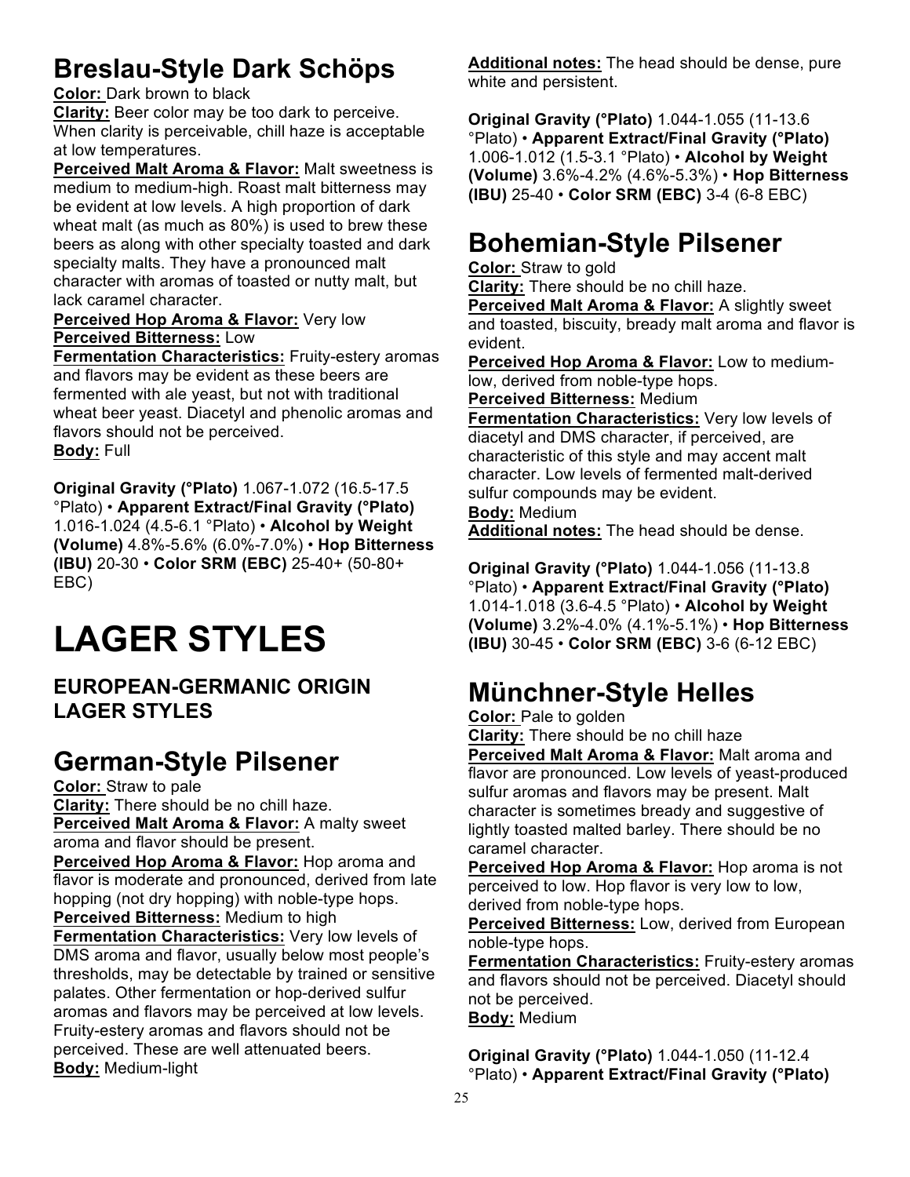## Breslau-Style Dark Schöps

**Color:** Dark brown to black

**Clarity:** Beer color may be too dark to perceive. When clarity is perceivable, chill haze is acceptable at low temperatures.

**Perceived Malt Aroma & Flavor:** Malt sweetness is medium to medium-high. Roast malt bitterness may be evident at low levels. A high proportion of dark wheat malt (as much as 80%) is used to brew these beers as along with other specialty toasted and dark specialty malts. They have a pronounced malt character with aromas of toasted or nutty malt, but lack caramel character.

**Perceived Hop Aroma & Flavor:** Very low

**Perceived Bitterness:** Low

**Fermentation Characteristics:** Fruity-estery aromas and flavors may be evident as these beers are fermented with ale yeast, but not with traditional wheat beer yeast. Diacetyl and phenolic aromas and flavors should not be perceived.

**Body:** Full

**Original Gravity (°Plato)** 1.067-1.072 (16.5-17.5 °Plato) • **Apparent Extract/Final Gravity (°Plato)** 1.016-1.024 (4.5-6.1 °Plato) • **Alcohol by Weight (Volume)** 4.8%-5.6% (6.0%-7.0%) • **Hop Bitterness (IBU)** 20-30 • **Color SRM (EBC)** 25-40+ (50-80+ EBC)

# LAGER STYLES

### EUROPEAN-GERMANIC ORIGIN LAGER STYLES

## German-Style Pilsener

**Color:** Straw to pale

**Clarity:** There should be no chill haze.

**Perceived Malt Aroma & Flavor:** A malty sweet aroma and flavor should be present.

**Perceived Hop Aroma & Flavor:** Hop aroma and flavor is moderate and pronounced, derived from late hopping (not dry hopping) with noble-type hops.

**Perceived Bitterness:** Medium to high

**Fermentation Characteristics:** Very low levels of DMS aroma and flavor, usually below most people's thresholds, may be detectable by trained or sensitive palates. Other fermentation or hop-derived sulfur aromas and flavors may be perceived at low levels. Fruity-estery aromas and flavors should not be perceived. These are well attenuated beers.

**Body:** Medium-light

**Additional notes:** The head should be dense, pure white and persistent.

**Original Gravity (°Plato)** 1.044-1.055 (11-13.6 °Plato) • **Apparent Extract/Final Gravity (°Plato)** 1.006-1.012 (1.5-3.1 °Plato) • **Alcohol by Weight (Volume)** 3.6%-4.2% (4.6%-5.3%) • **Hop Bitterness (IBU)** 25-40 • **Color SRM (EBC)** 3-4 (6-8 EBC)

## Bohemian-Style Pilsener

**Color:** Straw to gold

**Clarity:** There should be no chill haze.

**Perceived Malt Aroma & Flavor:** A slightly sweet and toasted, biscuity, bready malt aroma and flavor is evident.

**Perceived Hop Aroma & Flavor:** Low to medium-low, derived from noble-type hops.

**Perceived Bitterness:** Medium

**Fermentation Characteristics:** Very low levels of diacetyl and DMS character, if perceived, are characteristic of this style and may accent malt character. Low levels of fermented malt-derived sulfur compounds may be evident.

**Body:** Medium

**Additional notes:** The head should be dense.

**Original Gravity (°Plato)** 1.044-1.056 (11-13.8 °Plato) • **Apparent Extract/Final Gravity (°Plato)** 1.014-1.018 (3.6-4.5 °Plato) • **Alcohol by Weight (Volume)** 3.2%-4.0% (4.1%-5.1%) • **Hop Bitterness (IBU)** 30-45 • **Color SRM (EBC)** 3-6 (6-12 EBC)

## Münchner-Style Helles

**Color:** Pale to golden

**Clarity:** There should be no chill haze

**Perceived Malt Aroma & Flavor:** Malt aroma and flavor are pronounced. Low levels of yeast-produced sulfur aromas and flavors may be present. Malt character is sometimes bready and suggestive of lightly toasted malted barley. There should be no caramel character.

**Perceived Hop Aroma & Flavor:** Hop aroma is not perceived to low. Hop flavor is very low to low, derived from noble-type hops.

**Perceived Bitterness:** Low, derived from European noble-type hops.

**Fermentation Characteristics:** Fruity-estery aromas and flavors should not be perceived. Diacetyl should not be perceived.

**Body:** Medium

**Original Gravity (°Plato)** 1.044-1.050 (11-12.4 °Plato) • **Apparent Extract/Final Gravity (°Plato)**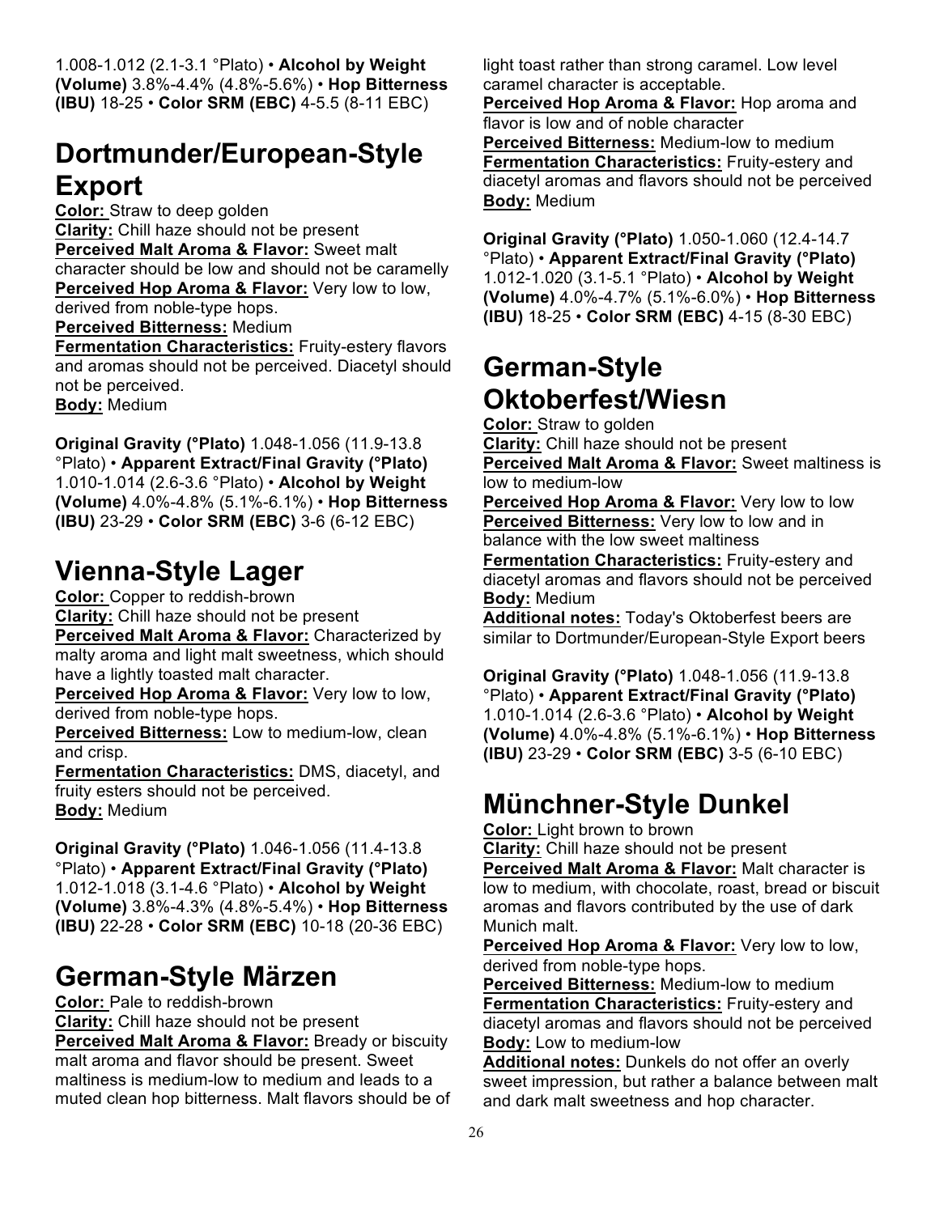1.008-1.012 (2.1-3.1 °Plato) • **Alcohol by Weight (Volume)** 3.8%-4.4% (4.8%-5.6%) • **Hop Bitterness (IBU)** 18-25 • **Color SRM (EBC)** 4-5.5 (8-11 EBC)

## Dortmunder/European-Style Export

**Color:** Straw to deep golden
**Clarity:** Chill haze should not be present
**Perceived Malt Aroma & Flavor:** Sweet malt character should be low and should not be caramelly
**Perceived Hop Aroma & Flavor:** Very low to low, derived from noble-type hops.
**Perceived Bitterness:** Medium
**Fermentation Characteristics:** Fruity-estery flavors and aromas should not be perceived. Diacetyl should not be perceived.
**Body:** Medium

**Original Gravity (°Plato)** 1.048-1.056 (11.9-13.8 °Plato) • **Apparent Extract/Final Gravity (°Plato)** 1.010-1.014 (2.6-3.6 °Plato) • **Alcohol by Weight (Volume)** 4.0%-4.8% (5.1%-6.1%) • **Hop Bitterness (IBU)** 23-29 • **Color SRM (EBC)** 3-6 (6-12 EBC)

## Vienna-Style Lager

**Color:** Copper to reddish-brown
**Clarity:** Chill haze should not be present
**Perceived Malt Aroma & Flavor:** Characterized by malty aroma and light malt sweetness, which should have a lightly toasted malt character.
**Perceived Hop Aroma & Flavor:** Very low to low, derived from noble-type hops.
**Perceived Bitterness:** Low to medium-low, clean and crisp.
**Fermentation Characteristics:** DMS, diacetyl, and fruity esters should not be perceived.
**Body:** Medium

**Original Gravity (°Plato)** 1.046-1.056 (11.4-13.8 °Plato) • **Apparent Extract/Final Gravity (°Plato)** 1.012-1.018 (3.1-4.6 °Plato) • **Alcohol by Weight (Volume)** 3.8%-4.3% (4.8%-5.4%) • **Hop Bitterness (IBU)** 22-28 • **Color SRM (EBC)** 10-18 (20-36 EBC)

## German-Style Märzen

**Color:** Pale to reddish-brown
**Clarity:** Chill haze should not be present
**Perceived Malt Aroma & Flavor:** Bready or biscuity malt aroma and flavor should be present. Sweet maltiness is medium-low to medium and leads to a muted clean hop bitterness. Malt flavors should be of light toast rather than strong caramel. Low level caramel character is acceptable.
**Perceived Hop Aroma & Flavor:** Hop aroma and flavor is low and of noble character
**Perceived Bitterness:** Medium-low to medium
**Fermentation Characteristics:** Fruity-estery and diacetyl aromas and flavors should not be perceived
**Body:** Medium

**Original Gravity (°Plato)** 1.050-1.060 (12.4-14.7 °Plato) • **Apparent Extract/Final Gravity (°Plato)** 1.012-1.020 (3.1-5.1 °Plato) • **Alcohol by Weight (Volume)** 4.0%-4.7% (5.1%-6.0%) • **Hop Bitterness (IBU)** 18-25 • **Color SRM (EBC)** 4-15 (8-30 EBC)

## German-Style Oktoberfest/Wiesn

**Color:** Straw to golden
**Clarity:** Chill haze should not be present
**Perceived Malt Aroma & Flavor:** Sweet maltiness is low to medium-low
**Perceived Hop Aroma & Flavor:** Very low to low
**Perceived Bitterness:** Very low to low and in balance with the low sweet maltiness
**Fermentation Characteristics:** Fruity-estery and diacetyl aromas and flavors should not be perceived
**Body:** Medium
**Additional notes:** Today's Oktoberfest beers are similar to Dortmunder/European-Style Export beers

**Original Gravity (°Plato)** 1.048-1.056 (11.9-13.8 °Plato) • **Apparent Extract/Final Gravity (°Plato)** 1.010-1.014 (2.6-3.6 °Plato) • **Alcohol by Weight (Volume)** 4.0%-4.8% (5.1%-6.1%) • **Hop Bitterness (IBU)** 23-29 • **Color SRM (EBC)** 3-5 (6-10 EBC)

## Münchner-Style Dunkel

**Color:** Light brown to brown
**Clarity:** Chill haze should not be present
**Perceived Malt Aroma & Flavor:** Malt character is low to medium, with chocolate, roast, bread or biscuit aromas and flavors contributed by the use of dark Munich malt.
**Perceived Hop Aroma & Flavor:** Very low to low, derived from noble-type hops.
**Perceived Bitterness:** Medium-low to medium
**Fermentation Characteristics:** Fruity-estery and diacetyl aromas and flavors should not be perceived
**Body:** Low to medium-low
**Additional notes:** Dunkels do not offer an overly sweet impression, but rather a balance between malt and dark malt sweetness and hop character.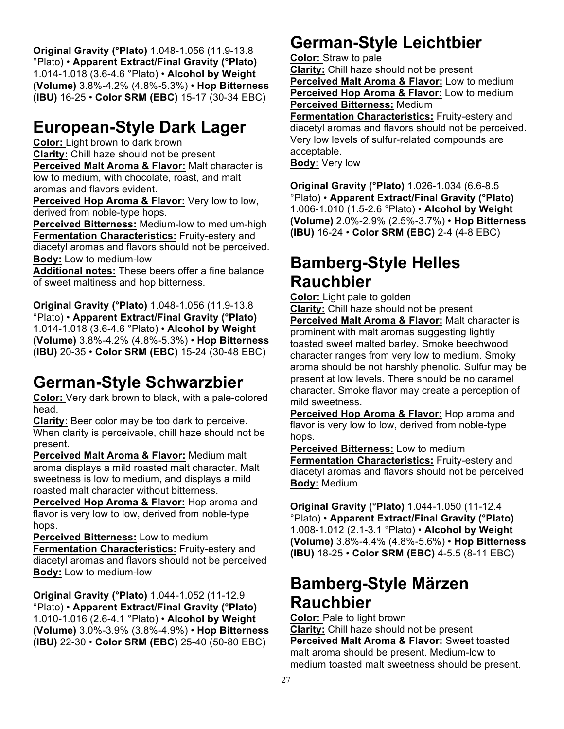**Original Gravity (°Plato)** 1.048-1.056 (11.9-13.8 °Plato) • **Apparent Extract/Final Gravity (°Plato)** 1.014-1.018 (3.6-4.6 °Plato) • **Alcohol by Weight (Volume)** 3.8%-4.2% (4.8%-5.3%) • **Hop Bitterness (IBU)** 16-25 • **Color SRM (EBC)** 15-17 (30-34 EBC)

## European-Style Dark Lager

**Color:** Light brown to dark brown
**Clarity:** Chill haze should not be present
**Perceived Malt Aroma & Flavor:** Malt character is low to medium, with chocolate, roast, and malt aromas and flavors evident.
**Perceived Hop Aroma & Flavor:** Very low to low, derived from noble-type hops.
**Perceived Bitterness:** Medium-low to medium-high
**Fermentation Characteristics:** Fruity-estery and diacetyl aromas and flavors should not be perceived.
**Body:** Low to medium-low
**Additional notes:** These beers offer a fine balance of sweet maltiness and hop bitterness.

**Original Gravity (°Plato)** 1.048-1.056 (11.9-13.8 °Plato) • **Apparent Extract/Final Gravity (°Plato)** 1.014-1.018 (3.6-4.6 °Plato) • **Alcohol by Weight (Volume)** 3.8%-4.2% (4.8%-5.3%) • **Hop Bitterness (IBU)** 20-35 • **Color SRM (EBC)** 15-24 (30-48 EBC)

## German-Style Schwarzbier

**Color:** Very dark brown to black, with a pale-colored head.
**Clarity:** Beer color may be too dark to perceive. When clarity is perceivable, chill haze should not be present.
**Perceived Malt Aroma & Flavor:** Medium malt aroma displays a mild roasted malt character. Malt sweetness is low to medium, and displays a mild roasted malt character without bitterness.
**Perceived Hop Aroma & Flavor:** Hop aroma and flavor is very low to low, derived from noble-type hops.
**Perceived Bitterness:** Low to medium
**Fermentation Characteristics:** Fruity-estery and diacetyl aromas and flavors should not be perceived
**Body:** Low to medium-low

**Original Gravity (°Plato)** 1.044-1.052 (11-12.9 °Plato) • **Apparent Extract/Final Gravity (°Plato)** 1.010-1.016 (2.6-4.1 °Plato) • **Alcohol by Weight (Volume)** 3.0%-3.9% (3.8%-4.9%) • **Hop Bitterness (IBU)** 22-30 • **Color SRM (EBC)** 25-40 (50-80 EBC)

## German-Style Leichtbier

**Color:** Straw to pale
**Clarity:** Chill haze should not be present
**Perceived Malt Aroma & Flavor:** Low to medium
**Perceived Hop Aroma & Flavor:** Low to medium
**Perceived Bitterness:** Medium
**Fermentation Characteristics:** Fruity-estery and diacetyl aromas and flavors should not be perceived. Very low levels of sulfur-related compounds are acceptable.
**Body:** Very low

**Original Gravity (°Plato)** 1.026-1.034 (6.6-8.5 °Plato) • **Apparent Extract/Final Gravity (°Plato)** 1.006-1.010 (1.5-2.6 °Plato) • **Alcohol by Weight (Volume)** 2.0%-2.9% (2.5%-3.7%) • **Hop Bitterness (IBU)** 16-24 • **Color SRM (EBC)** 2-4 (4-8 EBC)

## Bamberg-Style Helles Rauchbier

**Color:** Light pale to golden
**Clarity:** Chill haze should not be present
**Perceived Malt Aroma & Flavor:** Malt character is prominent with malt aromas suggesting lightly toasted sweet malted barley. Smoke beechwood character ranges from very low to medium. Smoky aroma should be not harshly phenolic. Sulfur may be present at low levels. There should be no caramel character. Smoke flavor may create a perception of mild sweetness.
**Perceived Hop Aroma & Flavor:** Hop aroma and flavor is very low to low, derived from noble-type hops.
**Perceived Bitterness:** Low to medium
**Fermentation Characteristics:** Fruity-estery and diacetyl aromas and flavors should not be perceived
**Body:** Medium

**Original Gravity (°Plato)** 1.044-1.050 (11-12.4 °Plato) • **Apparent Extract/Final Gravity (°Plato)** 1.008-1.012 (2.1-3.1 °Plato) • **Alcohol by Weight (Volume)** 3.8%-4.4% (4.8%-5.6%) • **Hop Bitterness (IBU)** 18-25 • **Color SRM (EBC)** 4-5.5 (8-11 EBC)

## Bamberg-Style Märzen Rauchbier

**Color:** Pale to light brown
**Clarity:** Chill haze should not be present
**Perceived Malt Aroma & Flavor:** Sweet toasted malt aroma should be present. Medium-low to medium toasted malt sweetness should be present.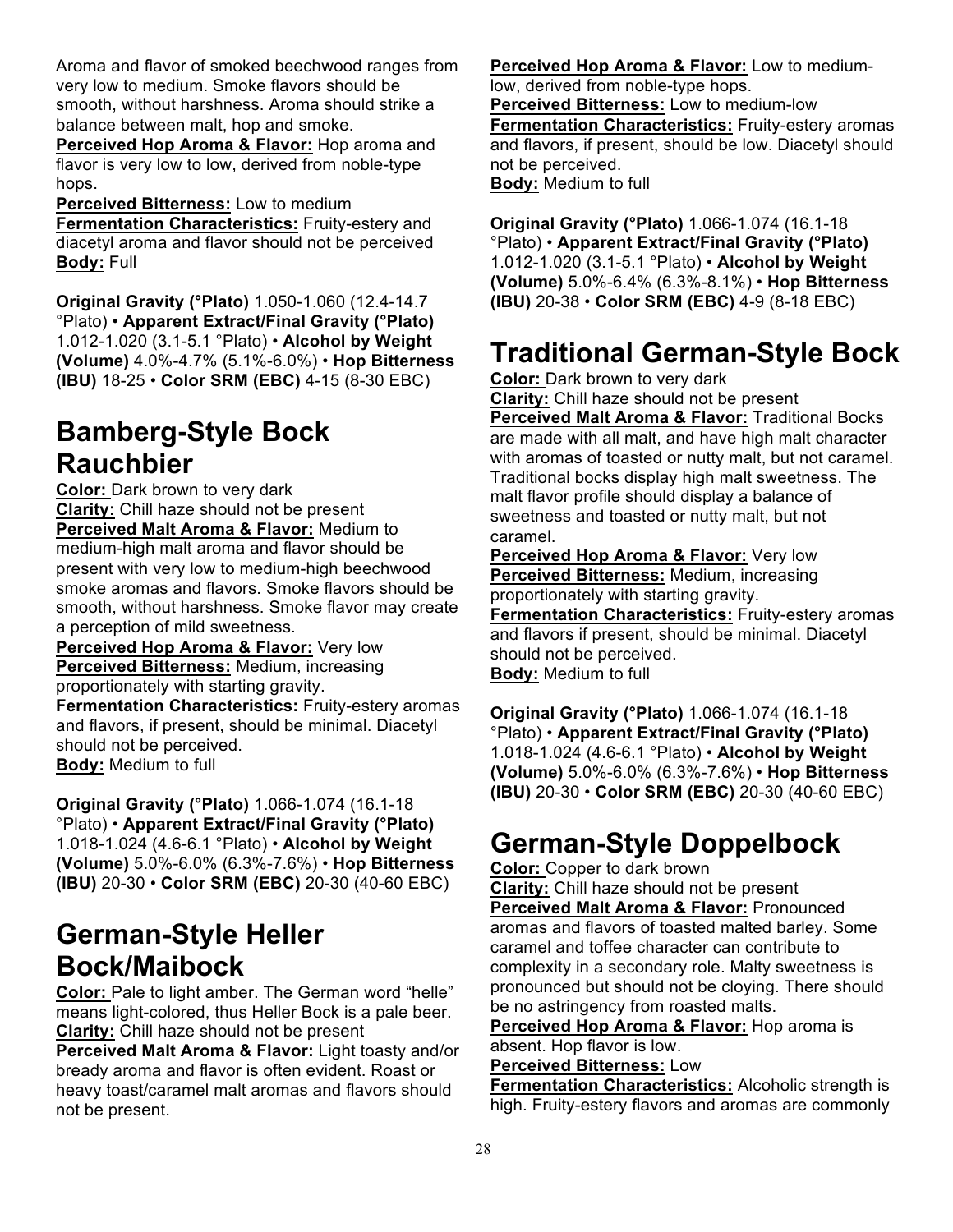Aroma and flavor of smoked beechwood ranges from very low to medium. Smoke flavors should be smooth, without harshness. Aroma should strike a balance between malt, hop and smoke.
**Perceived Hop Aroma & Flavor:** Hop aroma and flavor is very low to low, derived from noble-type hops.
**Perceived Bitterness:** Low to medium
**Fermentation Characteristics:** Fruity-estery and diacetyl aroma and flavor should not be perceived
**Body:** Full

**Original Gravity (°Plato)** 1.050-1.060 (12.4-14.7 °Plato) • **Apparent Extract/Final Gravity (°Plato)** 1.012-1.020 (3.1-5.1 °Plato) • **Alcohol by Weight (Volume)** 4.0%-4.7% (5.1%-6.0%) • **Hop Bitterness (IBU)** 18-25 • **Color SRM (EBC)** 4-15 (8-30 EBC)

## Bamberg-Style Bock Rauchbier

**Color:** Dark brown to very dark
**Clarity:** Chill haze should not be present
**Perceived Malt Aroma & Flavor:** Medium to medium-high malt aroma and flavor should be present with very low to medium-high beechwood smoke aromas and flavors. Smoke flavors should be smooth, without harshness. Smoke flavor may create a perception of mild sweetness.
**Perceived Hop Aroma & Flavor:** Very low
**Perceived Bitterness:** Medium, increasing proportionately with starting gravity.
**Fermentation Characteristics:** Fruity-estery aromas and flavors, if present, should be minimal. Diacetyl should not be perceived.
**Body:** Medium to full

**Original Gravity (°Plato)** 1.066-1.074 (16.1-18 °Plato) • **Apparent Extract/Final Gravity (°Plato)** 1.018-1.024 (4.6-6.1 °Plato) • **Alcohol by Weight (Volume)** 5.0%-6.0% (6.3%-7.6%) • **Hop Bitterness (IBU)** 20-30 • **Color SRM (EBC)** 20-30 (40-60 EBC)

## German-Style Heller Bock/Maibock

**Color:** Pale to light amber. The German word "helle" means light-colored, thus Heller Bock is a pale beer.
**Clarity:** Chill haze should not be present
**Perceived Malt Aroma & Flavor:** Light toasty and/or bready aroma and flavor is often evident. Roast or heavy toast/caramel malt aromas and flavors should not be present.
**Perceived Hop Aroma & Flavor:** Low to medium-low, derived from noble-type hops.
**Perceived Bitterness:** Low to medium-low
**Fermentation Characteristics:** Fruity-estery aromas and flavors, if present, should be low. Diacetyl should not be perceived.
**Body:** Medium to full

**Original Gravity (°Plato)** 1.066-1.074 (16.1-18 °Plato) • **Apparent Extract/Final Gravity (°Plato)** 1.012-1.020 (3.1-5.1 °Plato) • **Alcohol by Weight (Volume)** 5.0%-6.4% (6.3%-8.1%) • **Hop Bitterness (IBU)** 20-38 • **Color SRM (EBC)** 4-9 (8-18 EBC)

## Traditional German-Style Bock

**Color:** Dark brown to very dark
**Clarity:** Chill haze should not be present
**Perceived Malt Aroma & Flavor:** Traditional Bocks are made with all malt, and have high malt character with aromas of toasted or nutty malt, but not caramel. Traditional bocks display high malt sweetness. The malt flavor profile should display a balance of sweetness and toasted or nutty malt, but not caramel.
**Perceived Hop Aroma & Flavor:** Very low
**Perceived Bitterness:** Medium, increasing proportionately with starting gravity.
**Fermentation Characteristics:** Fruity-estery aromas and flavors if present, should be minimal. Diacetyl should not be perceived.
**Body:** Medium to full

**Original Gravity (°Plato)** 1.066-1.074 (16.1-18 °Plato) • **Apparent Extract/Final Gravity (°Plato)** 1.018-1.024 (4.6-6.1 °Plato) • **Alcohol by Weight (Volume)** 5.0%-6.0% (6.3%-7.6%) • **Hop Bitterness (IBU)** 20-30 • **Color SRM (EBC)** 20-30 (40-60 EBC)

## German-Style Doppelbock

**Color:** Copper to dark brown
**Clarity:** Chill haze should not be present
**Perceived Malt Aroma & Flavor:** Pronounced aromas and flavors of toasted malted barley. Some caramel and toffee character can contribute to complexity in a secondary role. Malty sweetness is pronounced but should not be cloying. There should be no astringency from roasted malts.
**Perceived Hop Aroma & Flavor:** Hop aroma is absent. Hop flavor is low.
**Perceived Bitterness:** Low
**Fermentation Characteristics:** Alcoholic strength is high. Fruity-estery flavors and aromas are commonly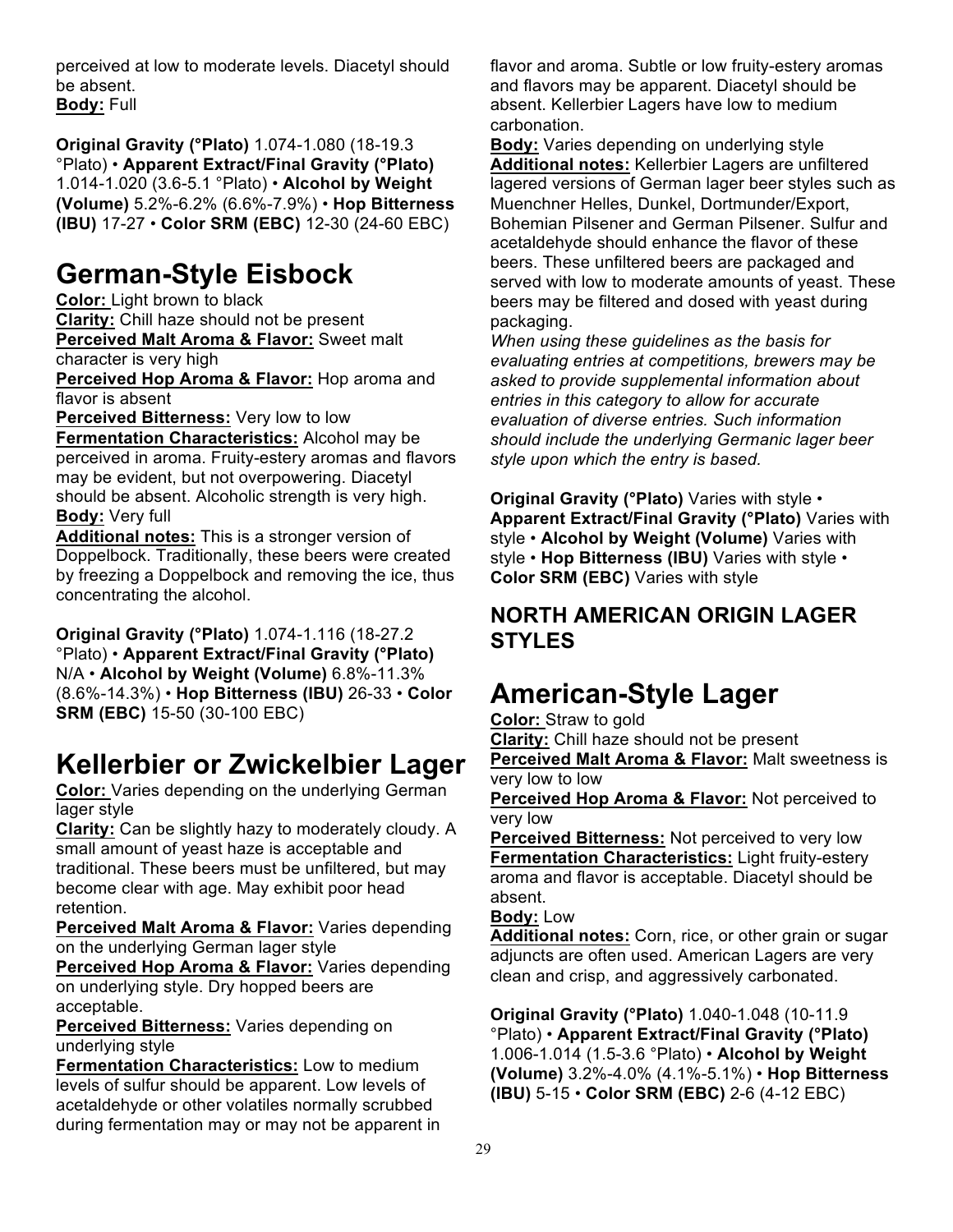perceived at low to moderate levels. Diacetyl should be absent.
**Body:** Full

**Original Gravity (°Plato)** 1.074-1.080 (18-19.3 °Plato) • **Apparent Extract/Final Gravity (°Plato)** 1.014-1.020 (3.6-5.1 °Plato) • **Alcohol by Weight (Volume)** 5.2%-6.2% (6.6%-7.9%) • **Hop Bitterness (IBU)** 17-27 • **Color SRM (EBC)** 12-30 (24-60 EBC)

# German-Style Eisbock

**Color:** Light brown to black
**Clarity:** Chill haze should not be present
**Perceived Malt Aroma & Flavor:** Sweet malt character is very high
**Perceived Hop Aroma & Flavor:** Hop aroma and flavor is absent
**Perceived Bitterness:** Very low to low
**Fermentation Characteristics:** Alcohol may be perceived in aroma. Fruity-estery aromas and flavors may be evident, but not overpowering. Diacetyl should be absent. Alcoholic strength is very high.
**Body:** Very full
**Additional notes:** This is a stronger version of Doppelbock. Traditionally, these beers were created by freezing a Doppelbock and removing the ice, thus concentrating the alcohol.

**Original Gravity (°Plato)** 1.074-1.116 (18-27.2 °Plato) • **Apparent Extract/Final Gravity (°Plato)** N/A • **Alcohol by Weight (Volume)** 6.8%-11.3% (8.6%-14.3%) • **Hop Bitterness (IBU)** 26-33 • **Color SRM (EBC)** 15-50 (30-100 EBC)

# Kellerbier or Zwickelbier Lager

**Color:** Varies depending on the underlying German lager style
**Clarity:** Can be slightly hazy to moderately cloudy. A small amount of yeast haze is acceptable and traditional. These beers must be unfiltered, but may become clear with age. May exhibit poor head retention.
**Perceived Malt Aroma & Flavor:** Varies depending on the underlying German lager style
**Perceived Hop Aroma & Flavor:** Varies depending on underlying style. Dry hopped beers are acceptable.
**Perceived Bitterness:** Varies depending on underlying style
**Fermentation Characteristics:** Low to medium levels of sulfur should be apparent. Low levels of acetaldehyde or other volatiles normally scrubbed during fermentation may or may not be apparent in flavor and aroma. Subtle or low fruity-estery aromas and flavors may be apparent. Diacetyl should be absent. Kellerbier Lagers have low to medium carbonation.
**Body:** Varies depending on underlying style
**Additional notes:** Kellerbier Lagers are unfiltered lagered versions of German lager beer styles such as Muenchner Helles, Dunkel, Dortmunder/Export, Bohemian Pilsener and German Pilsener. Sulfur and acetaldehyde should enhance the flavor of these beers. These unfiltered beers are packaged and served with low to moderate amounts of yeast. These beers may be filtered and dosed with yeast during packaging.
*When using these guidelines as the basis for evaluating entries at competitions, brewers may be asked to provide supplemental information about entries in this category to allow for accurate evaluation of diverse entries. Such information should include the underlying Germanic lager beer style upon which the entry is based.*

**Original Gravity (°Plato)** Varies with style • **Apparent Extract/Final Gravity (°Plato)** Varies with style • **Alcohol by Weight (Volume)** Varies with style • **Hop Bitterness (IBU)** Varies with style • **Color SRM (EBC)** Varies with style

## NORTH AMERICAN ORIGIN LAGER STYLES

# American-Style Lager

**Color:** Straw to gold
**Clarity:** Chill haze should not be present
**Perceived Malt Aroma & Flavor:** Malt sweetness is very low to low
**Perceived Hop Aroma & Flavor:** Not perceived to very low
**Perceived Bitterness:** Not perceived to very low
**Fermentation Characteristics:** Light fruity-estery aroma and flavor is acceptable. Diacetyl should be absent.
**Body:** Low
**Additional notes:** Corn, rice, or other grain or sugar adjuncts are often used. American Lagers are very clean and crisp, and aggressively carbonated.

**Original Gravity (°Plato)** 1.040-1.048 (10-11.9 °Plato) • **Apparent Extract/Final Gravity (°Plato)** 1.006-1.014 (1.5-3.6 °Plato) • **Alcohol by Weight (Volume)** 3.2%-4.0% (4.1%-5.1%) • **Hop Bitterness (IBU)** 5-15 • **Color SRM (EBC)** 2-6 (4-12 EBC)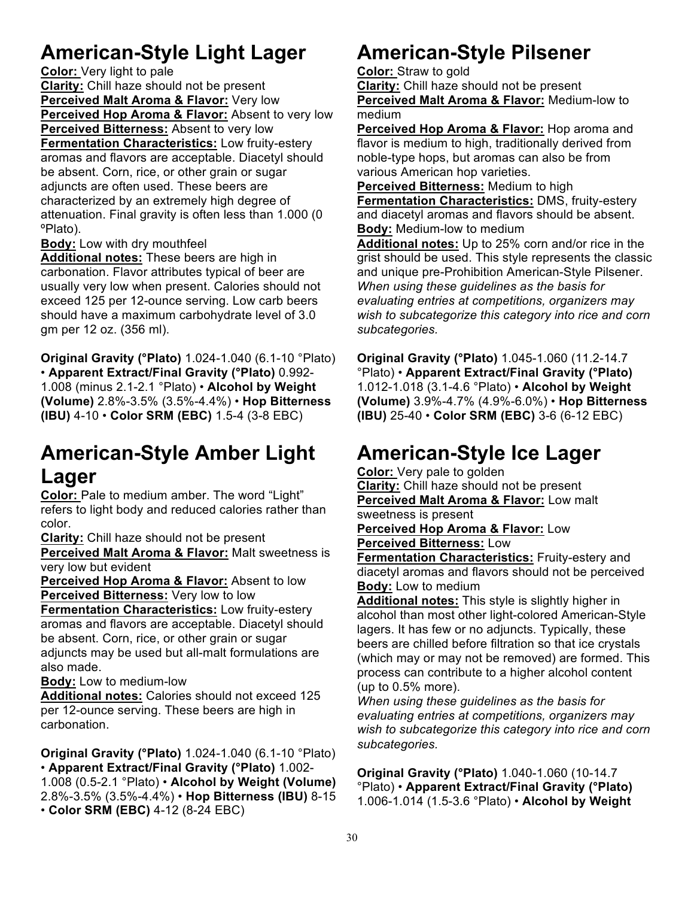# American-Style Light Lager

**Color:** Very light to pale
**Clarity:** Chill haze should not be present
**Perceived Malt Aroma & Flavor:** Very low
**Perceived Hop Aroma & Flavor:** Absent to very low
**Perceived Bitterness:** Absent to very low
**Fermentation Characteristics:** Low fruity-estery aromas and flavors are acceptable. Diacetyl should be absent. Corn, rice, or other grain or sugar adjuncts are often used. These beers are characterized by an extremely high degree of attenuation. Final gravity is often less than 1.000 (0 ºPlato).
**Body:** Low with dry mouthfeel
**Additional notes:** These beers are high in carbonation. Flavor attributes typical of beer are usually very low when present. Calories should not exceed 125 per 12-ounce serving. Low carb beers should have a maximum carbohydrate level of 3.0 gm per 12 oz. (356 ml).

**Original Gravity (°Plato)** 1.024-1.040 (6.1-10 °Plato) • **Apparent Extract/Final Gravity (°Plato)** 0.992-1.008 (minus 2.1-2.1 °Plato) • **Alcohol by Weight (Volume)** 2.8%-3.5% (3.5%-4.4%) • **Hop Bitterness (IBU)** 4-10 • **Color SRM (EBC)** 1.5-4 (3-8 EBC)

# American-Style Amber Light Lager

**Color:** Pale to medium amber. The word "Light" refers to light body and reduced calories rather than color.
**Clarity:** Chill haze should not be present
**Perceived Malt Aroma & Flavor:** Malt sweetness is very low but evident
**Perceived Hop Aroma & Flavor:** Absent to low
**Perceived Bitterness:** Very low to low
**Fermentation Characteristics:** Low fruity-estery aromas and flavors are acceptable. Diacetyl should be absent. Corn, rice, or other grain or sugar adjuncts may be used but all-malt formulations are also made.
**Body:** Low to medium-low
**Additional notes:** Calories should not exceed 125 per 12-ounce serving. These beers are high in carbonation.

**Original Gravity (°Plato)** 1.024-1.040 (6.1-10 °Plato) • **Apparent Extract/Final Gravity (°Plato)** 1.002-1.008 (0.5-2.1 °Plato) • **Alcohol by Weight (Volume)** 2.8%-3.5% (3.5%-4.4%) • **Hop Bitterness (IBU)** 8-15 • **Color SRM (EBC)** 4-12 (8-24 EBC)

# American-Style Pilsener

**Color:** Straw to gold
**Clarity:** Chill haze should not be present
**Perceived Malt Aroma & Flavor:** Medium-low to medium
**Perceived Hop Aroma & Flavor:** Hop aroma and flavor is medium to high, traditionally derived from noble-type hops, but aromas can also be from various American hop varieties.
**Perceived Bitterness:** Medium to high
**Fermentation Characteristics:** DMS, fruity-estery and diacetyl aromas and flavors should be absent.
**Body:** Medium-low to medium
**Additional notes:** Up to 25% corn and/or rice in the grist should be used. This style represents the classic and unique pre-Prohibition American-Style Pilsener. *When using these guidelines as the basis for evaluating entries at competitions, organizers may wish to subcategorize this category into rice and corn subcategories.*

**Original Gravity (°Plato)** 1.045-1.060 (11.2-14.7 °Plato) • **Apparent Extract/Final Gravity (°Plato)** 1.012-1.018 (3.1-4.6 °Plato) • **Alcohol by Weight (Volume)** 3.9%-4.7% (4.9%-6.0%) • **Hop Bitterness (IBU)** 25-40 • **Color SRM (EBC)** 3-6 (6-12 EBC)

# American-Style Ice Lager

**Color:** Very pale to golden
**Clarity:** Chill haze should not be present
**Perceived Malt Aroma & Flavor:** Low malt sweetness is present
**Perceived Hop Aroma & Flavor:** Low
**Perceived Bitterness:** Low
**Fermentation Characteristics:** Fruity-estery and diacetyl aromas and flavors should not be perceived
**Body:** Low to medium
**Additional notes:** This style is slightly higher in alcohol than most other light-colored American-Style lagers. It has few or no adjuncts. Typically, these beers are chilled before filtration so that ice crystals (which may or may not be removed) are formed. This process can contribute to a higher alcohol content (up to 0.5% more).
*When using these guidelines as the basis for evaluating entries at competitions, organizers may wish to subcategorize this category into rice and corn subcategories.*

**Original Gravity (°Plato)** 1.040-1.060 (10-14.7 °Plato) • **Apparent Extract/Final Gravity (°Plato)** 1.006-1.014 (1.5-3.6 °Plato) • **Alcohol by Weight**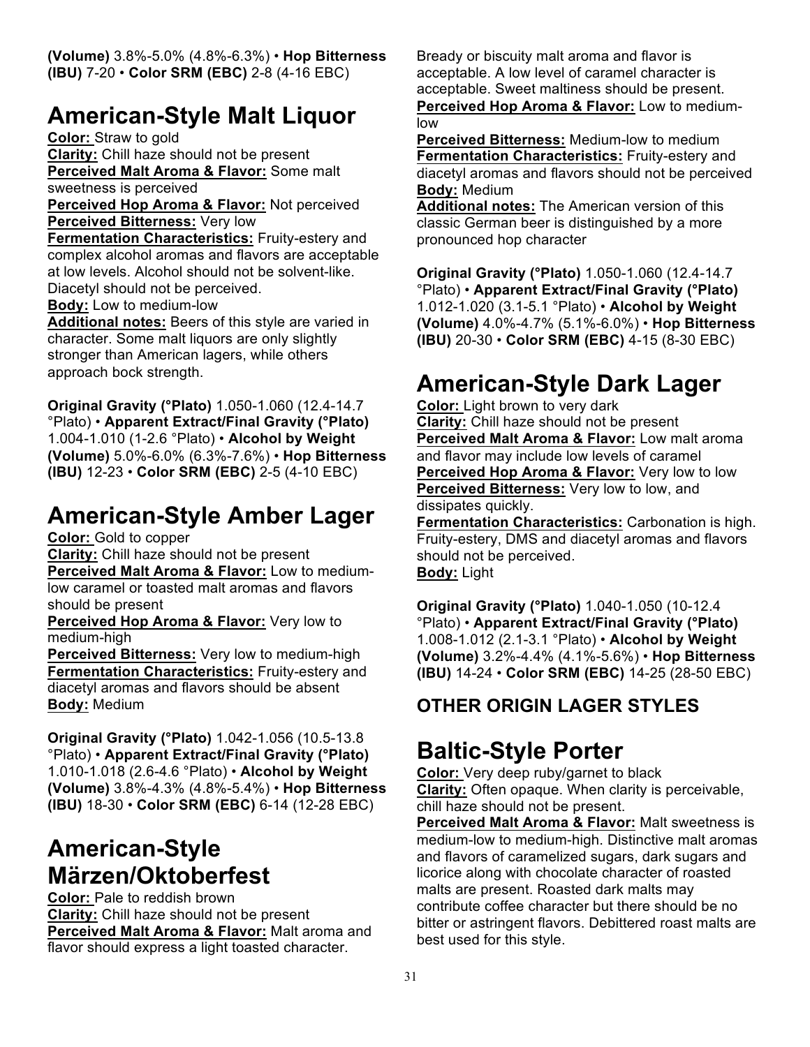**(Volume)** 3.8%-5.0% (4.8%-6.3%) • **Hop Bitterness (IBU)** 7-20 • **Color SRM (EBC)** 2-8 (4-16 EBC)

# American-Style Malt Liquor

**Color:** Straw to gold
**Clarity:** Chill haze should not be present
**Perceived Malt Aroma & Flavor:** Some malt sweetness is perceived
**Perceived Hop Aroma & Flavor:** Not perceived
**Perceived Bitterness:** Very low
**Fermentation Characteristics:** Fruity-estery and complex alcohol aromas and flavors are acceptable at low levels. Alcohol should not be solvent-like. Diacetyl should not be perceived.
**Body:** Low to medium-low
**Additional notes:** Beers of this style are varied in character. Some malt liquors are only slightly stronger than American lagers, while others approach bock strength.

**Original Gravity (°Plato)** 1.050-1.060 (12.4-14.7 °Plato) • **Apparent Extract/Final Gravity (°Plato)** 1.004-1.010 (1-2.6 °Plato) • **Alcohol by Weight (Volume)** 5.0%-6.0% (6.3%-7.6%) • **Hop Bitterness (IBU)** 12-23 • **Color SRM (EBC)** 2-5 (4-10 EBC)

# American-Style Amber Lager

**Color:** Gold to copper
**Clarity:** Chill haze should not be present
**Perceived Malt Aroma & Flavor:** Low to medium-low caramel or toasted malt aromas and flavors should be present
**Perceived Hop Aroma & Flavor:** Very low to medium-high
**Perceived Bitterness:** Very low to medium-high
**Fermentation Characteristics:** Fruity-estery and diacetyl aromas and flavors should be absent
**Body:** Medium

**Original Gravity (°Plato)** 1.042-1.056 (10.5-13.8 °Plato) • **Apparent Extract/Final Gravity (°Plato)** 1.010-1.018 (2.6-4.6 °Plato) • **Alcohol by Weight (Volume)** 3.8%-4.3% (4.8%-5.4%) • **Hop Bitterness (IBU)** 18-30 • **Color SRM (EBC)** 6-14 (12-28 EBC)

# American-Style Märzen/Oktoberfest

**Color:** Pale to reddish brown
**Clarity:** Chill haze should not be present
**Perceived Malt Aroma & Flavor:** Malt aroma and flavor should express a light toasted character. Bready or biscuity malt aroma and flavor is acceptable. A low level of caramel character is acceptable. Sweet maltiness should be present.
**Perceived Hop Aroma & Flavor:** Low to medium-low
**Perceived Bitterness:** Medium-low to medium
**Fermentation Characteristics:** Fruity-estery and diacetyl aromas and flavors should not be perceived
**Body:** Medium
**Additional notes:** The American version of this classic German beer is distinguished by a more pronounced hop character

**Original Gravity (°Plato)** 1.050-1.060 (12.4-14.7 °Plato) • **Apparent Extract/Final Gravity (°Plato)** 1.012-1.020 (3.1-5.1 °Plato) • **Alcohol by Weight (Volume)** 4.0%-4.7% (5.1%-6.0%) • **Hop Bitterness (IBU)** 20-30 • **Color SRM (EBC)** 4-15 (8-30 EBC)

# American-Style Dark Lager

**Color:** Light brown to very dark
**Clarity:** Chill haze should not be present
**Perceived Malt Aroma & Flavor:** Low malt aroma and flavor may include low levels of caramel
**Perceived Hop Aroma & Flavor:** Very low to low
**Perceived Bitterness:** Very low to low, and dissipates quickly.
**Fermentation Characteristics:** Carbonation is high. Fruity-estery, DMS and diacetyl aromas and flavors should not be perceived.
**Body:** Light

**Original Gravity (°Plato)** 1.040-1.050 (10-12.4 °Plato) • **Apparent Extract/Final Gravity (°Plato)** 1.008-1.012 (2.1-3.1 °Plato) • **Alcohol by Weight (Volume)** 3.2%-4.4% (4.1%-5.6%) • **Hop Bitterness (IBU)** 14-24 • **Color SRM (EBC)** 14-25 (28-50 EBC)

## OTHER ORIGIN LAGER STYLES

# Baltic-Style Porter

**Color:** Very deep ruby/garnet to black
**Clarity:** Often opaque. When clarity is perceivable, chill haze should not be present.
**Perceived Malt Aroma & Flavor:** Malt sweetness is medium-low to medium-high. Distinctive malt aromas and flavors of caramelized sugars, dark sugars and licorice along with chocolate character of roasted malts are present. Roasted dark malts may contribute coffee character but there should be no bitter or astringent flavors. Debittered roast malts are best used for this style.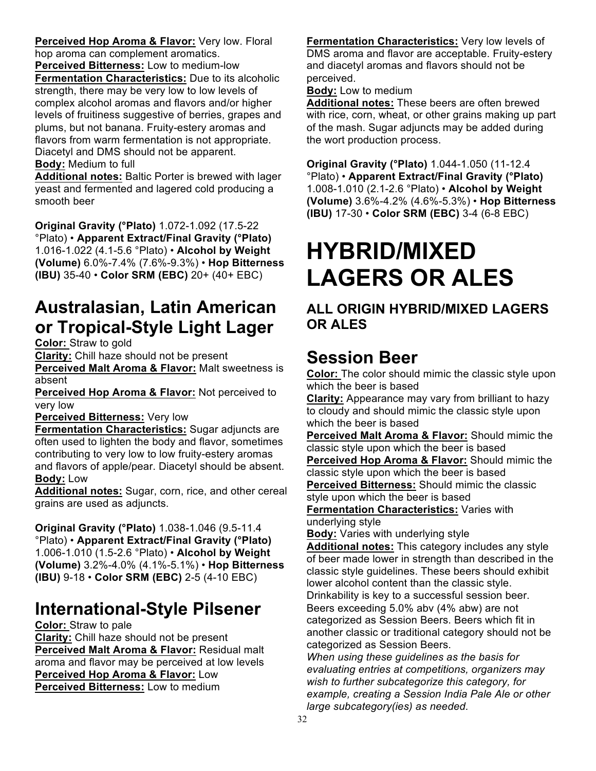**Perceived Hop Aroma & Flavor:** Very low. Floral hop aroma can complement aromatics.
**Perceived Bitterness:** Low to medium-low
**Fermentation Characteristics:** Due to its alcoholic strength, there may be very low to low levels of complex alcohol aromas and flavors and/or higher levels of fruitiness suggestive of berries, grapes and plums, but not banana. Fruity-estery aromas and flavors from warm fermentation is not appropriate. Diacetyl and DMS should not be apparent.
**Body:** Medium to full
**Additional notes:** Baltic Porter is brewed with lager yeast and fermented and lagered cold producing a smooth beer

**Original Gravity (°Plato)** 1.072-1.092 (17.5-22 °Plato) • **Apparent Extract/Final Gravity (°Plato)** 1.016-1.022 (4.1-5.6 °Plato) • **Alcohol by Weight (Volume)** 6.0%-7.4% (7.6%-9.3%) • **Hop Bitterness (IBU)** 35-40 • **Color SRM (EBC)** 20+ (40+ EBC)

## Australasian, Latin American or Tropical-Style Light Lager

**Color:** Straw to gold
**Clarity:** Chill haze should not be present
**Perceived Malt Aroma & Flavor:** Malt sweetness is absent
**Perceived Hop Aroma & Flavor:** Not perceived to very low
**Perceived Bitterness:** Very low
**Fermentation Characteristics:** Sugar adjuncts are often used to lighten the body and flavor, sometimes contributing to very low to low fruity-estery aromas and flavors of apple/pear. Diacetyl should be absent.
**Body:** Low
**Additional notes:** Sugar, corn, rice, and other cereal grains are used as adjuncts.

**Original Gravity (°Plato)** 1.038-1.046 (9.5-11.4 °Plato) • **Apparent Extract/Final Gravity (°Plato)** 1.006-1.010 (1.5-2.6 °Plato) • **Alcohol by Weight (Volume)** 3.2%-4.0% (4.1%-5.1%) • **Hop Bitterness (IBU)** 9-18 • **Color SRM (EBC)** 2-5 (4-10 EBC)

## International-Style Pilsener

**Color:** Straw to pale
**Clarity:** Chill haze should not be present
**Perceived Malt Aroma & Flavor:** Residual malt aroma and flavor may be perceived at low levels
**Perceived Hop Aroma & Flavor:** Low
**Perceived Bitterness:** Low to medium
**Fermentation Characteristics:** Very low levels of DMS aroma and flavor are acceptable. Fruity-estery and diacetyl aromas and flavors should not be perceived.
**Body:** Low to medium
**Additional notes:** These beers are often brewed with rice, corn, wheat, or other grains making up part of the mash. Sugar adjuncts may be added during the wort production process.

**Original Gravity (°Plato)** 1.044-1.050 (11-12.4 °Plato) • **Apparent Extract/Final Gravity (°Plato)** 1.008-1.010 (2.1-2.6 °Plato) • **Alcohol by Weight (Volume)** 3.6%-4.2% (4.6%-5.3%) • **Hop Bitterness (IBU)** 17-30 • **Color SRM (EBC)** 3-4 (6-8 EBC)

# HYBRID/MIXED LAGERS OR ALES

### ALL ORIGIN HYBRID/MIXED LAGERS OR ALES

## Session Beer

**Color:** The color should mimic the classic style upon which the beer is based
**Clarity:** Appearance may vary from brilliant to hazy to cloudy and should mimic the classic style upon which the beer is based
**Perceived Malt Aroma & Flavor:** Should mimic the classic style upon which the beer is based
**Perceived Hop Aroma & Flavor:** Should mimic the classic style upon which the beer is based
**Perceived Bitterness:** Should mimic the classic style upon which the beer is based
**Fermentation Characteristics:** Varies with underlying style
**Body:** Varies with underlying style
**Additional notes:** This category includes any style of beer made lower in strength than described in the classic style guidelines. These beers should exhibit lower alcohol content than the classic style. Drinkability is key to a successful session beer. Beers exceeding 5.0% abv (4% abw) are not categorized as Session Beers. Beers which fit in another classic or traditional category should not be categorized as Session Beers.
*When using these guidelines as the basis for evaluating entries at competitions, organizers may wish to further subcategorize this category, for example, creating a Session India Pale Ale or other large subcategory(ies) as needed.*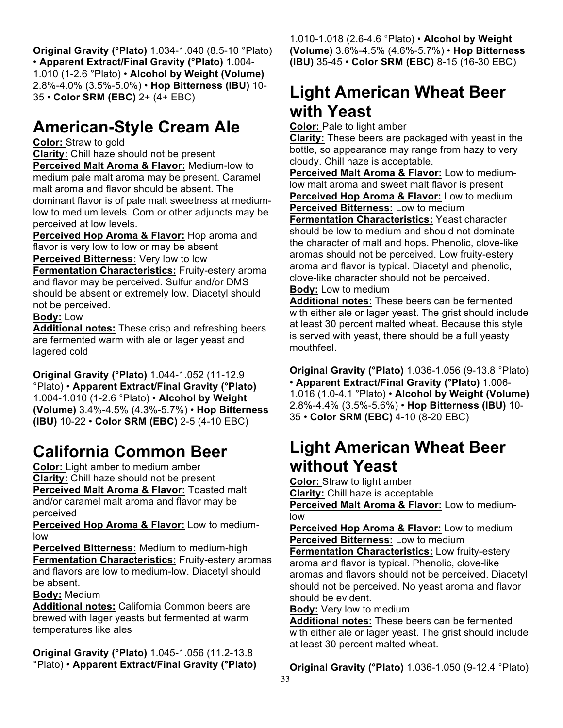**Original Gravity (°Plato)** 1.034-1.040 (8.5-10 °Plato) • **Apparent Extract/Final Gravity (°Plato)** 1.004-1.010 (1-2.6 °Plato) • **Alcohol by Weight (Volume)** 2.8%-4.0% (3.5%-5.0%) • **Hop Bitterness (IBU)** 10-35 • **Color SRM (EBC)** 2+ (4+ EBC)

## American-Style Cream Ale

**Color:** Straw to gold
**Clarity:** Chill haze should not be present
**Perceived Malt Aroma & Flavor:** Medium-low to medium pale malt aroma may be present. Caramel malt aroma and flavor should be absent. The dominant flavor is of pale malt sweetness at medium-low to medium levels. Corn or other adjuncts may be perceived at low levels.
**Perceived Hop Aroma & Flavor:** Hop aroma and flavor is very low to low or may be absent
**Perceived Bitterness:** Very low to low
**Fermentation Characteristics:** Fruity-estery aroma and flavor may be perceived. Sulfur and/or DMS should be absent or extremely low. Diacetyl should not be perceived.
**Body:** Low
**Additional notes:** These crisp and refreshing beers are fermented warm with ale or lager yeast and lagered cold

**Original Gravity (°Plato)** 1.044-1.052 (11-12.9 °Plato) • **Apparent Extract/Final Gravity (°Plato)** 1.004-1.010 (1-2.6 °Plato) • **Alcohol by Weight (Volume)** 3.4%-4.5% (4.3%-5.7%) • **Hop Bitterness (IBU)** 10-22 • **Color SRM (EBC)** 2-5 (4-10 EBC)

## California Common Beer

**Color:** Light amber to medium amber
**Clarity:** Chill haze should not be present
**Perceived Malt Aroma & Flavor:** Toasted malt and/or caramel malt aroma and flavor may be perceived
**Perceived Hop Aroma & Flavor:** Low to medium-low
**Perceived Bitterness:** Medium to medium-high
**Fermentation Characteristics:** Fruity-estery aromas and flavors are low to medium-low. Diacetyl should be absent.
**Body:** Medium
**Additional notes:** California Common beers are brewed with lager yeasts but fermented at warm temperatures like ales

**Original Gravity (°Plato)** 1.045-1.056 (11.2-13.8 °Plato) • **Apparent Extract/Final Gravity (°Plato)** 1.010-1.018 (2.6-4.6 °Plato) • **Alcohol by Weight (Volume)** 3.6%-4.5% (4.6%-5.7%) • **Hop Bitterness (IBU)** 35-45 • **Color SRM (EBC)** 8-15 (16-30 EBC)

## Light American Wheat Beer with Yeast

**Color:** Pale to light amber
**Clarity:** These beers are packaged with yeast in the bottle, so appearance may range from hazy to very cloudy. Chill haze is acceptable.
**Perceived Malt Aroma & Flavor:** Low to medium-low malt aroma and sweet malt flavor is present
**Perceived Hop Aroma & Flavor:** Low to medium
**Perceived Bitterness:** Low to medium
**Fermentation Characteristics:** Yeast character should be low to medium and should not dominate the character of malt and hops. Phenolic, clove-like aromas should not be perceived. Low fruity-estery aroma and flavor is typical. Diacetyl and phenolic, clove-like character should not be perceived.
**Body:** Low to medium
**Additional notes:** These beers can be fermented with either ale or lager yeast. The grist should include at least 30 percent malted wheat. Because this style is served with yeast, there should be a full yeasty mouthfeel.

**Original Gravity (°Plato)** 1.036-1.056 (9-13.8 °Plato) • **Apparent Extract/Final Gravity (°Plato)** 1.006-1.016 (1.0-4.1 °Plato) • **Alcohol by Weight (Volume)** 2.8%-4.4% (3.5%-5.6%) • **Hop Bitterness (IBU)** 10-35 • **Color SRM (EBC)** 4-10 (8-20 EBC)

## Light American Wheat Beer without Yeast

**Color:** Straw to light amber
**Clarity:** Chill haze is acceptable
**Perceived Malt Aroma & Flavor:** Low to medium-low
**Perceived Hop Aroma & Flavor:** Low to medium
**Perceived Bitterness:** Low to medium
**Fermentation Characteristics:** Low fruity-estery aroma and flavor is typical. Phenolic, clove-like aromas and flavors should not be perceived. Diacetyl should not be perceived. No yeast aroma and flavor should be evident.
**Body:** Very low to medium
**Additional notes:** These beers can be fermented with either ale or lager yeast. The grist should include at least 30 percent malted wheat.

**Original Gravity (°Plato)** 1.036-1.050 (9-12.4 °Plato)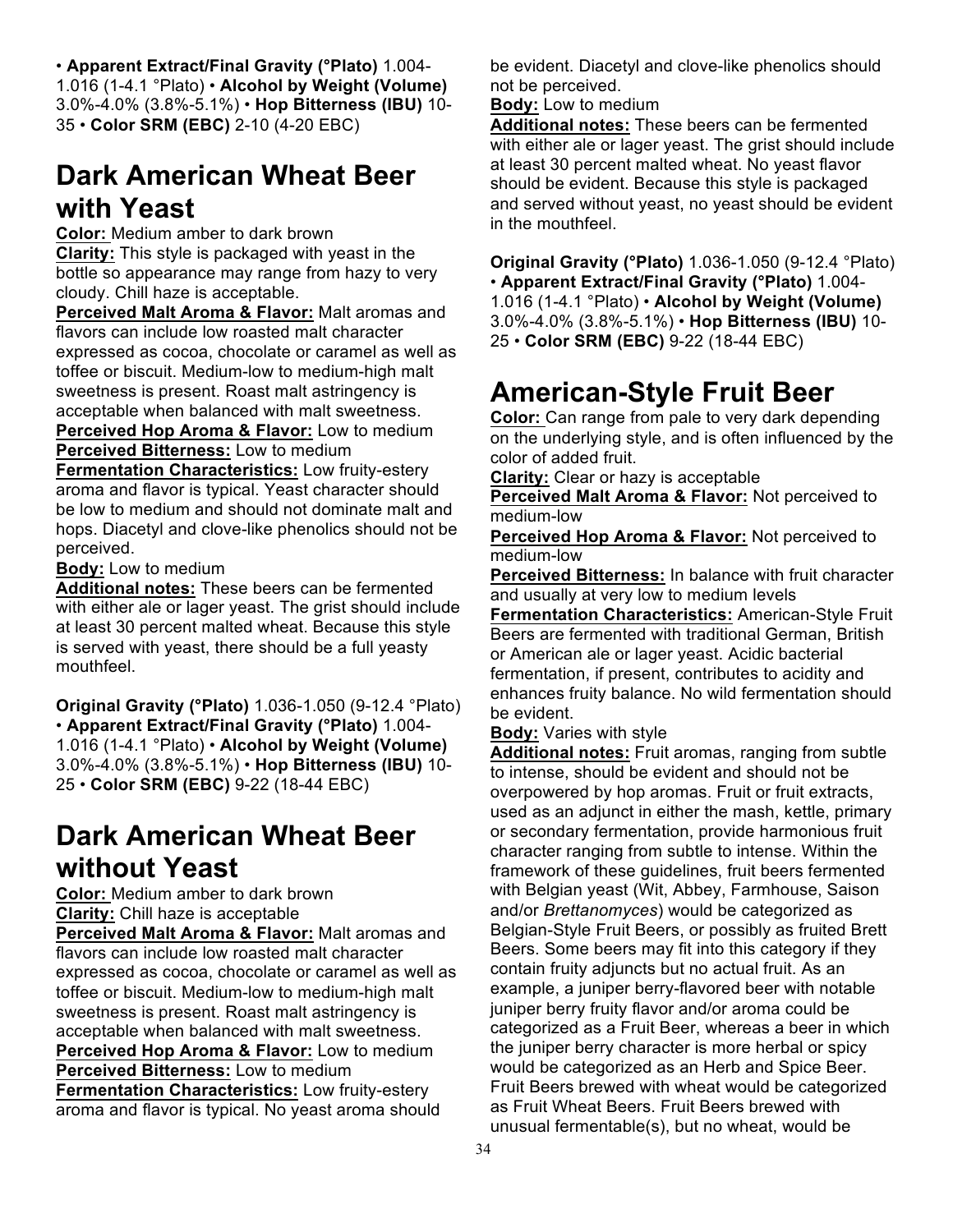• **Apparent Extract/Final Gravity (°Plato)** 1.004-1.016 (1-4.1 °Plato) • **Alcohol by Weight (Volume)** 3.0%-4.0% (3.8%-5.1%) • **Hop Bitterness (IBU)** 10-35 • **Color SRM (EBC)** 2-10 (4-20 EBC)

## Dark American Wheat Beer with Yeast

**Color:** Medium amber to dark brown
**Clarity:** This style is packaged with yeast in the bottle so appearance may range from hazy to very cloudy. Chill haze is acceptable.
**Perceived Malt Aroma & Flavor:** Malt aromas and flavors can include low roasted malt character expressed as cocoa, chocolate or caramel as well as toffee or biscuit. Medium-low to medium-high malt sweetness is present. Roast malt astringency is acceptable when balanced with malt sweetness.
**Perceived Hop Aroma & Flavor:** Low to medium
**Perceived Bitterness:** Low to medium
**Fermentation Characteristics:** Low fruity-estery aroma and flavor is typical. Yeast character should be low to medium and should not dominate malt and hops. Diacetyl and clove-like phenolics should not be perceived.
**Body:** Low to medium
**Additional notes:** These beers can be fermented with either ale or lager yeast. The grist should include at least 30 percent malted wheat. Because this style is served with yeast, there should be a full yeasty mouthfeel.

**Original Gravity (°Plato)** 1.036-1.050 (9-12.4 °Plato) • **Apparent Extract/Final Gravity (°Plato)** 1.004-1.016 (1-4.1 °Plato) • **Alcohol by Weight (Volume)** 3.0%-4.0% (3.8%-5.1%) • **Hop Bitterness (IBU)** 10-25 • **Color SRM (EBC)** 9-22 (18-44 EBC)

## Dark American Wheat Beer without Yeast

**Color:** Medium amber to dark brown
**Clarity:** Chill haze is acceptable
**Perceived Malt Aroma & Flavor:** Malt aromas and flavors can include low roasted malt character expressed as cocoa, chocolate or caramel as well as toffee or biscuit. Medium-low to medium-high malt sweetness is present. Roast malt astringency is acceptable when balanced with malt sweetness.
**Perceived Hop Aroma & Flavor:** Low to medium
**Perceived Bitterness:** Low to medium
**Fermentation Characteristics:** Low fruity-estery aroma and flavor is typical. No yeast aroma should be evident. Diacetyl and clove-like phenolics should not be perceived.
**Body:** Low to medium
**Additional notes:** These beers can be fermented with either ale or lager yeast. The grist should include at least 30 percent malted wheat. No yeast flavor should be evident. Because this style is packaged and served without yeast, no yeast should be evident in the mouthfeel.

**Original Gravity (°Plato)** 1.036-1.050 (9-12.4 °Plato) • **Apparent Extract/Final Gravity (°Plato)** 1.004-1.016 (1-4.1 °Plato) • **Alcohol by Weight (Volume)** 3.0%-4.0% (3.8%-5.1%) • **Hop Bitterness (IBU)** 10-25 • **Color SRM (EBC)** 9-22 (18-44 EBC)

## American-Style Fruit Beer

**Color:** Can range from pale to very dark depending on the underlying style, and is often influenced by the color of added fruit.
**Clarity:** Clear or hazy is acceptable
**Perceived Malt Aroma & Flavor:** Not perceived to medium-low
**Perceived Hop Aroma & Flavor:** Not perceived to medium-low
**Perceived Bitterness:** In balance with fruit character and usually at very low to medium levels
**Fermentation Characteristics:** American-Style Fruit Beers are fermented with traditional German, British or American ale or lager yeast. Acidic bacterial fermentation, if present, contributes to acidity and enhances fruity balance. No wild fermentation should be evident.
**Body:** Varies with style
**Additional notes:** Fruit aromas, ranging from subtle to intense, should be evident and should not be overpowered by hop aromas. Fruit or fruit extracts, used as an adjunct in either the mash, kettle, primary or secondary fermentation, provide harmonious fruit character ranging from subtle to intense. Within the framework of these guidelines, fruit beers fermented with Belgian yeast (Wit, Abbey, Farmhouse, Saison and/or *Brettanomyces*) would be categorized as Belgian-Style Fruit Beers, or possibly as fruited Brett Beers. Some beers may fit into this category if they contain fruity adjuncts but no actual fruit. As an example, a juniper berry-flavored beer with notable juniper berry fruity flavor and/or aroma could be categorized as a Fruit Beer, whereas a beer in which the juniper berry character is more herbal or spicy would be categorized as an Herb and Spice Beer. Fruit Beers brewed with wheat would be categorized as Fruit Wheat Beers. Fruit Beers brewed with unusual fermentable(s), but no wheat, would be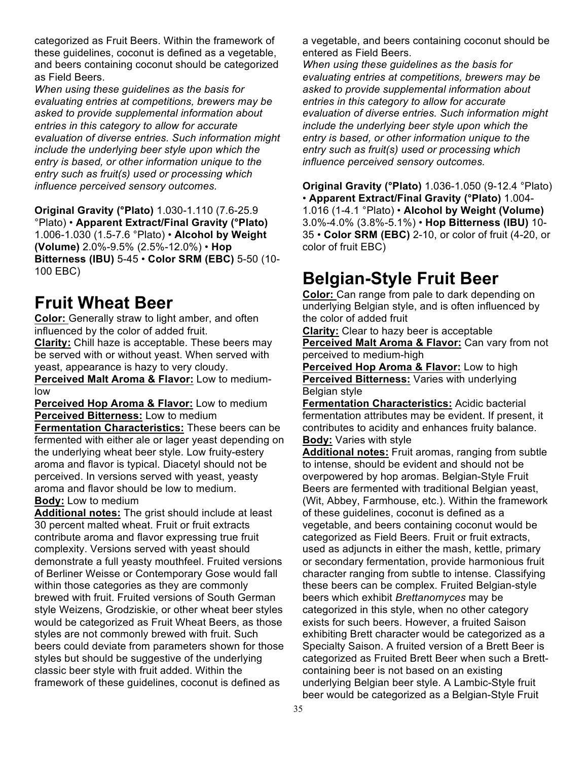categorized as Fruit Beers. Within the framework of these guidelines, coconut is defined as a vegetable, and beers containing coconut should be categorized as Field Beers.

*When using these guidelines as the basis for evaluating entries at competitions, brewers may be asked to provide supplemental information about entries in this category to allow for accurate evaluation of diverse entries. Such information might include the underlying beer style upon which the entry is based, or other information unique to the entry such as fruit(s) used or processing which influence perceived sensory outcomes.*

**Original Gravity (°Plato)** 1.030-1.110 (7.6-25.9 °Plato) • **Apparent Extract/Final Gravity (°Plato)** 1.006-1.030 (1.5-7.6 °Plato) • **Alcohol by Weight (Volume)** 2.0%-9.5% (2.5%-12.0%) • **Hop Bitterness (IBU)** 5-45 • **Color SRM (EBC)** 5-50 (10-100 EBC)

# Fruit Wheat Beer

**Color:** Generally straw to light amber, and often influenced by the color of added fruit.

**Clarity:** Chill haze is acceptable. These beers may be served with or without yeast. When served with yeast, appearance is hazy to very cloudy.

**Perceived Malt Aroma & Flavor:** Low to medium-low

**Perceived Hop Aroma & Flavor:** Low to medium

**Perceived Bitterness:** Low to medium

**Fermentation Characteristics:** These beers can be fermented with either ale or lager yeast depending on the underlying wheat beer style. Low fruity-estery aroma and flavor is typical. Diacetyl should not be perceived. In versions served with yeast, yeasty aroma and flavor should be low to medium.

**Body:** Low to medium

**Additional notes:** The grist should include at least 30 percent malted wheat. Fruit or fruit extracts contribute aroma and flavor expressing true fruit complexity. Versions served with yeast should demonstrate a full yeasty mouthfeel. Fruited versions of Berliner Weisse or Contemporary Gose would fall within those categories as they are commonly brewed with fruit. Fruited versions of South German style Weizens, Grodziskie, or other wheat beer styles would be categorized as Fruit Wheat Beers, as those styles are not commonly brewed with fruit. Such beers could deviate from parameters shown for those styles but should be suggestive of the underlying classic beer style with fruit added. Within the framework of these guidelines, coconut is defined as a vegetable, and beers containing coconut should be entered as Field Beers.

*When using these guidelines as the basis for evaluating entries at competitions, brewers may be asked to provide supplemental information about entries in this category to allow for accurate evaluation of diverse entries. Such information might include the underlying beer style upon which the entry is based, or other information unique to the entry such as fruit(s) used or processing which influence perceived sensory outcomes.*

**Original Gravity (°Plato)** 1.036-1.050 (9-12.4 °Plato) • **Apparent Extract/Final Gravity (°Plato)** 1.004-1.016 (1-4.1 °Plato) • **Alcohol by Weight (Volume)** 3.0%-4.0% (3.8%-5.1%) • **Hop Bitterness (IBU)** 10-35 • **Color SRM (EBC)** 2-10, or color of fruit (4-20, or color of fruit EBC)

# Belgian-Style Fruit Beer

**Color:** Can range from pale to dark depending on underlying Belgian style, and is often influenced by the color of added fruit

**Clarity:** Clear to hazy beer is acceptable

**Perceived Malt Aroma & Flavor:** Can vary from not perceived to medium-high

**Perceived Hop Aroma & Flavor:** Low to high

**Perceived Bitterness:** Varies with underlying Belgian style

**Fermentation Characteristics:** Acidic bacterial fermentation attributes may be evident. If present, it contributes to acidity and enhances fruity balance.

**Body:** Varies with style

**Additional notes:** Fruit aromas, ranging from subtle to intense, should be evident and should not be overpowered by hop aromas. Belgian-Style Fruit Beers are fermented with traditional Belgian yeast, (Wit, Abbey, Farmhouse, etc.). Within the framework of these guidelines, coconut is defined as a vegetable, and beers containing coconut would be categorized as Field Beers. Fruit or fruit extracts, used as adjuncts in either the mash, kettle, primary or secondary fermentation, provide harmonious fruit character ranging from subtle to intense. Classifying these beers can be complex. Fruited Belgian-style beers which exhibit *Brettanomyces* may be categorized in this style, when no other category exists for such beers. However, a fruited Saison exhibiting Brett character would be categorized as a Specialty Saison. A fruited version of a Brett Beer is categorized as Fruited Brett Beer when such a Brett-containing beer is not based on an existing underlying Belgian beer style. A Lambic-Style fruit beer would be categorized as a Belgian-Style Fruit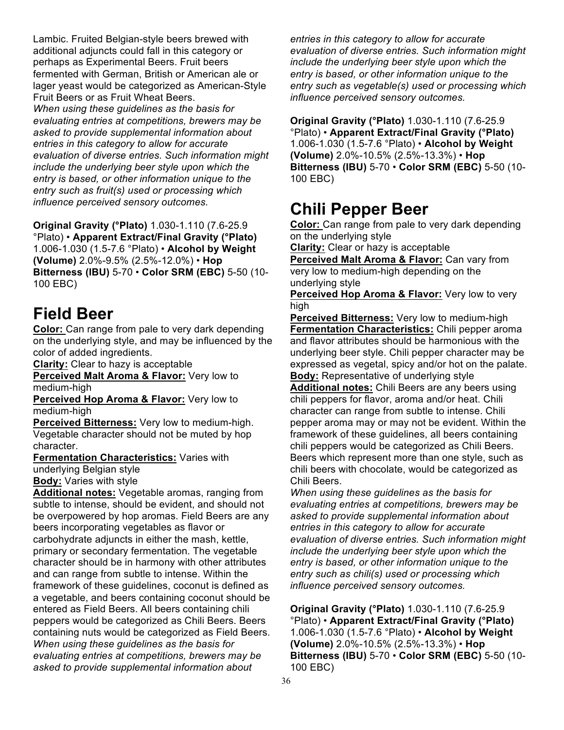Lambic. Fruited Belgian-style beers brewed with additional adjuncts could fall in this category or perhaps as Experimental Beers. Fruit beers fermented with German, British or American ale or lager yeast would be categorized as American-Style Fruit Beers or as Fruit Wheat Beers.
*When using these guidelines as the basis for evaluating entries at competitions, brewers may be asked to provide supplemental information about entries in this category to allow for accurate evaluation of diverse entries. Such information might include the underlying beer style upon which the entry is based, or other information unique to the entry such as fruit(s) used or processing which influence perceived sensory outcomes.*

**Original Gravity (°Plato)** 1.030-1.110 (7.6-25.9 °Plato) • **Apparent Extract/Final Gravity (°Plato)** 1.006-1.030 (1.5-7.6 °Plato) • **Alcohol by Weight (Volume)** 2.0%-9.5% (2.5%-12.0%) • **Hop Bitterness (IBU)** 5-70 • **Color SRM (EBC)** 5-50 (10-100 EBC)

# Field Beer

**Color:** Can range from pale to very dark depending on the underlying style, and may be influenced by the color of added ingredients.
**Clarity:** Clear to hazy is acceptable
**Perceived Malt Aroma & Flavor:** Very low to medium-high
**Perceived Hop Aroma & Flavor:** Very low to medium-high
**Perceived Bitterness:** Very low to medium-high. Vegetable character should not be muted by hop character.
**Fermentation Characteristics:** Varies with underlying Belgian style
**Body:** Varies with style
**Additional notes:** Vegetable aromas, ranging from subtle to intense, should be evident, and should not be overpowered by hop aromas. Field Beers are any beers incorporating vegetables as flavor or carbohydrate adjuncts in either the mash, kettle, primary or secondary fermentation. The vegetable character should be in harmony with other attributes and can range from subtle to intense. Within the framework of these guidelines, coconut is defined as a vegetable, and beers containing coconut should be entered as Field Beers. All beers containing chili peppers would be categorized as Chili Beers. Beers containing nuts would be categorized as Field Beers.
*When using these guidelines as the basis for evaluating entries at competitions, brewers may be asked to provide supplemental information about entries in this category to allow for accurate evaluation of diverse entries. Such information might include the underlying beer style upon which the entry is based, or other information unique to the entry such as vegetable(s) used or processing which influence perceived sensory outcomes.*

**Original Gravity (°Plato)** 1.030-1.110 (7.6-25.9 °Plato) • **Apparent Extract/Final Gravity (°Plato)** 1.006-1.030 (1.5-7.6 °Plato) • **Alcohol by Weight (Volume)** 2.0%-10.5% (2.5%-13.3%) • **Hop Bitterness (IBU)** 5-70 • **Color SRM (EBC)** 5-50 (10-100 EBC)

# Chili Pepper Beer

**Color:** Can range from pale to very dark depending on the underlying style
**Clarity:** Clear or hazy is acceptable
**Perceived Malt Aroma & Flavor:** Can vary from very low to medium-high depending on the underlying style
**Perceived Hop Aroma & Flavor:** Very low to very high
**Perceived Bitterness:** Very low to medium-high
**Fermentation Characteristics:** Chili pepper aroma and flavor attributes should be harmonious with the underlying beer style. Chili pepper character may be expressed as vegetal, spicy and/or hot on the palate.
**Body:** Representative of underlying style
**Additional notes:** Chili Beers are any beers using chili peppers for flavor, aroma and/or heat. Chili character can range from subtle to intense. Chili pepper aroma may or may not be evident. Within the framework of these guidelines, all beers containing chili peppers would be categorized as Chili Beers. Beers which represent more than one style, such as chili beers with chocolate, would be categorized as Chili Beers.
*When using these guidelines as the basis for evaluating entries at competitions, brewers may be asked to provide supplemental information about entries in this category to allow for accurate evaluation of diverse entries. Such information might include the underlying beer style upon which the entry is based, or other information unique to the entry such as chili(s) used or processing which influence perceived sensory outcomes.*

**Original Gravity (°Plato)** 1.030-1.110 (7.6-25.9 °Plato) • **Apparent Extract/Final Gravity (°Plato)** 1.006-1.030 (1.5-7.6 °Plato) • **Alcohol by Weight (Volume)** 2.0%-10.5% (2.5%-13.3%) • **Hop Bitterness (IBU)** 5-70 • **Color SRM (EBC)** 5-50 (10-100 EBC)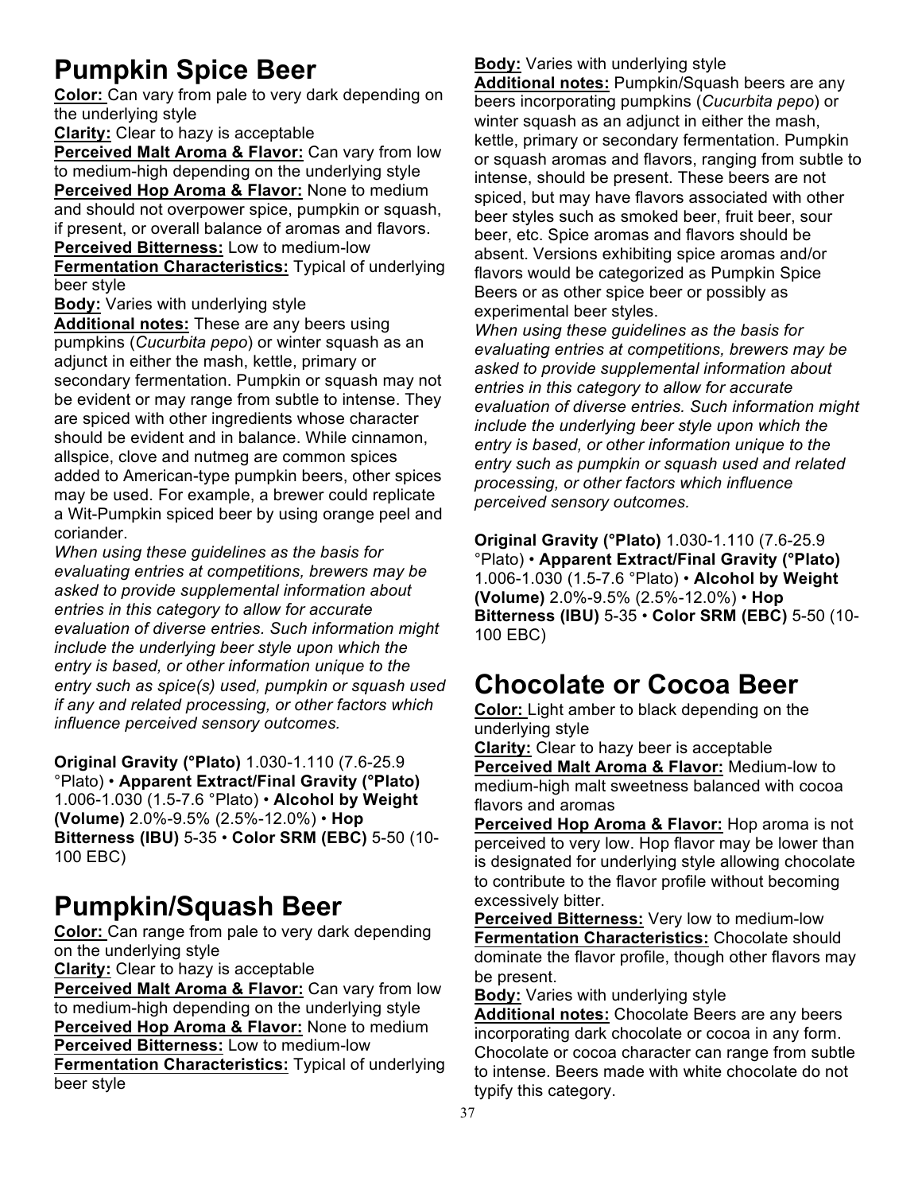## Pumpkin Spice Beer

**Color:** Can vary from pale to very dark depending on the underlying style
**Clarity:** Clear to hazy is acceptable
**Perceived Malt Aroma & Flavor:** Can vary from low to medium-high depending on the underlying style
**Perceived Hop Aroma & Flavor:** None to medium and should not overpower spice, pumpkin or squash, if present, or overall balance of aromas and flavors.
**Perceived Bitterness:** Low to medium-low
**Fermentation Characteristics:** Typical of underlying beer style
**Body:** Varies with underlying style
**Additional notes:** These are any beers using pumpkins (*Cucurbita pepo*) or winter squash as an adjunct in either the mash, kettle, primary or secondary fermentation. Pumpkin or squash may not be evident or may range from subtle to intense. They are spiced with other ingredients whose character should be evident and in balance. While cinnamon, allspice, clove and nutmeg are common spices added to American-type pumpkin beers, other spices may be used. For example, a brewer could replicate a Wit-Pumpkin spiced beer by using orange peel and coriander.
*When using these guidelines as the basis for evaluating entries at competitions, brewers may be asked to provide supplemental information about entries in this category to allow for accurate evaluation of diverse entries. Such information might include the underlying beer style upon which the entry is based, or other information unique to the entry such as spice(s) used, pumpkin or squash used if any and related processing, or other factors which influence perceived sensory outcomes.*

**Original Gravity (°Plato)** 1.030-1.110 (7.6-25.9 °Plato) • **Apparent Extract/Final Gravity (°Plato)** 1.006-1.030 (1.5-7.6 °Plato) • **Alcohol by Weight (Volume)** 2.0%-9.5% (2.5%-12.0%) • **Hop Bitterness (IBU)** 5-35 • **Color SRM (EBC)** 5-50 (10-100 EBC)

## Pumpkin/Squash Beer

**Color:** Can range from pale to very dark depending on the underlying style
**Clarity:** Clear to hazy is acceptable
**Perceived Malt Aroma & Flavor:** Can vary from low to medium-high depending on the underlying style
**Perceived Hop Aroma & Flavor:** None to medium
**Perceived Bitterness:** Low to medium-low
**Fermentation Characteristics:** Typical of underlying beer style
**Body:** Varies with underlying style
**Additional notes:** Pumpkin/Squash beers are any beers incorporating pumpkins (*Cucurbita pepo*) or winter squash as an adjunct in either the mash, kettle, primary or secondary fermentation. Pumpkin or squash aromas and flavors, ranging from subtle to intense, should be present. These beers are not spiced, but may have flavors associated with other beer styles such as smoked beer, fruit beer, sour beer, etc. Spice aromas and flavors should be absent. Versions exhibiting spice aromas and/or flavors would be categorized as Pumpkin Spice Beers or as other spice beer or possibly as experimental beer styles.
*When using these guidelines as the basis for evaluating entries at competitions, brewers may be asked to provide supplemental information about entries in this category to allow for accurate evaluation of diverse entries. Such information might include the underlying beer style upon which the entry is based, or other information unique to the entry such as pumpkin or squash used and related processing, or other factors which influence perceived sensory outcomes.*

**Original Gravity (°Plato)** 1.030-1.110 (7.6-25.9 °Plato) • **Apparent Extract/Final Gravity (°Plato)** 1.006-1.030 (1.5-7.6 °Plato) • **Alcohol by Weight (Volume)** 2.0%-9.5% (2.5%-12.0%) • **Hop Bitterness (IBU)** 5-35 • **Color SRM (EBC)** 5-50 (10-100 EBC)

## Chocolate or Cocoa Beer

**Color:** Light amber to black depending on the underlying style
**Clarity:** Clear to hazy beer is acceptable
**Perceived Malt Aroma & Flavor:** Medium-low to medium-high malt sweetness balanced with cocoa flavors and aromas
**Perceived Hop Aroma & Flavor:** Hop aroma is not perceived to very low. Hop flavor may be lower than is designated for underlying style allowing chocolate to contribute to the flavor profile without becoming excessively bitter.
**Perceived Bitterness:** Very low to medium-low
**Fermentation Characteristics:** Chocolate should dominate the flavor profile, though other flavors may be present.
**Body:** Varies with underlying style
**Additional notes:** Chocolate Beers are any beers incorporating dark chocolate or cocoa in any form. Chocolate or cocoa character can range from subtle to intense. Beers made with white chocolate do not typify this category.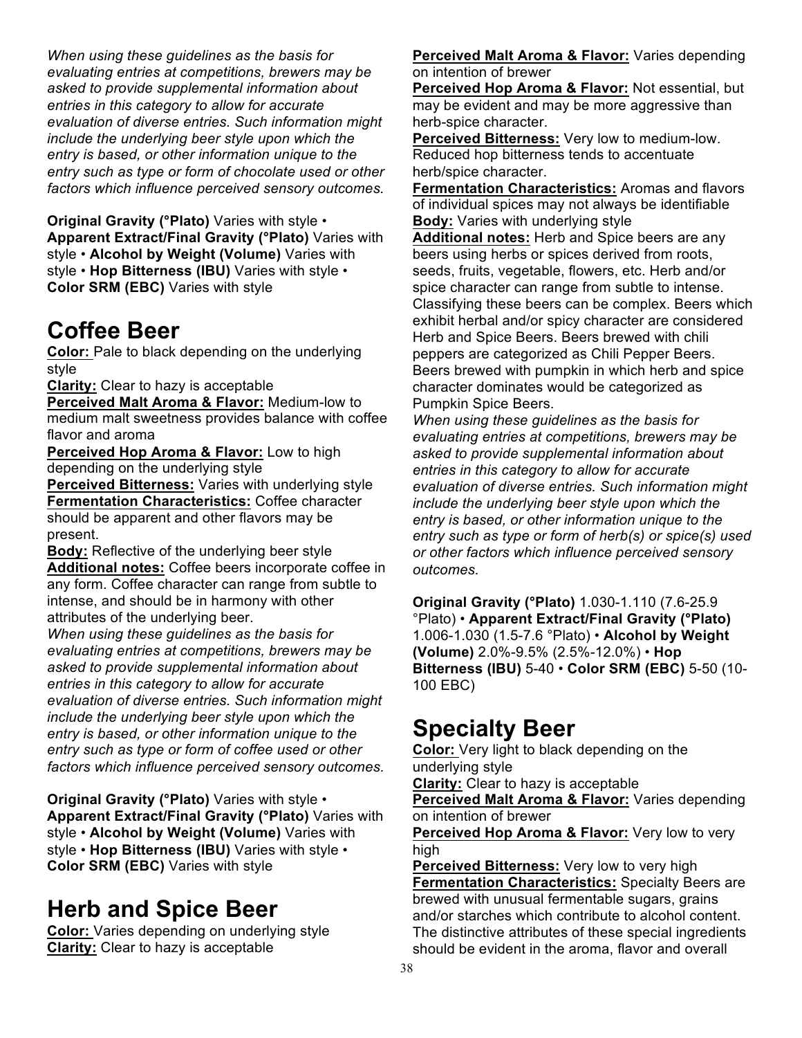*When using these guidelines as the basis for evaluating entries at competitions, brewers may be asked to provide supplemental information about entries in this category to allow for accurate evaluation of diverse entries. Such information might include the underlying beer style upon which the entry is based, or other information unique to the entry such as type or form of chocolate used or other factors which influence perceived sensory outcomes.*

**Original Gravity (°Plato)** Varies with style • **Apparent Extract/Final Gravity (°Plato)** Varies with style • **Alcohol by Weight (Volume)** Varies with style • **Hop Bitterness (IBU)** Varies with style • **Color SRM (EBC)** Varies with style

# Coffee Beer

**Color:** Pale to black depending on the underlying style

**Clarity:** Clear to hazy is acceptable

**Perceived Malt Aroma & Flavor:** Medium-low to medium malt sweetness provides balance with coffee flavor and aroma

**Perceived Hop Aroma & Flavor:** Low to high depending on the underlying style

**Perceived Bitterness:** Varies with underlying style

**Fermentation Characteristics:** Coffee character should be apparent and other flavors may be present.

**Body:** Reflective of the underlying beer style

**Additional notes:** Coffee beers incorporate coffee in any form. Coffee character can range from subtle to intense, and should be in harmony with other attributes of the underlying beer.

*When using these guidelines as the basis for evaluating entries at competitions, brewers may be asked to provide supplemental information about entries in this category to allow for accurate evaluation of diverse entries. Such information might include the underlying beer style upon which the entry is based, or other information unique to the entry such as type or form of coffee used or other factors which influence perceived sensory outcomes.*

**Original Gravity (°Plato)** Varies with style • **Apparent Extract/Final Gravity (°Plato)** Varies with style • **Alcohol by Weight (Volume)** Varies with style • **Hop Bitterness (IBU)** Varies with style • **Color SRM (EBC)** Varies with style

# Herb and Spice Beer

**Color:** Varies depending on underlying style

**Clarity:** Clear to hazy is acceptable

**Perceived Malt Aroma & Flavor:** Varies depending on intention of brewer

**Perceived Hop Aroma & Flavor:** Not essential, but may be evident and may be more aggressive than herb-spice character.

**Perceived Bitterness:** Very low to medium-low. Reduced hop bitterness tends to accentuate herb/spice character.

**Fermentation Characteristics:** Aromas and flavors of individual spices may not always be identifiable

**Body:** Varies with underlying style

**Additional notes:** Herb and Spice beers are any beers using herbs or spices derived from roots, seeds, fruits, vegetable, flowers, etc. Herb and/or spice character can range from subtle to intense. Classifying these beers can be complex. Beers which exhibit herbal and/or spicy character are considered Herb and Spice Beers. Beers brewed with chili peppers are categorized as Chili Pepper Beers. Beers brewed with pumpkin in which herb and spice character dominates would be categorized as Pumpkin Spice Beers.

*When using these guidelines as the basis for evaluating entries at competitions, brewers may be asked to provide supplemental information about entries in this category to allow for accurate evaluation of diverse entries. Such information might include the underlying beer style upon which the entry is based, or other information unique to the entry such as type or form of herb(s) or spice(s) used or other factors which influence perceived sensory outcomes.*

**Original Gravity (°Plato)** 1.030-1.110 (7.6-25.9 °Plato) • **Apparent Extract/Final Gravity (°Plato)** 1.006-1.030 (1.5-7.6 °Plato) • **Alcohol by Weight (Volume)** 2.0%-9.5% (2.5%-12.0%) • **Hop Bitterness (IBU)** 5-40 • **Color SRM (EBC)** 5-50 (10-100 EBC)

# Specialty Beer

**Color:** Very light to black depending on the underlying style

**Clarity:** Clear to hazy is acceptable

**Perceived Malt Aroma & Flavor:** Varies depending on intention of brewer

**Perceived Hop Aroma & Flavor:** Very low to very high

**Perceived Bitterness:** Very low to very high

**Fermentation Characteristics:** Specialty Beers are brewed with unusual fermentable sugars, grains and/or starches which contribute to alcohol content. The distinctive attributes of these special ingredients should be evident in the aroma, flavor and overall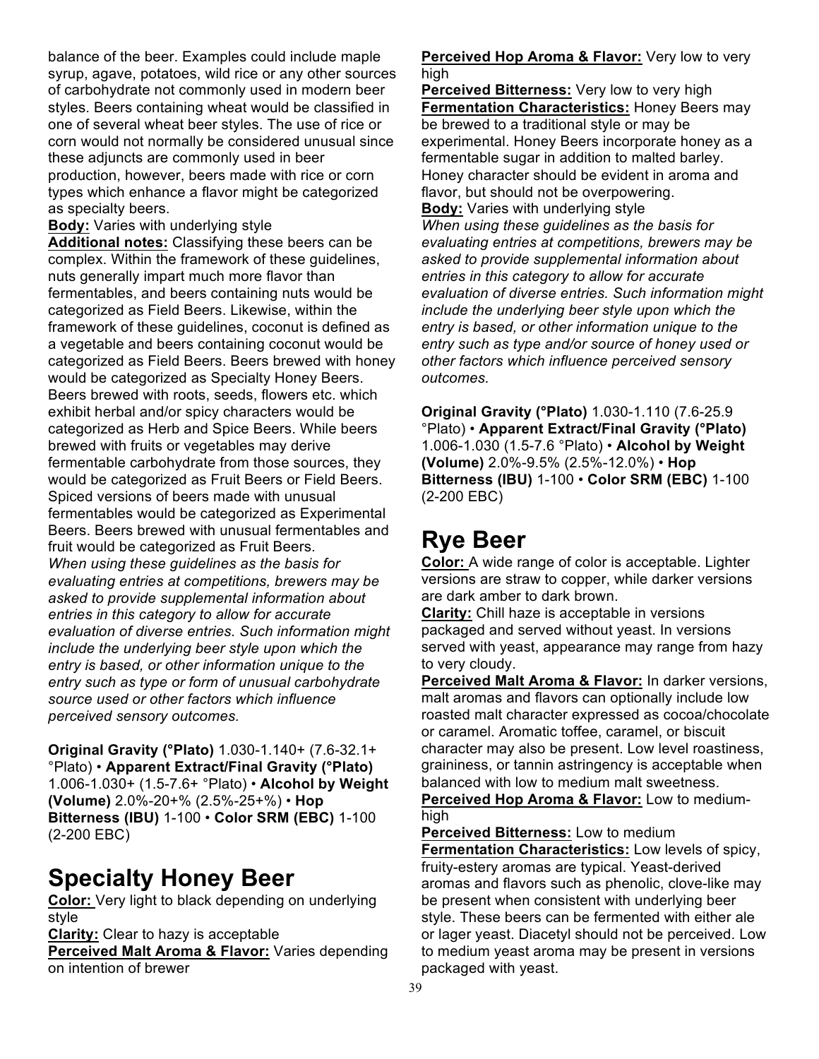balance of the beer. Examples could include maple syrup, agave, potatoes, wild rice or any other sources of carbohydrate not commonly used in modern beer styles. Beers containing wheat would be classified in one of several wheat beer styles. The use of rice or corn would not normally be considered unusual since these adjuncts are commonly used in beer production, however, beers made with rice or corn types which enhance a flavor might be categorized as specialty beers.

**Body:** Varies with underlying style

**Additional notes:** Classifying these beers can be complex. Within the framework of these guidelines, nuts generally impart much more flavor than fermentables, and beers containing nuts would be categorized as Field Beers. Likewise, within the framework of these guidelines, coconut is defined as a vegetable and beers containing coconut would be categorized as Field Beers. Beers brewed with honey would be categorized as Specialty Honey Beers. Beers brewed with roots, seeds, flowers etc. which exhibit herbal and/or spicy characters would be categorized as Herb and Spice Beers. While beers brewed with fruits or vegetables may derive fermentable carbohydrate from those sources, they would be categorized as Fruit Beers or Field Beers. Spiced versions of beers made with unusual fermentables would be categorized as Experimental Beers. Beers brewed with unusual fermentables and fruit would be categorized as Fruit Beers.

*When using these guidelines as the basis for evaluating entries at competitions, brewers may be asked to provide supplemental information about entries in this category to allow for accurate evaluation of diverse entries. Such information might include the underlying beer style upon which the entry is based, or other information unique to the entry such as type or form of unusual carbohydrate source used or other factors which influence perceived sensory outcomes.*

**Original Gravity (°Plato)** 1.030-1.140+ (7.6-32.1+ °Plato) • **Apparent Extract/Final Gravity (°Plato)** 1.006-1.030+ (1.5-7.6+ °Plato) • **Alcohol by Weight (Volume)** 2.0%-20+% (2.5%-25+%) • **Hop Bitterness (IBU)** 1-100 • **Color SRM (EBC)** 1-100 (2-200 EBC)

# Specialty Honey Beer

**Color:** Very light to black depending on underlying style

**Clarity:** Clear to hazy is acceptable

**Perceived Malt Aroma & Flavor:** Varies depending on intention of brewer

**Perceived Hop Aroma & Flavor:** Very low to very high

**Perceived Bitterness:** Very low to very high

**Fermentation Characteristics:** Honey Beers may be brewed to a traditional style or may be experimental. Honey Beers incorporate honey as a fermentable sugar in addition to malted barley. Honey character should be evident in aroma and flavor, but should not be overpowering.

**Body:** Varies with underlying style

*When using these guidelines as the basis for evaluating entries at competitions, brewers may be asked to provide supplemental information about entries in this category to allow for accurate evaluation of diverse entries. Such information might include the underlying beer style upon which the entry is based, or other information unique to the entry such as type and/or source of honey used or other factors which influence perceived sensory outcomes.*

**Original Gravity (°Plato)** 1.030-1.110 (7.6-25.9 °Plato) • **Apparent Extract/Final Gravity (°Plato)** 1.006-1.030 (1.5-7.6 °Plato) • **Alcohol by Weight (Volume)** 2.0%-9.5% (2.5%-12.0%) • **Hop Bitterness (IBU)** 1-100 • **Color SRM (EBC)** 1-100 (2-200 EBC)

# Rye Beer

**Color:** A wide range of color is acceptable. Lighter versions are straw to copper, while darker versions are dark amber to dark brown.

**Clarity:** Chill haze is acceptable in versions packaged and served without yeast. In versions served with yeast, appearance may range from hazy to very cloudy.

**Perceived Malt Aroma & Flavor:** In darker versions, malt aromas and flavors can optionally include low roasted malt character expressed as cocoa/chocolate or caramel. Aromatic toffee, caramel, or biscuit character may also be present. Low level roastiness, graininess, or tannin astringency is acceptable when balanced with low to medium malt sweetness.

**Perceived Hop Aroma & Flavor:** Low to medium-high

**Perceived Bitterness:** Low to medium

**Fermentation Characteristics:** Low levels of spicy, fruity-estery aromas are typical. Yeast-derived aromas and flavors such as phenolic, clove-like may be present when consistent with underlying beer style. These beers can be fermented with either ale or lager yeast. Diacetyl should not be perceived. Low to medium yeast aroma may be present in versions packaged with yeast.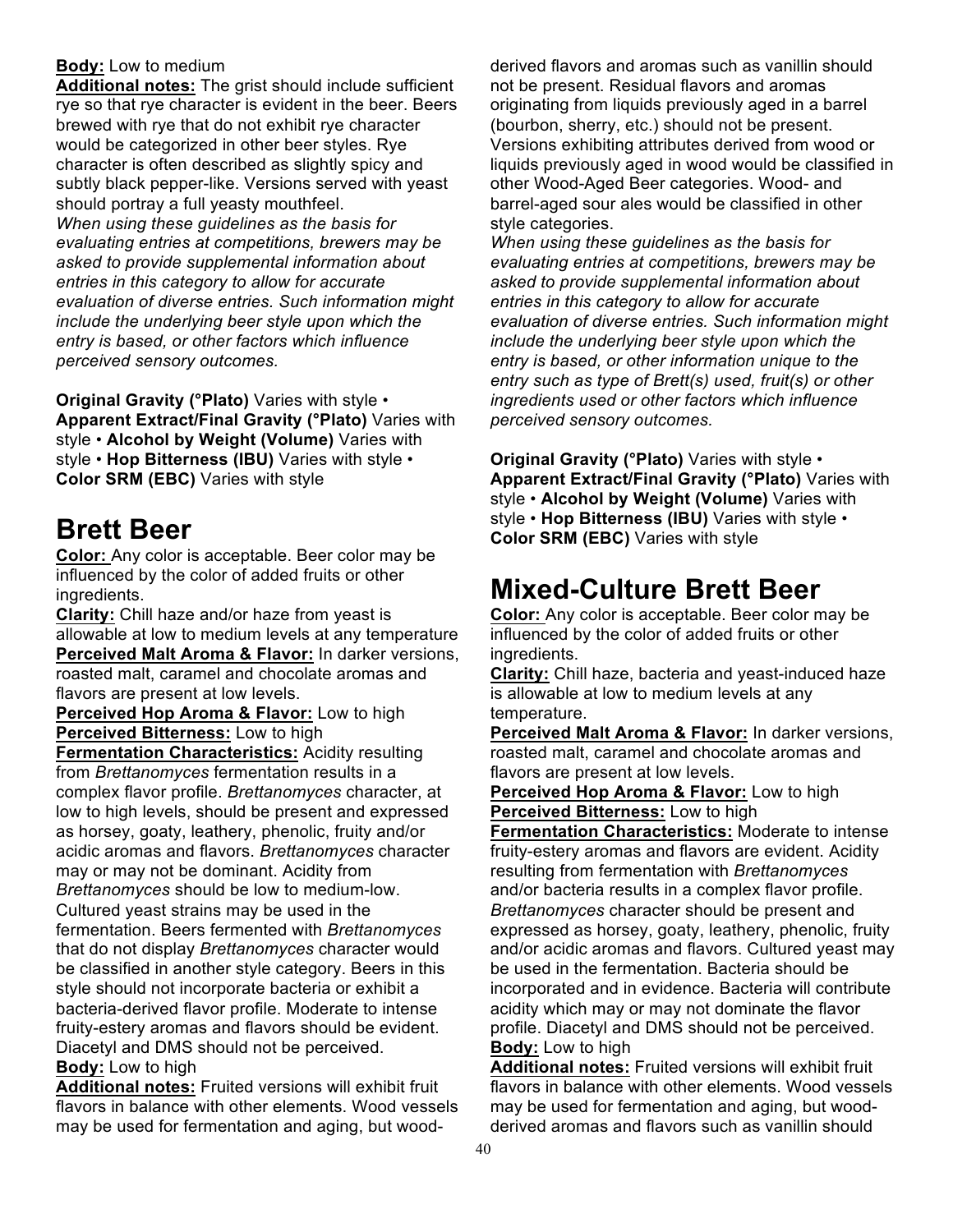**Body:** Low to medium

**Additional notes:** The grist should include sufficient rye so that rye character is evident in the beer. Beers brewed with rye that do not exhibit rye character would be categorized in other beer styles. Rye character is often described as slightly spicy and subtly black pepper-like. Versions served with yeast should portray a full yeasty mouthfeel.

*When using these guidelines as the basis for evaluating entries at competitions, brewers may be asked to provide supplemental information about entries in this category to allow for accurate evaluation of diverse entries. Such information might include the underlying beer style upon which the entry is based, or other factors which influence perceived sensory outcomes.*

**Original Gravity (°Plato)** Varies with style • **Apparent Extract/Final Gravity (°Plato)** Varies with style • **Alcohol by Weight (Volume)** Varies with style • **Hop Bitterness (IBU)** Varies with style • **Color SRM (EBC)** Varies with style

# Brett Beer

**Color:** Any color is acceptable. Beer color may be influenced by the color of added fruits or other ingredients.

**Clarity:** Chill haze and/or haze from yeast is allowable at low to medium levels at any temperature

**Perceived Malt Aroma & Flavor:** In darker versions, roasted malt, caramel and chocolate aromas and flavors are present at low levels.

**Perceived Hop Aroma & Flavor:** Low to high

**Perceived Bitterness:** Low to high

**Fermentation Characteristics:** Acidity resulting from *Brettanomyces* fermentation results in a complex flavor profile. *Brettanomyces* character, at low to high levels, should be present and expressed as horsey, goaty, leathery, phenolic, fruity and/or acidic aromas and flavors. *Brettanomyces* character may or may not be dominant. Acidity from *Brettanomyces* should be low to medium-low. Cultured yeast strains may be used in the fermentation. Beers fermented with *Brettanomyces* that do not display *Brettanomyces* character would be classified in another style category. Beers in this style should not incorporate bacteria or exhibit a bacteria-derived flavor profile. Moderate to intense fruity-estery aromas and flavors should be evident. Diacetyl and DMS should not be perceived.

**Body:** Low to high

**Additional notes:** Fruited versions will exhibit fruit flavors in balance with other elements. Wood vessels may be used for fermentation and aging, but wood-derived flavors and aromas such as vanillin should not be present. Residual flavors and aromas originating from liquids previously aged in a barrel (bourbon, sherry, etc.) should not be present. Versions exhibiting attributes derived from wood or liquids previously aged in wood would be classified in other Wood-Aged Beer categories. Wood- and barrel-aged sour ales would be classified in other style categories.

*When using these guidelines as the basis for evaluating entries at competitions, brewers may be asked to provide supplemental information about entries in this category to allow for accurate evaluation of diverse entries. Such information might include the underlying beer style upon which the entry is based, or other information unique to the entry such as type of Brett(s) used, fruit(s) or other ingredients used or other factors which influence perceived sensory outcomes.*

**Original Gravity (°Plato)** Varies with style • **Apparent Extract/Final Gravity (°Plato)** Varies with style • **Alcohol by Weight (Volume)** Varies with style • **Hop Bitterness (IBU)** Varies with style • **Color SRM (EBC)** Varies with style

# Mixed-Culture Brett Beer

**Color:** Any color is acceptable. Beer color may be influenced by the color of added fruits or other ingredients.

**Clarity:** Chill haze, bacteria and yeast-induced haze is allowable at low to medium levels at any temperature.

**Perceived Malt Aroma & Flavor:** In darker versions, roasted malt, caramel and chocolate aromas and flavors are present at low levels.

**Perceived Hop Aroma & Flavor:** Low to high

**Perceived Bitterness:** Low to high

**Fermentation Characteristics:** Moderate to intense fruity-estery aromas and flavors are evident. Acidity resulting from fermentation with *Brettanomyces* and/or bacteria results in a complex flavor profile. *Brettanomyces* character should be present and expressed as horsey, goaty, leathery, phenolic, fruity and/or acidic aromas and flavors. Cultured yeast may be used in the fermentation. Bacteria should be incorporated and in evidence. Bacteria will contribute acidity which may or may not dominate the flavor profile. Diacetyl and DMS should not be perceived.

**Body:** Low to high

**Additional notes:** Fruited versions will exhibit fruit flavors in balance with other elements. Wood vessels may be used for fermentation and aging, but wood-derived aromas and flavors such as vanillin should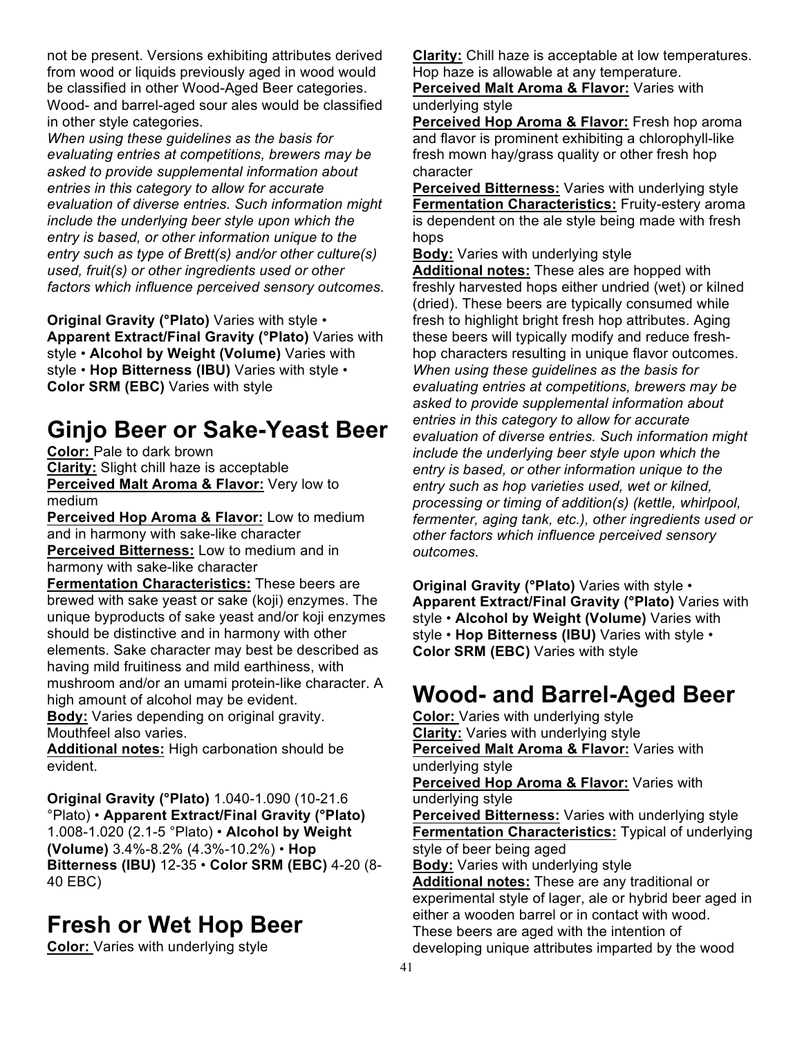not be present. Versions exhibiting attributes derived from wood or liquids previously aged in wood would be classified in other Wood-Aged Beer categories. Wood- and barrel-aged sour ales would be classified in other style categories.

*When using these guidelines as the basis for evaluating entries at competitions, brewers may be asked to provide supplemental information about entries in this category to allow for accurate evaluation of diverse entries. Such information might include the underlying beer style upon which the entry is based, or other information unique to the entry such as type of Brett(s) and/or other culture(s) used, fruit(s) or other ingredients used or other factors which influence perceived sensory outcomes.*

**Original Gravity (°Plato)** Varies with style • **Apparent Extract/Final Gravity (°Plato)** Varies with style • **Alcohol by Weight (Volume)** Varies with style • **Hop Bitterness (IBU)** Varies with style • **Color SRM (EBC)** Varies with style

# Ginjo Beer or Sake-Yeast Beer

**Color:** Pale to dark brown
**Clarity:** Slight chill haze is acceptable
**Perceived Malt Aroma & Flavor:** Very low to medium
**Perceived Hop Aroma & Flavor:** Low to medium and in harmony with sake-like character
**Perceived Bitterness:** Low to medium and in harmony with sake-like character
**Fermentation Characteristics:** These beers are brewed with sake yeast or sake (koji) enzymes. The unique byproducts of sake yeast and/or koji enzymes should be distinctive and in harmony with other elements. Sake character may best be described as having mild fruitiness and mild earthiness, with mushroom and/or an umami protein-like character. A high amount of alcohol may be evident.
**Body:** Varies depending on original gravity. Mouthfeel also varies.
**Additional notes:** High carbonation should be evident.

**Original Gravity (°Plato)** 1.040-1.090 (10-21.6 °Plato) • **Apparent Extract/Final Gravity (°Plato)** 1.008-1.020 (2.1-5 °Plato) • **Alcohol by Weight (Volume)** 3.4%-8.2% (4.3%-10.2%) • **Hop Bitterness (IBU)** 12-35 • **Color SRM (EBC)** 4-20 (8-40 EBC)

# Fresh or Wet Hop Beer

**Color:** Varies with underlying style
**Clarity:** Chill haze is acceptable at low temperatures. Hop haze is allowable at any temperature.
**Perceived Malt Aroma & Flavor:** Varies with underlying style
**Perceived Hop Aroma & Flavor:** Fresh hop aroma and flavor is prominent exhibiting a chlorophyll-like fresh mown hay/grass quality or other fresh hop character
**Perceived Bitterness:** Varies with underlying style
**Fermentation Characteristics:** Fruity-estery aroma is dependent on the ale style being made with fresh hops
**Body:** Varies with underlying style
**Additional notes:** These ales are hopped with freshly harvested hops either undried (wet) or kilned (dried). These beers are typically consumed while fresh to highlight bright fresh hop attributes. Aging these beers will typically modify and reduce fresh-hop characters resulting in unique flavor outcomes. *When using these guidelines as the basis for evaluating entries at competitions, brewers may be asked to provide supplemental information about entries in this category to allow for accurate evaluation of diverse entries. Such information might include the underlying beer style upon which the entry is based, or other information unique to the entry such as hop varieties used, wet or kilned, processing or timing of addition(s) (kettle, whirlpool, fermenter, aging tank, etc.), other ingredients used or other factors which influence perceived sensory outcomes.*

**Original Gravity (°Plato)** Varies with style • **Apparent Extract/Final Gravity (°Plato)** Varies with style • **Alcohol by Weight (Volume)** Varies with style • **Hop Bitterness (IBU)** Varies with style • **Color SRM (EBC)** Varies with style

# Wood- and Barrel-Aged Beer

**Color:** Varies with underlying style
**Clarity:** Varies with underlying style
**Perceived Malt Aroma & Flavor:** Varies with underlying style
**Perceived Hop Aroma & Flavor:** Varies with underlying style
**Perceived Bitterness:** Varies with underlying style
**Fermentation Characteristics:** Typical of underlying style of beer being aged
**Body:** Varies with underlying style
**Additional notes:** These are any traditional or experimental style of lager, ale or hybrid beer aged in either a wooden barrel or in contact with wood. These beers are aged with the intention of developing unique attributes imparted by the wood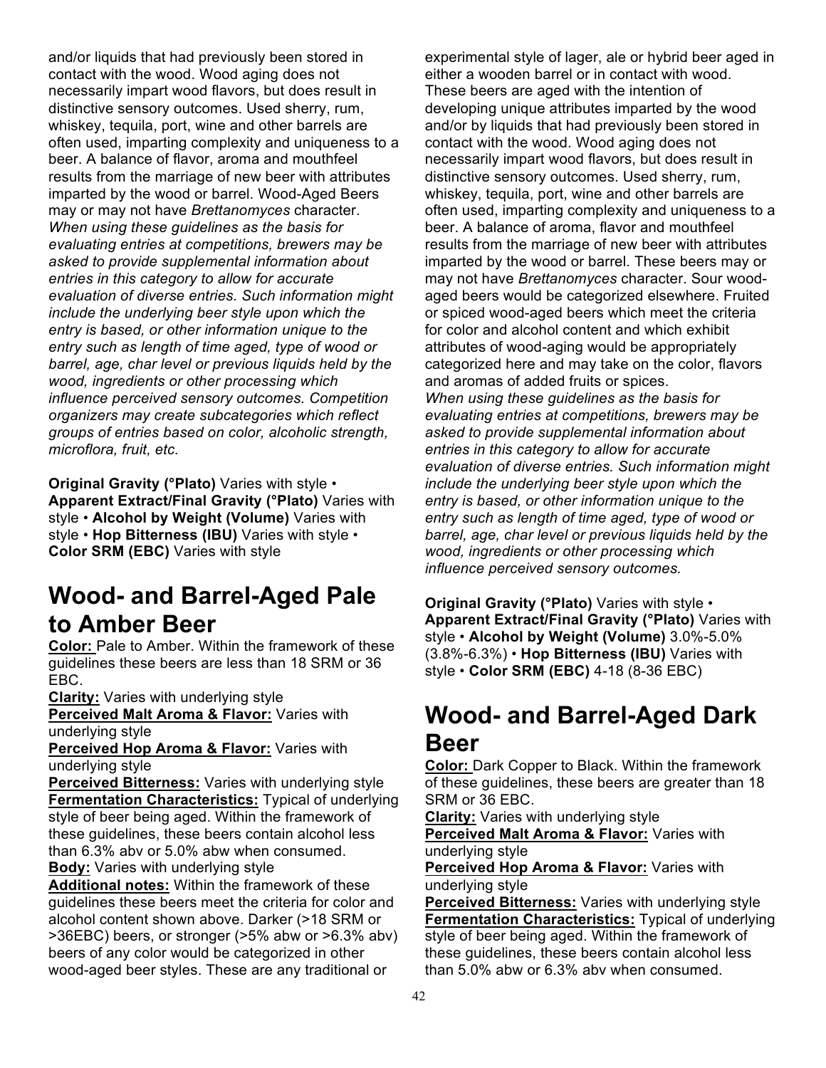and/or liquids that had previously been stored in contact with the wood. Wood aging does not necessarily impart wood flavors, but does result in distinctive sensory outcomes. Used sherry, rum, whiskey, tequila, port, wine and other barrels are often used, imparting complexity and uniqueness to a beer. A balance of flavor, aroma and mouthfeel results from the marriage of new beer with attributes imparted by the wood or barrel. Wood-Aged Beers may or may not have *Brettanomyces* character. *When using these guidelines as the basis for evaluating entries at competitions, brewers may be asked to provide supplemental information about entries in this category to allow for accurate evaluation of diverse entries. Such information might include the underlying beer style upon which the entry is based, or other information unique to the entry such as length of time aged, type of wood or barrel, age, char level or previous liquids held by the wood, ingredients or other processing which influence perceived sensory outcomes. Competition organizers may create subcategories which reflect groups of entries based on color, alcoholic strength, microflora, fruit, etc.*

**Original Gravity (°Plato)** Varies with style • **Apparent Extract/Final Gravity (°Plato)** Varies with style • **Alcohol by Weight (Volume)** Varies with style • **Hop Bitterness (IBU)** Varies with style • **Color SRM (EBC)** Varies with style

# Wood- and Barrel-Aged Pale to Amber Beer

**Color:** Pale to Amber. Within the framework of these guidelines these beers are less than 18 SRM or 36 EBC.

**Clarity:** Varies with underlying style

**Perceived Malt Aroma & Flavor:** Varies with underlying style

**Perceived Hop Aroma & Flavor:** Varies with underlying style

**Perceived Bitterness:** Varies with underlying style

**Fermentation Characteristics:** Typical of underlying style of beer being aged. Within the framework of these guidelines, these beers contain alcohol less than 6.3% abv or 5.0% abw when consumed.

**Body:** Varies with underlying style

**Additional notes:** Within the framework of these guidelines these beers meet the criteria for color and alcohol content shown above. Darker (>18 SRM or >36EBC) beers, or stronger (>5% abw or >6.3% abv) beers of any color would be categorized in other wood-aged beer styles. These are any traditional or experimental style of lager, ale or hybrid beer aged in either a wooden barrel or in contact with wood. These beers are aged with the intention of developing unique attributes imparted by the wood and/or by liquids that had previously been stored in contact with the wood. Wood aging does not necessarily impart wood flavors, but does result in distinctive sensory outcomes. Used sherry, rum, whiskey, tequila, port, wine and other barrels are often used, imparting complexity and uniqueness to a beer. A balance of aroma, flavor and mouthfeel results from the marriage of new beer with attributes imparted by the wood or barrel. These beers may or may not have *Brettanomyces* character. Sour wood-aged beers would be categorized elsewhere. Fruited or spiced wood-aged beers which meet the criteria for color and alcohol content and which exhibit attributes of wood-aging would be appropriately categorized here and may take on the color, flavors and aromas of added fruits or spices.
*When using these guidelines as the basis for evaluating entries at competitions, brewers may be asked to provide supplemental information about entries in this category to allow for accurate evaluation of diverse entries. Such information might include the underlying beer style upon which the entry is based, or other information unique to the entry such as length of time aged, type of wood or barrel, age, char level or previous liquids held by the wood, ingredients or other processing which influence perceived sensory outcomes.*

**Original Gravity (°Plato)** Varies with style • **Apparent Extract/Final Gravity (°Plato)** Varies with style • **Alcohol by Weight (Volume)** 3.0%-5.0% (3.8%-6.3%) • **Hop Bitterness (IBU)** Varies with style • **Color SRM (EBC)** 4-18 (8-36 EBC)

# Wood- and Barrel-Aged Dark Beer

**Color:** Dark Copper to Black. Within the framework of these guidelines, these beers are greater than 18 SRM or 36 EBC.

**Clarity:** Varies with underlying style

**Perceived Malt Aroma & Flavor:** Varies with underlying style

**Perceived Hop Aroma & Flavor:** Varies with underlying style

**Perceived Bitterness:** Varies with underlying style

**Fermentation Characteristics:** Typical of underlying style of beer being aged. Within the framework of these guidelines, these beers contain alcohol less than 5.0% abw or 6.3% abv when consumed.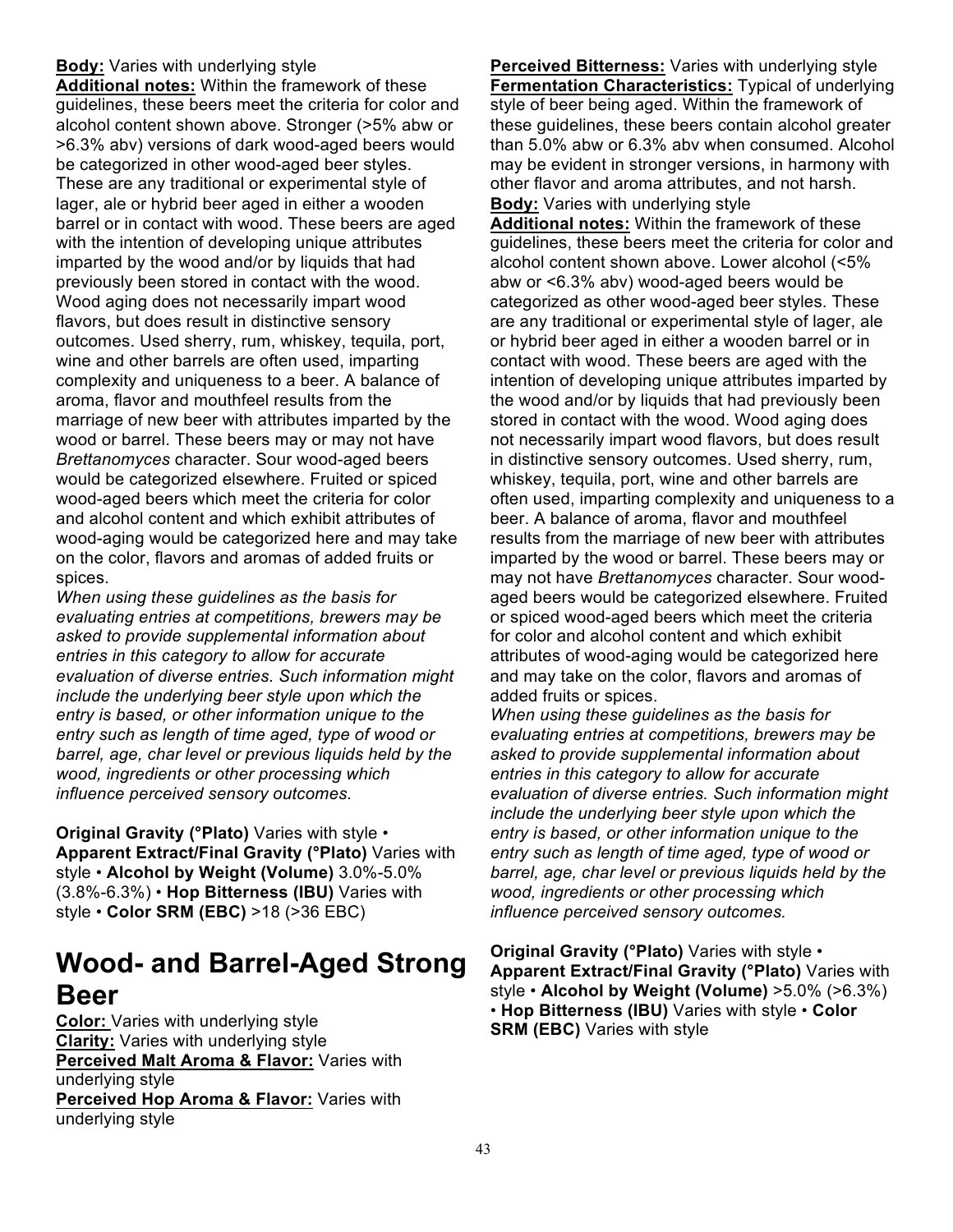**Body:** Varies with underlying style

**Additional notes:** Within the framework of these guidelines, these beers meet the criteria for color and alcohol content shown above. Stronger (>5% abw or >6.3% abv) versions of dark wood-aged beers would be categorized in other wood-aged beer styles. These are any traditional or experimental style of lager, ale or hybrid beer aged in either a wooden barrel or in contact with wood. These beers are aged with the intention of developing unique attributes imparted by the wood and/or by liquids that had previously been stored in contact with the wood. Wood aging does not necessarily impart wood flavors, but does result in distinctive sensory outcomes. Used sherry, rum, whiskey, tequila, port, wine and other barrels are often used, imparting complexity and uniqueness to a beer. A balance of aroma, flavor and mouthfeel results from the marriage of new beer with attributes imparted by the wood or barrel. These beers may or may not have *Brettanomyces* character. Sour wood-aged beers would be categorized elsewhere. Fruited or spiced wood-aged beers which meet the criteria for color and alcohol content and which exhibit attributes of wood-aging would be categorized here and may take on the color, flavors and aromas of added fruits or spices.

*When using these guidelines as the basis for evaluating entries at competitions, brewers may be asked to provide supplemental information about entries in this category to allow for accurate evaluation of diverse entries. Such information might include the underlying beer style upon which the entry is based, or other information unique to the entry such as length of time aged, type of wood or barrel, age, char level or previous liquids held by the wood, ingredients or other processing which influence perceived sensory outcomes.*

**Original Gravity (°Plato)** Varies with style • **Apparent Extract/Final Gravity (°Plato)** Varies with style • **Alcohol by Weight (Volume)** 3.0%-5.0% (3.8%-6.3%) • **Hop Bitterness (IBU)** Varies with style • **Color SRM (EBC)** >18 (>36 EBC)

# Wood- and Barrel-Aged Strong Beer

**Color:** Varies with underlying style

**Clarity:** Varies with underlying style

**Perceived Malt Aroma & Flavor:** Varies with underlying style

**Perceived Hop Aroma & Flavor:** Varies with underlying style

**Perceived Bitterness:** Varies with underlying style

**Fermentation Characteristics:** Typical of underlying style of beer being aged. Within the framework of these guidelines, these beers contain alcohol greater than 5.0% abw or 6.3% abv when consumed. Alcohol may be evident in stronger versions, in harmony with other flavor and aroma attributes, and not harsh.

**Body:** Varies with underlying style

**Additional notes:** Within the framework of these guidelines, these beers meet the criteria for color and alcohol content shown above. Lower alcohol (<5% abw or <6.3% abv) wood-aged beers would be categorized as other wood-aged beer styles. These are any traditional or experimental style of lager, ale or hybrid beer aged in either a wooden barrel or in contact with wood. These beers are aged with the intention of developing unique attributes imparted by the wood and/or by liquids that had previously been stored in contact with the wood. Wood aging does not necessarily impart wood flavors, but does result in distinctive sensory outcomes. Used sherry, rum, whiskey, tequila, port, wine and other barrels are often used, imparting complexity and uniqueness to a beer. A balance of aroma, flavor and mouthfeel results from the marriage of new beer with attributes imparted by the wood or barrel. These beers may or may not have *Brettanomyces* character. Sour wood-aged beers would be categorized elsewhere. Fruited or spiced wood-aged beers which meet the criteria for color and alcohol content and which exhibit attributes of wood-aging would be categorized here and may take on the color, flavors and aromas of added fruits or spices.

*When using these guidelines as the basis for evaluating entries at competitions, brewers may be asked to provide supplemental information about entries in this category to allow for accurate evaluation of diverse entries. Such information might include the underlying beer style upon which the entry is based, or other information unique to the entry such as length of time aged, type of wood or barrel, age, char level or previous liquids held by the wood, ingredients or other processing which influence perceived sensory outcomes.*

**Original Gravity (°Plato)** Varies with style • **Apparent Extract/Final Gravity (°Plato)** Varies with style • **Alcohol by Weight (Volume)** >5.0% (>6.3%) • **Hop Bitterness (IBU)** Varies with style • **Color SRM (EBC)** Varies with style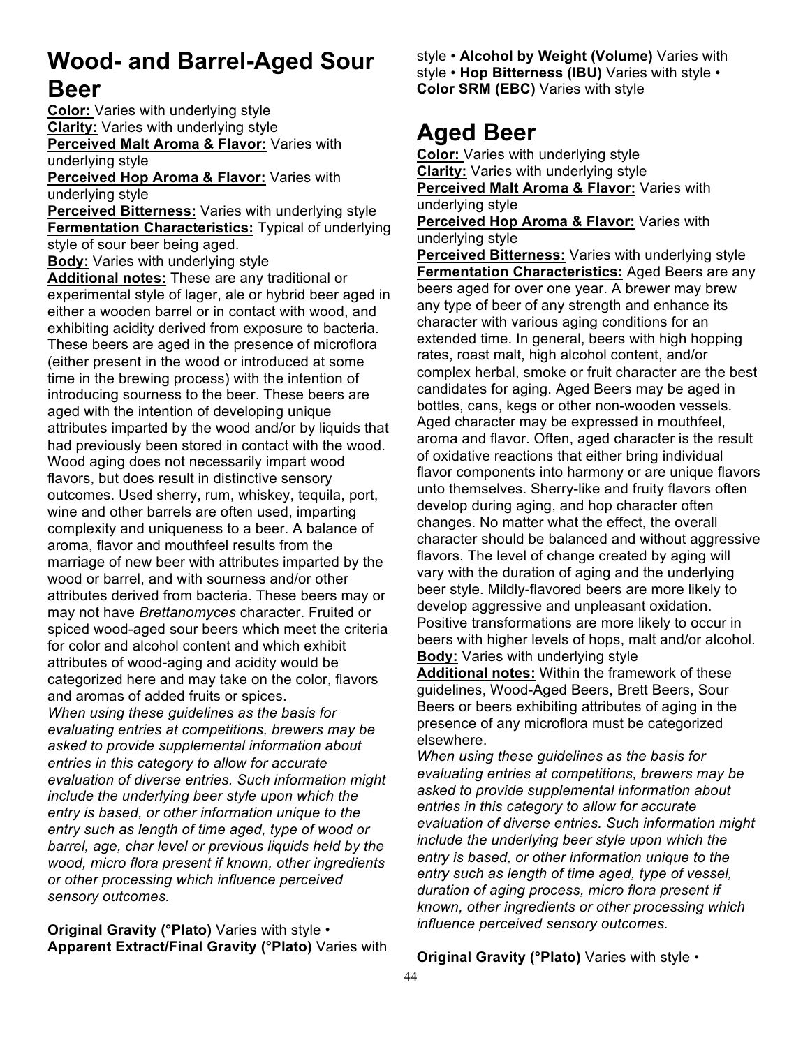# Wood- and Barrel-Aged Sour Beer

**Color:** Varies with underlying style
**Clarity:** Varies with underlying style
**Perceived Malt Aroma & Flavor:** Varies with underlying style
**Perceived Hop Aroma & Flavor:** Varies with underlying style
**Perceived Bitterness:** Varies with underlying style
**Fermentation Characteristics:** Typical of underlying style of sour beer being aged.
**Body:** Varies with underlying style
**Additional notes:** These are any traditional or experimental style of lager, ale or hybrid beer aged in either a wooden barrel or in contact with wood, and exhibiting acidity derived from exposure to bacteria. These beers are aged in the presence of microflora (either present in the wood or introduced at some time in the brewing process) with the intention of introducing sourness to the beer. These beers are aged with the intention of developing unique attributes imparted by the wood and/or by liquids that had previously been stored in contact with the wood. Wood aging does not necessarily impart wood flavors, but does result in distinctive sensory outcomes. Used sherry, rum, whiskey, tequila, port, wine and other barrels are often used, imparting complexity and uniqueness to a beer. A balance of aroma, flavor and mouthfeel results from the marriage of new beer with attributes imparted by the wood or barrel, and with sourness and/or other attributes derived from bacteria. These beers may or may not have *Brettanomyces* character. Fruited or spiced wood-aged sour beers which meet the criteria for color and alcohol content and which exhibit attributes of wood-aging and acidity would be categorized here and may take on the color, flavors and aromas of added fruits or spices.
*When using these guidelines as the basis for evaluating entries at competitions, brewers may be asked to provide supplemental information about entries in this category to allow for accurate evaluation of diverse entries. Such information might include the underlying beer style upon which the entry is based, or other information unique to the entry such as length of time aged, type of wood or barrel, age, char level or previous liquids held by the wood, micro flora present if known, other ingredients or other processing which influence perceived sensory outcomes.*

**Original Gravity (°Plato)** Varies with style • **Apparent Extract/Final Gravity (°Plato)** Varies with style • **Alcohol by Weight (Volume)** Varies with style • **Hop Bitterness (IBU)** Varies with style • **Color SRM (EBC)** Varies with style

# Aged Beer

**Color:** Varies with underlying style
**Clarity:** Varies with underlying style
**Perceived Malt Aroma & Flavor:** Varies with underlying style
**Perceived Hop Aroma & Flavor:** Varies with underlying style
**Perceived Bitterness:** Varies with underlying style
**Fermentation Characteristics:** Aged Beers are any beers aged for over one year. A brewer may brew any type of beer of any strength and enhance its character with various aging conditions for an extended time. In general, beers with high hopping rates, roast malt, high alcohol content, and/or complex herbal, smoke or fruit character are the best candidates for aging. Aged Beers may be aged in bottles, cans, kegs or other non-wooden vessels. Aged character may be expressed in mouthfeel, aroma and flavor. Often, aged character is the result of oxidative reactions that either bring individual flavor components into harmony or are unique flavors unto themselves. Sherry-like and fruity flavors often develop during aging, and hop character often changes. No matter what the effect, the overall character should be balanced and without aggressive flavors. The level of change created by aging will vary with the duration of aging and the underlying beer style. Mildly-flavored beers are more likely to develop aggressive and unpleasant oxidation. Positive transformations are more likely to occur in beers with higher levels of hops, malt and/or alcohol.
**Body:** Varies with underlying style
**Additional notes:** Within the framework of these guidelines, Wood-Aged Beers, Brett Beers, Sour Beers or beers exhibiting attributes of aging in the presence of any microflora must be categorized elsewhere.
*When using these guidelines as the basis for evaluating entries at competitions, brewers may be asked to provide supplemental information about entries in this category to allow for accurate evaluation of diverse entries. Such information might include the underlying beer style upon which the entry is based, or other information unique to the entry such as length of time aged, type of vessel, duration of aging process, micro flora present if known, other ingredients or other processing which influence perceived sensory outcomes.*

**Original Gravity (°Plato)** Varies with style •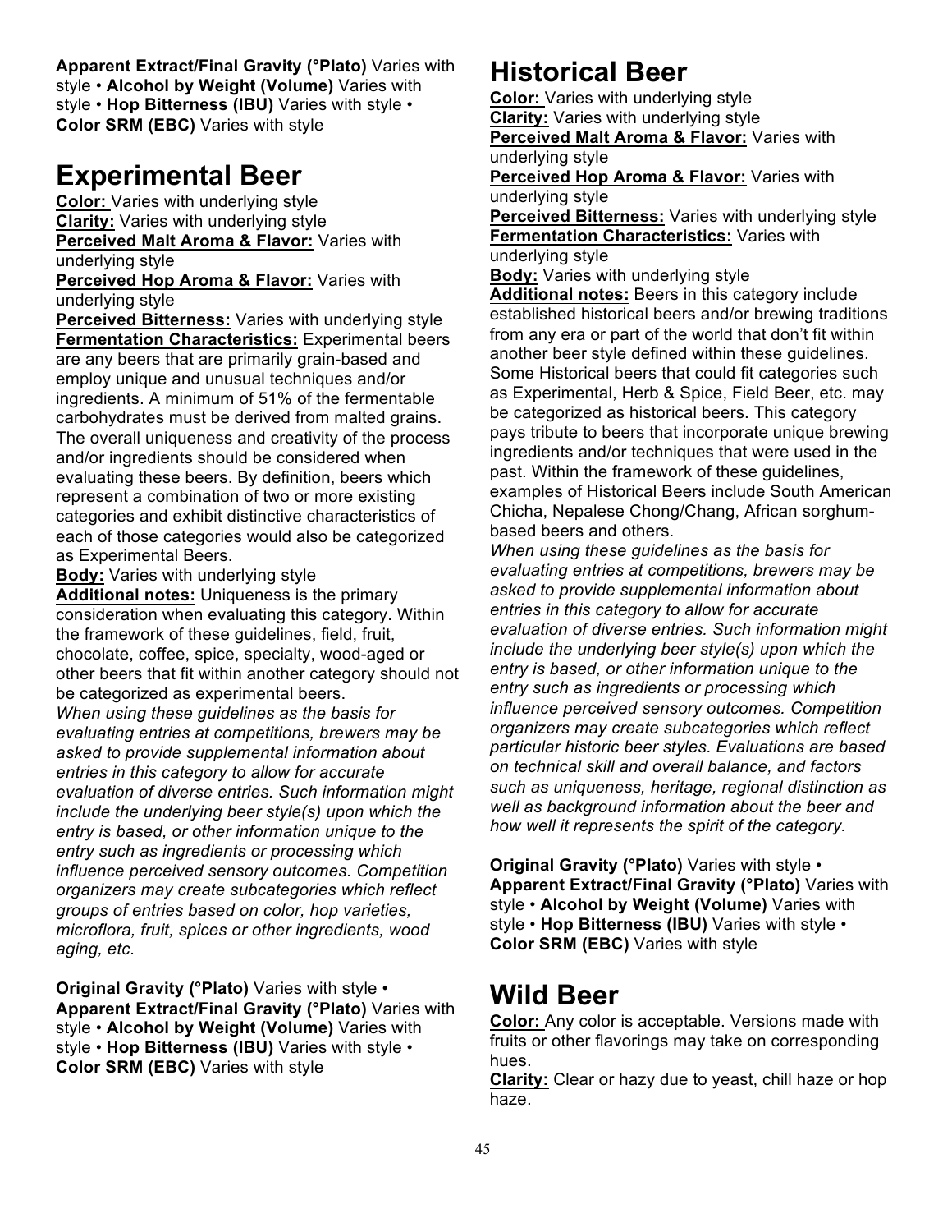**Apparent Extract/Final Gravity (°Plato)** Varies with style • **Alcohol by Weight (Volume)** Varies with style • **Hop Bitterness (IBU)** Varies with style • **Color SRM (EBC)** Varies with style

# Experimental Beer

**Color:** Varies with underlying style
**Clarity:** Varies with underlying style
**Perceived Malt Aroma & Flavor:** Varies with underlying style
**Perceived Hop Aroma & Flavor:** Varies with underlying style
**Perceived Bitterness:** Varies with underlying style
**Fermentation Characteristics:** Experimental beers are any beers that are primarily grain-based and employ unique and unusual techniques and/or ingredients. A minimum of 51% of the fermentable carbohydrates must be derived from malted grains. The overall uniqueness and creativity of the process and/or ingredients should be considered when evaluating these beers. By definition, beers which represent a combination of two or more existing categories and exhibit distinctive characteristics of each of those categories would also be categorized as Experimental Beers.
**Body:** Varies with underlying style
**Additional notes:** Uniqueness is the primary consideration when evaluating this category. Within the framework of these guidelines, field, fruit, chocolate, coffee, spice, specialty, wood-aged or other beers that fit within another category should not be categorized as experimental beers.
*When using these guidelines as the basis for evaluating entries at competitions, brewers may be asked to provide supplemental information about entries in this category to allow for accurate evaluation of diverse entries. Such information might include the underlying beer style(s) upon which the entry is based, or other information unique to the entry such as ingredients or processing which influence perceived sensory outcomes. Competition organizers may create subcategories which reflect groups of entries based on color, hop varieties, microflora, fruit, spices or other ingredients, wood aging, etc.*

**Original Gravity (°Plato)** Varies with style • **Apparent Extract/Final Gravity (°Plato)** Varies with style • **Alcohol by Weight (Volume)** Varies with style • **Hop Bitterness (IBU)** Varies with style • **Color SRM (EBC)** Varies with style

# Historical Beer

**Color:** Varies with underlying style
**Clarity:** Varies with underlying style
**Perceived Malt Aroma & Flavor:** Varies with underlying style
**Perceived Hop Aroma & Flavor:** Varies with underlying style
**Perceived Bitterness:** Varies with underlying style
**Fermentation Characteristics:** Varies with underlying style
**Body:** Varies with underlying style
**Additional notes:** Beers in this category include established historical beers and/or brewing traditions from any era or part of the world that don't fit within another beer style defined within these guidelines. Some Historical beers that could fit categories such as Experimental, Herb & Spice, Field Beer, etc. may be categorized as historical beers. This category pays tribute to beers that incorporate unique brewing ingredients and/or techniques that were used in the past. Within the framework of these guidelines, examples of Historical Beers include South American Chicha, Nepalese Chong/Chang, African sorghum-based beers and others.
*When using these guidelines as the basis for evaluating entries at competitions, brewers may be asked to provide supplemental information about entries in this category to allow for accurate evaluation of diverse entries. Such information might include the underlying beer style(s) upon which the entry is based, or other information unique to the entry such as ingredients or processing which influence perceived sensory outcomes. Competition organizers may create subcategories which reflect particular historic beer styles. Evaluations are based on technical skill and overall balance, and factors such as uniqueness, heritage, regional distinction as well as background information about the beer and how well it represents the spirit of the category.*

**Original Gravity (°Plato)** Varies with style • **Apparent Extract/Final Gravity (°Plato)** Varies with style • **Alcohol by Weight (Volume)** Varies with style • **Hop Bitterness (IBU)** Varies with style • **Color SRM (EBC)** Varies with style

# Wild Beer

**Color:** Any color is acceptable. Versions made with fruits or other flavorings may take on corresponding hues.
**Clarity:** Clear or hazy due to yeast, chill haze or hop haze.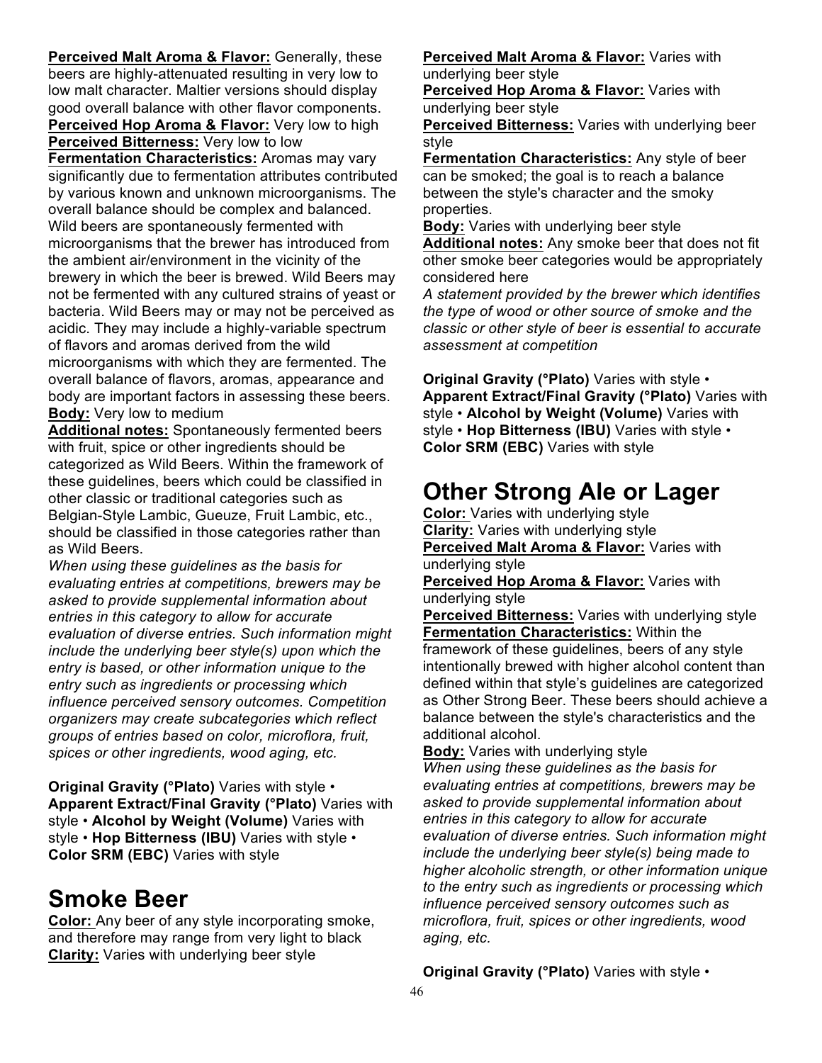**Perceived Malt Aroma & Flavor:** Generally, these beers are highly-attenuated resulting in very low to low malt character. Maltier versions should display good overall balance with other flavor components.
**Perceived Hop Aroma & Flavor:** Very low to high
**Perceived Bitterness:** Very low to low
**Fermentation Characteristics:** Aromas may vary significantly due to fermentation attributes contributed by various known and unknown microorganisms. The overall balance should be complex and balanced. Wild beers are spontaneously fermented with microorganisms that the brewer has introduced from the ambient air/environment in the vicinity of the brewery in which the beer is brewed. Wild Beers may not be fermented with any cultured strains of yeast or bacteria. Wild Beers may or may not be perceived as acidic. They may include a highly-variable spectrum of flavors and aromas derived from the wild microorganisms with which they are fermented. The overall balance of flavors, aromas, appearance and body are important factors in assessing these beers.
**Body:** Very low to medium
**Additional notes:** Spontaneously fermented beers with fruit, spice or other ingredients should be categorized as Wild Beers. Within the framework of these guidelines, beers which could be classified in other classic or traditional categories such as Belgian-Style Lambic, Gueuze, Fruit Lambic, etc., should be classified in those categories rather than as Wild Beers.
*When using these guidelines as the basis for evaluating entries at competitions, brewers may be asked to provide supplemental information about entries in this category to allow for accurate evaluation of diverse entries. Such information might include the underlying beer style(s) upon which the entry is based, or other information unique to the entry such as ingredients or processing which influence perceived sensory outcomes. Competition organizers may create subcategories which reflect groups of entries based on color, microflora, fruit, spices or other ingredients, wood aging, etc.*

**Original Gravity (°Plato)** Varies with style • **Apparent Extract/Final Gravity (°Plato)** Varies with style • **Alcohol by Weight (Volume)** Varies with style • **Hop Bitterness (IBU)** Varies with style • **Color SRM (EBC)** Varies with style

# Smoke Beer

**Color:** Any beer of any style incorporating smoke, and therefore may range from very light to black
**Clarity:** Varies with underlying beer style
**Perceived Malt Aroma & Flavor:** Varies with underlying beer style
**Perceived Hop Aroma & Flavor:** Varies with underlying beer style
**Perceived Bitterness:** Varies with underlying beer style
**Fermentation Characteristics:** Any style of beer can be smoked; the goal is to reach a balance between the style's character and the smoky properties.
**Body:** Varies with underlying beer style
**Additional notes:** Any smoke beer that does not fit other smoke beer categories would be appropriately considered here
*A statement provided by the brewer which identifies the type of wood or other source of smoke and the classic or other style of beer is essential to accurate assessment at competition*

**Original Gravity (°Plato)** Varies with style • **Apparent Extract/Final Gravity (°Plato)** Varies with style • **Alcohol by Weight (Volume)** Varies with style • **Hop Bitterness (IBU)** Varies with style • **Color SRM (EBC)** Varies with style

# Other Strong Ale or Lager

**Color:** Varies with underlying style
**Clarity:** Varies with underlying style
**Perceived Malt Aroma & Flavor:** Varies with underlying style
**Perceived Hop Aroma & Flavor:** Varies with underlying style
**Perceived Bitterness:** Varies with underlying style
**Fermentation Characteristics:** Within the framework of these guidelines, beers of any style intentionally brewed with higher alcohol content than defined within that style's guidelines are categorized as Other Strong Beer. These beers should achieve a balance between the style's characteristics and the additional alcohol.
**Body:** Varies with underlying style
*When using these guidelines as the basis for evaluating entries at competitions, brewers may be asked to provide supplemental information about entries in this category to allow for accurate evaluation of diverse entries. Such information might include the underlying beer style(s) being made to higher alcoholic strength, or other information unique to the entry such as ingredients or processing which influence perceived sensory outcomes such as microflora, fruit, spices or other ingredients, wood aging, etc.*

**Original Gravity (°Plato)** Varies with style •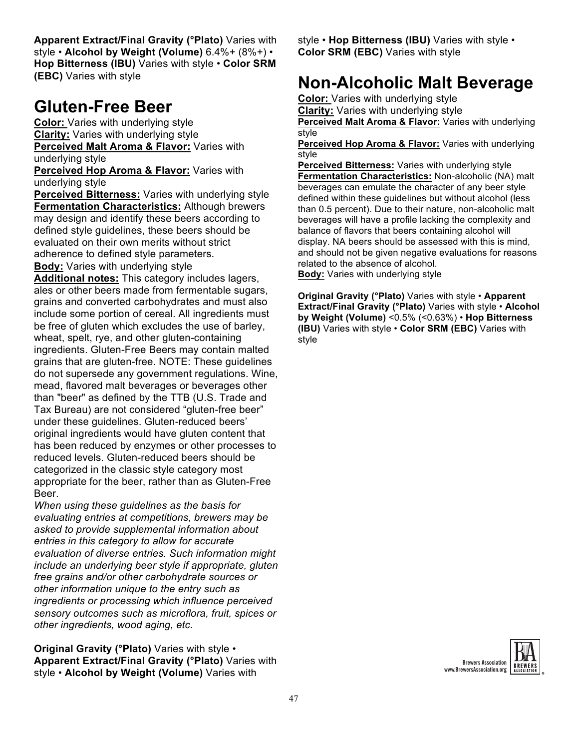**Apparent Extract/Final Gravity (°Plato)** Varies with style • **Alcohol by Weight (Volume)** 6.4%+ (8%+) • **Hop Bitterness (IBU)** Varies with style • **Color SRM (EBC)** Varies with style

# Gluten-Free Beer

**Color:** Varies with underlying style
**Clarity:** Varies with underlying style
**Perceived Malt Aroma & Flavor:** Varies with underlying style
**Perceived Hop Aroma & Flavor:** Varies with underlying style
**Perceived Bitterness:** Varies with underlying style
**Fermentation Characteristics:** Although brewers may design and identify these beers according to defined style guidelines, these beers should be evaluated on their own merits without strict adherence to defined style parameters.
**Body:** Varies with underlying style
**Additional notes:** This category includes lagers, ales or other beers made from fermentable sugars, grains and converted carbohydrates and must also include some portion of cereal. All ingredients must be free of gluten which excludes the use of barley, wheat, spelt, rye, and other gluten-containing ingredients. Gluten-Free Beers may contain malted grains that are gluten-free. NOTE: These guidelines do not supersede any government regulations. Wine, mead, flavored malt beverages or beverages other than "beer" as defined by the TTB (U.S. Trade and Tax Bureau) are not considered "gluten-free beer" under these guidelines. Gluten-reduced beers' original ingredients would have gluten content that has been reduced by enzymes or other processes to reduced levels. Gluten-reduced beers should be categorized in the classic style category most appropriate for the beer, rather than as Gluten-Free Beer.
*When using these guidelines as the basis for evaluating entries at competitions, brewers may be asked to provide supplemental information about entries in this category to allow for accurate evaluation of diverse entries. Such information might include an underlying beer style if appropriate, gluten free grains and/or other carbohydrate sources or other information unique to the entry such as ingredients or processing which influence perceived sensory outcomes such as microflora, fruit, spices or other ingredients, wood aging, etc.*

**Original Gravity (°Plato)** Varies with style • **Apparent Extract/Final Gravity (°Plato)** Varies with style • **Alcohol by Weight (Volume)** Varies with style • **Hop Bitterness (IBU)** Varies with style • **Color SRM (EBC)** Varies with style

# Non-Alcoholic Malt Beverage

**Color:** Varies with underlying style
**Clarity:** Varies with underlying style
**Perceived Malt Aroma & Flavor:** Varies with underlying style
**Perceived Hop Aroma & Flavor:** Varies with underlying style
**Perceived Bitterness:** Varies with underlying style
**Fermentation Characteristics:** Non-alcoholic (NA) malt beverages can emulate the character of any beer style defined within these guidelines but without alcohol (less than 0.5 percent). Due to their nature, non-alcoholic malt beverages will have a profile lacking the complexity and balance of flavors that beers containing alcohol will display. NA beers should be assessed with this is mind, and should not be given negative evaluations for reasons related to the absence of alcohol.
**Body:** Varies with underlying style

**Original Gravity (°Plato)** Varies with style • **Apparent Extract/Final Gravity (°Plato)** Varies with style • **Alcohol by Weight (Volume)** <0.5% (<0.63%) • **Hop Bitterness (IBU)** Varies with style • **Color SRM (EBC)** Varies with style